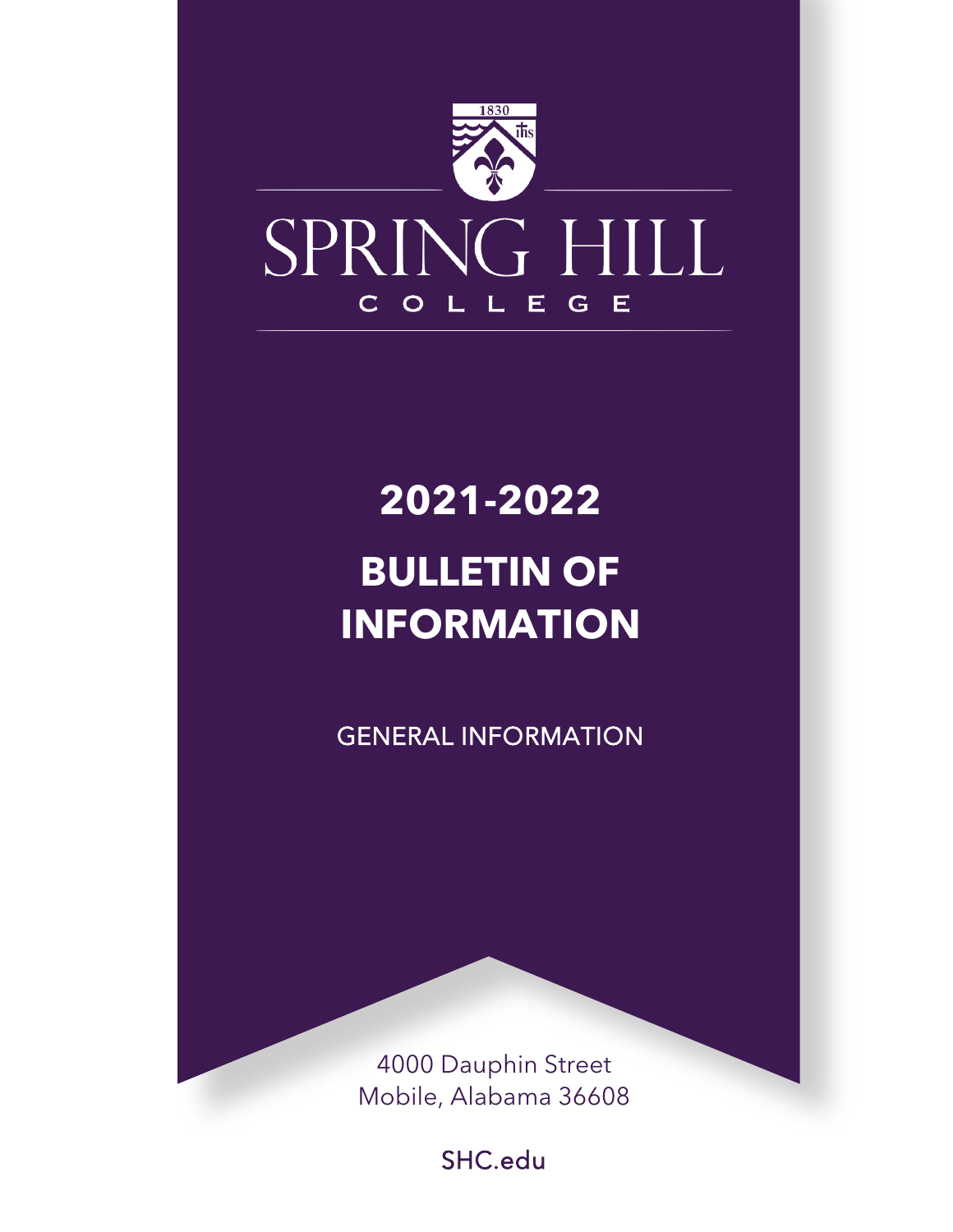1830

# SPRING HILL COLLEGE

# 2021-2022

# BULLETIN OF INFORMATION

GENERAL INFORMATION

4000 Dauphin Street
Mobile, Alabama 36608

SHC.edu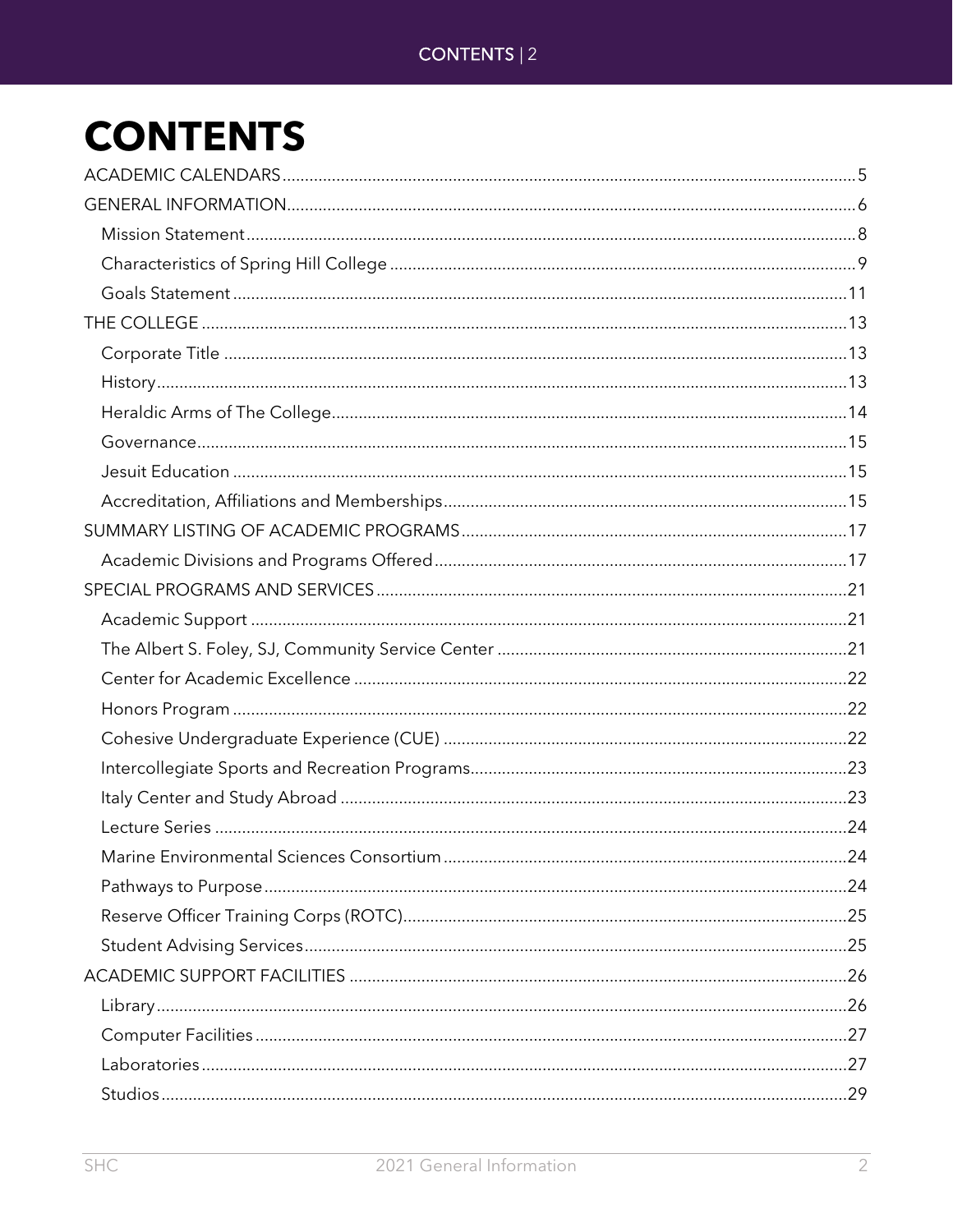# CONTENTS

- ACADEMIC CALENDARS ... 5
- GENERAL INFORMATION ... 6
  - Mission Statement ... 8
  - Characteristics of Spring Hill College ... 9
  - Goals Statement ... 11
- THE COLLEGE ... 13
  - Corporate Title ... 13
  - History ... 13
  - Heraldic Arms of The College ... 14
  - Governance ... 15
  - Jesuit Education ... 15
  - Accreditation, Affiliations and Memberships ... 15
- SUMMARY LISTING OF ACADEMIC PROGRAMS ... 17
  - Academic Divisions and Programs Offered ... 17
- SPECIAL PROGRAMS AND SERVICES ... 21
  - Academic Support ... 21
  - The Albert S. Foley, SJ, Community Service Center ... 21
  - Center for Academic Excellence ... 22
  - Honors Program ... 22
  - Cohesive Undergraduate Experience (CUE) ... 22
  - Intercollegiate Sports and Recreation Programs ... 23
  - Italy Center and Study Abroad ... 23
  - Lecture Series ... 24
  - Marine Environmental Sciences Consortium ... 24
  - Pathways to Purpose ... 24
  - Reserve Officer Training Corps (ROTC) ... 25
  - Student Advising Services ... 25
- ACADEMIC SUPPORT FACILITIES ... 26
  - Library ... 26
  - Computer Facilities ... 27
  - Laboratories ... 27
  - Studios ... 29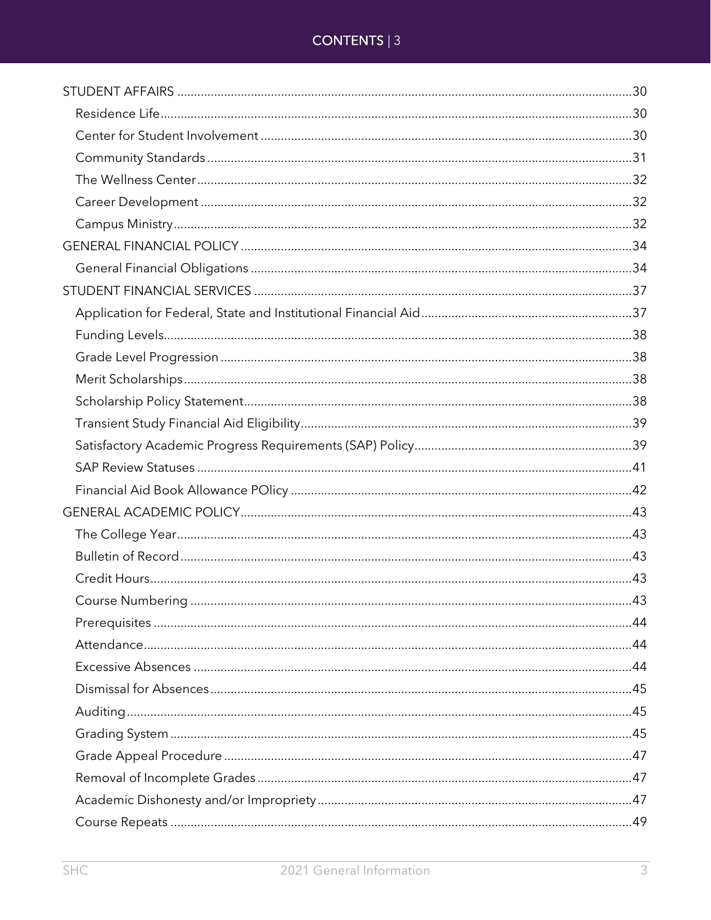- STUDENT AFFAIRS ..... 30
  - Residence Life ..... 30
  - Center for Student Involvement ..... 30
  - Community Standards ..... 31
  - The Wellness Center ..... 32
  - Career Development ..... 32
  - Campus Ministry ..... 32
- GENERAL FINANCIAL POLICY ..... 34
  - General Financial Obligations ..... 34
- STUDENT FINANCIAL SERVICES ..... 37
  - Application for Federal, State and Institutional Financial Aid ..... 37
  - Funding Levels ..... 38
  - Grade Level Progression ..... 38
  - Merit Scholarships ..... 38
  - Scholarship Policy Statement ..... 38
  - Transient Study Financial Aid Eligibility ..... 39
  - Satisfactory Academic Progress Requirements (SAP) Policy ..... 39
  - SAP Review Statuses ..... 41
  - Financial Aid Book Allowance POlicy ..... 42
- GENERAL ACADEMIC POLICY ..... 43
  - The College Year ..... 43
  - Bulletin of Record ..... 43
  - Credit Hours ..... 43
  - Course Numbering ..... 43
  - Prerequisites ..... 44
  - Attendance ..... 44
  - Excessive Absences ..... 44
  - Dismissal for Absences ..... 45
  - Auditing ..... 45
  - Grading System ..... 45
  - Grade Appeal Procedure ..... 47
  - Removal of Incomplete Grades ..... 47
  - Academic Dishonesty and/or Impropriety ..... 47
  - Course Repeats ..... 49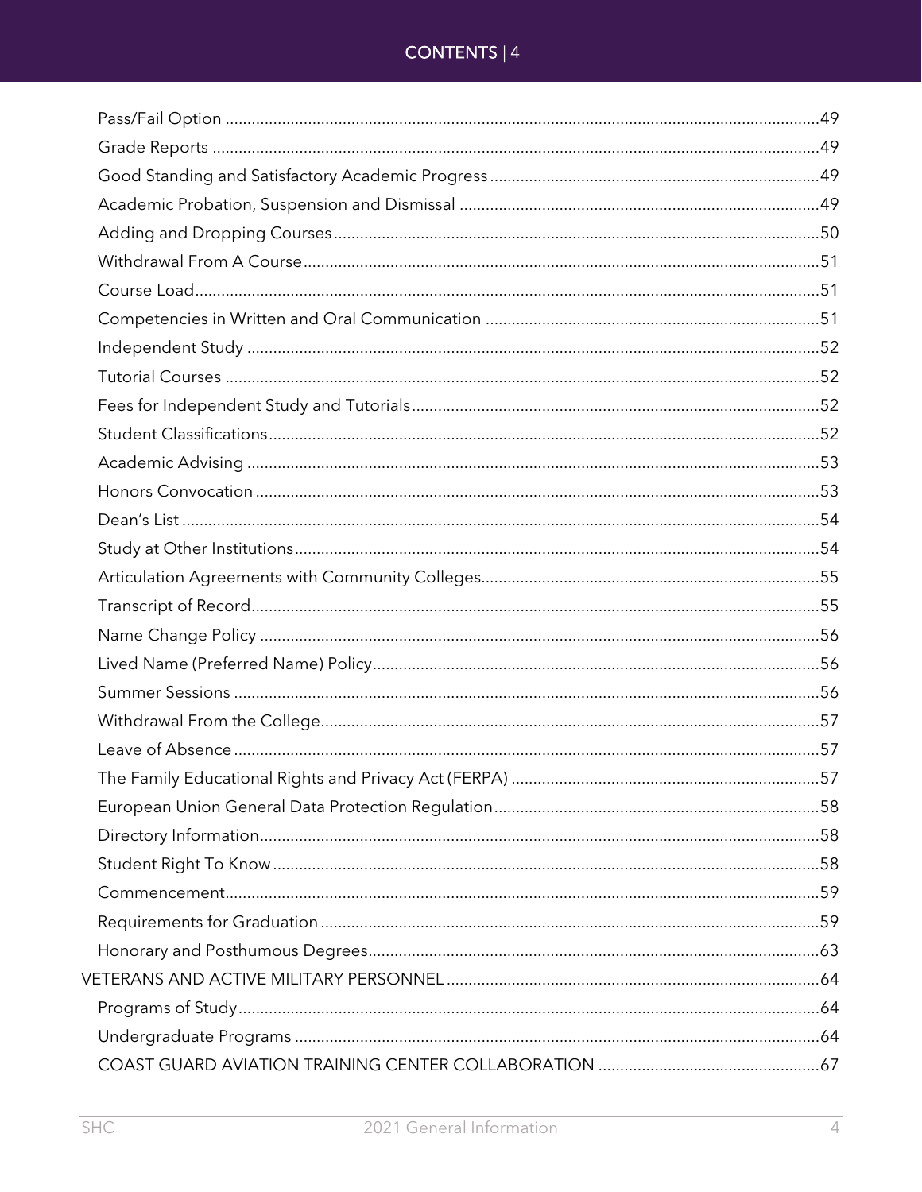Pass/Fail Option ........................................................................................................................................49
Grade Reports ...........................................................................................................................................49
Good Standing and Satisfactory Academic Progress ............................................................................49
Academic Probation, Suspension and Dismissal ..................................................................................49
Adding and Dropping Courses ...............................................................................................................50
Withdrawal From A Course .....................................................................................................................51
Course Load ..............................................................................................................................................51
Competencies in Written and Oral Communication ............................................................................51
Independent Study ...................................................................................................................................52
Tutorial Courses ........................................................................................................................................52
Fees for Independent Study and Tutorials .............................................................................................52
Student Classifications .............................................................................................................................52
Academic Advising ...................................................................................................................................53
Honors Convocation .................................................................................................................................53
Dean's List ..................................................................................................................................................54
Study at Other Institutions ........................................................................................................................54
Articulation Agreements with Community Colleges .............................................................................55
Transcript of Record ..................................................................................................................................55
Name Change Policy .................................................................................................................................56
Lived Name (Preferred Name) Policy ......................................................................................................56
Summer Sessions ......................................................................................................................................56
Withdrawal From the College ..................................................................................................................57
Leave of Absence ......................................................................................................................................57
The Family Educational Rights and Privacy Act (FERPA) ......................................................................57
European Union General Data Protection Regulation ..........................................................................58
Directory Information ................................................................................................................................58
Student Right To Know .............................................................................................................................58
Commencement ........................................................................................................................................59
Requirements for Graduation ..................................................................................................................59
Honorary and Posthumous Degrees .......................................................................................................63
VETERANS AND ACTIVE MILITARY PERSONNEL .....................................................................................64
Programs of Study .....................................................................................................................................64
Undergraduate Programs .........................................................................................................................64
COAST GUARD AVIATION TRAINING CENTER COLLABORATION ...................................................67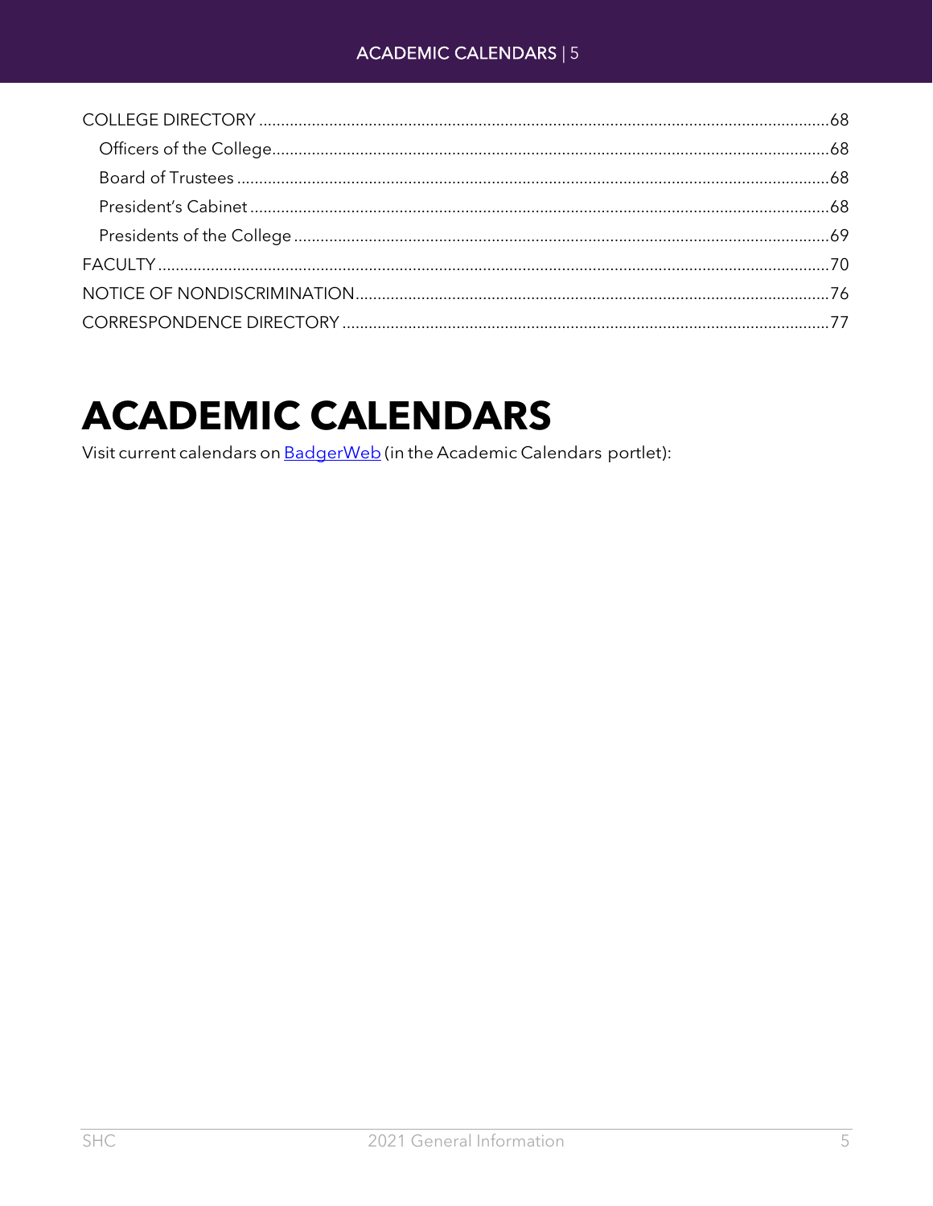COLLEGE DIRECTORY ........................................................................................................................ 68
- Officers of the College ................................................................................................................ 68
- Board of Trustees ....................................................................................................................... 68
- President's Cabinet .................................................................................................................... 68
- Presidents of the College ........................................................................................................... 69

FACULTY ........................................................................................................................................... 70

NOTICE OF NONDISCRIMINATION ................................................................................................. 76

CORRESPONDENCE DIRECTORY ................................................................................................... 77

# ACADEMIC CALENDARS

Visit current calendars on [BadgerWeb](BadgerWeb) (in the Academic Calendars portlet):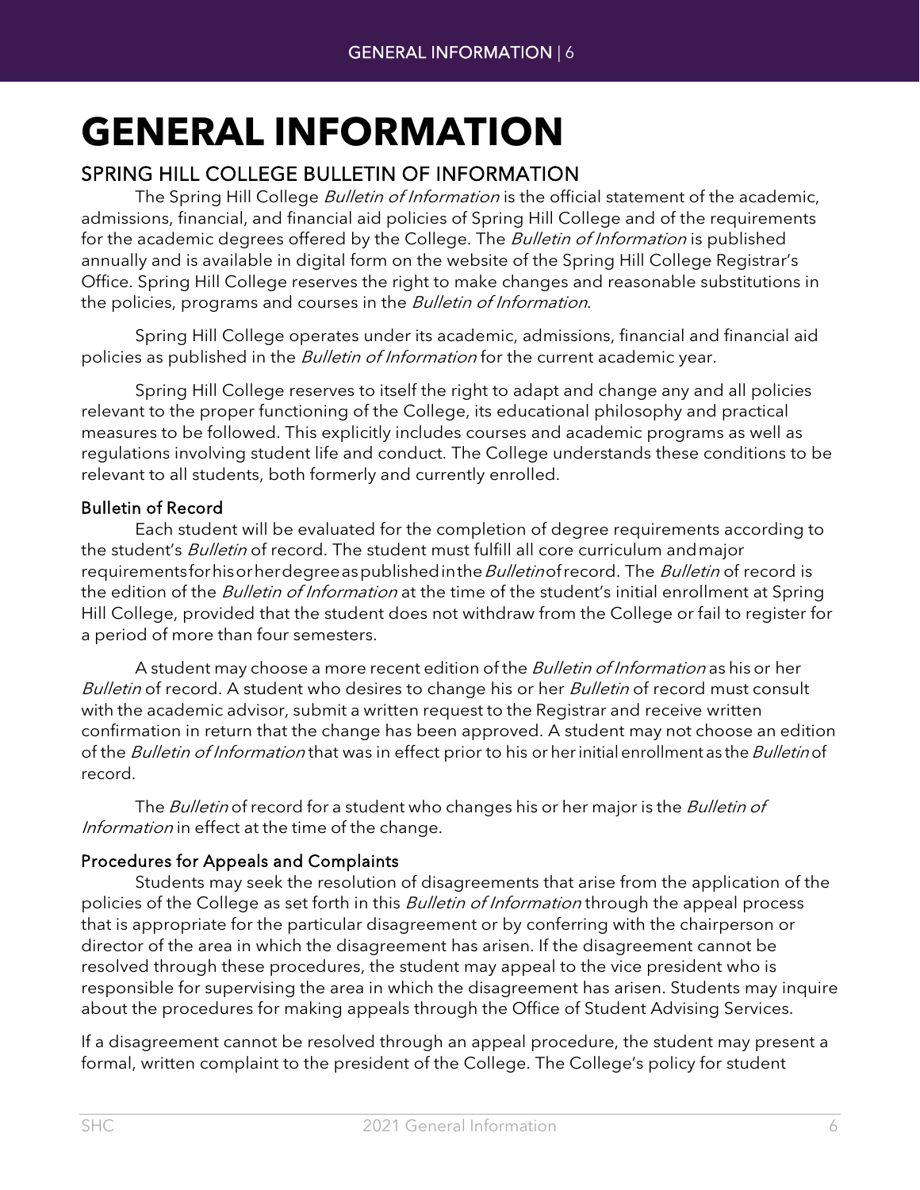# GENERAL INFORMATION

## SPRING HILL COLLEGE BULLETIN OF INFORMATION

The Spring Hill College *Bulletin of Information* is the official statement of the academic, admissions, financial, and financial aid policies of Spring Hill College and of the requirements for the academic degrees offered by the College. The *Bulletin of Information* is published annually and is available in digital form on the website of the Spring Hill College Registrar's Office. Spring Hill College reserves the right to make changes and reasonable substitutions in the policies, programs and courses in the *Bulletin of Information*.

Spring Hill College operates under its academic, admissions, financial and financial aid policies as published in the *Bulletin of Information* for the current academic year.

Spring Hill College reserves to itself the right to adapt and change any and all policies relevant to the proper functioning of the College, its educational philosophy and practical measures to be followed. This explicitly includes courses and academic programs as well as regulations involving student life and conduct. The College understands these conditions to be relevant to all students, both formerly and currently enrolled.

### Bulletin of Record

Each student will be evaluated for the completion of degree requirements according to the student's *Bulletin* of record. The student must fulfill all core curriculum and major requirements for his or her degree as published in the *Bulletin* of record. The *Bulletin* of record is the edition of the *Bulletin of Information* at the time of the student's initial enrollment at Spring Hill College, provided that the student does not withdraw from the College or fail to register for a period of more than four semesters.

A student may choose a more recent edition of the *Bulletin of Information* as his or her *Bulletin* of record. A student who desires to change his or her *Bulletin* of record must consult with the academic advisor, submit a written request to the Registrar and receive written confirmation in return that the change has been approved. A student may not choose an edition of the *Bulletin of Information* that was in effect prior to his or her initial enrollment as the *Bulletin* of record.

The *Bulletin* of record for a student who changes his or her major is the *Bulletin of Information* in effect at the time of the change.

### Procedures for Appeals and Complaints

Students may seek the resolution of disagreements that arise from the application of the policies of the College as set forth in this *Bulletin of Information* through the appeal process that is appropriate for the particular disagreement or by conferring with the chairperson or director of the area in which the disagreement has arisen. If the disagreement cannot be resolved through these procedures, the student may appeal to the vice president who is responsible for supervising the area in which the disagreement has arisen. Students may inquire about the procedures for making appeals through the Office of Student Advising Services.

If a disagreement cannot be resolved through an appeal procedure, the student may present a formal, written complaint to the president of the College. The College's policy for student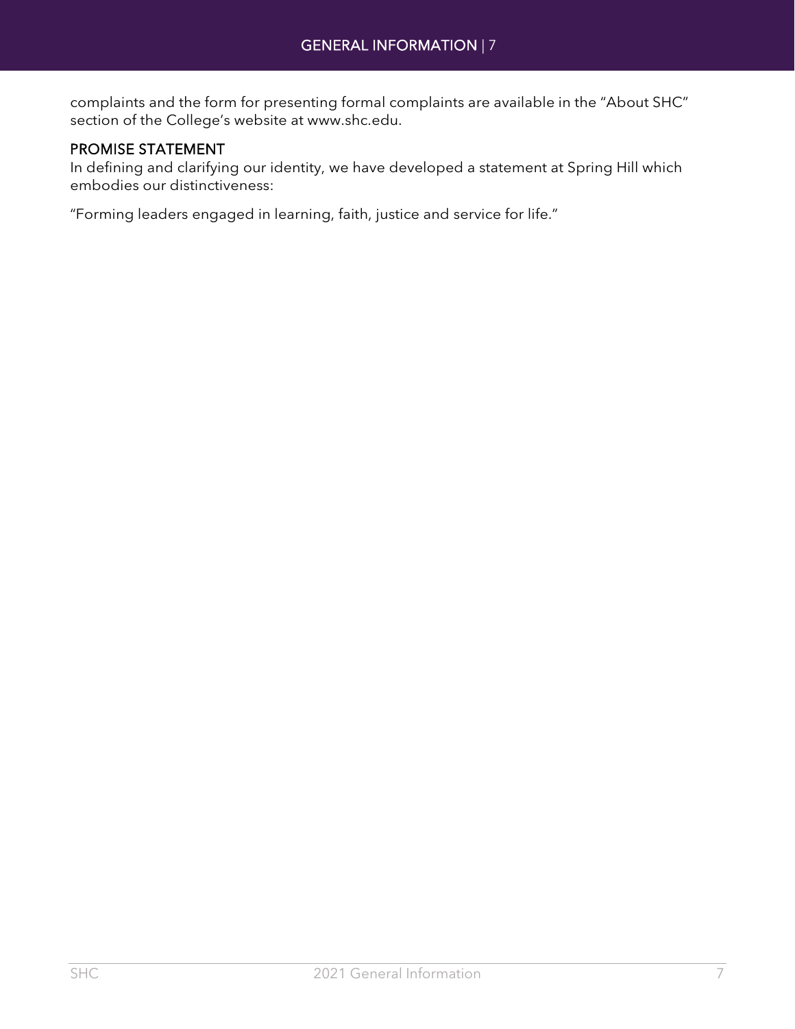complaints and the form for presenting formal complaints are available in the "About SHC" section of the College's website at www.shc.edu.

## PROMISE STATEMENT

In defining and clarifying our identity, we have developed a statement at Spring Hill which embodies our distinctiveness:

"Forming leaders engaged in learning, faith, justice and service for life."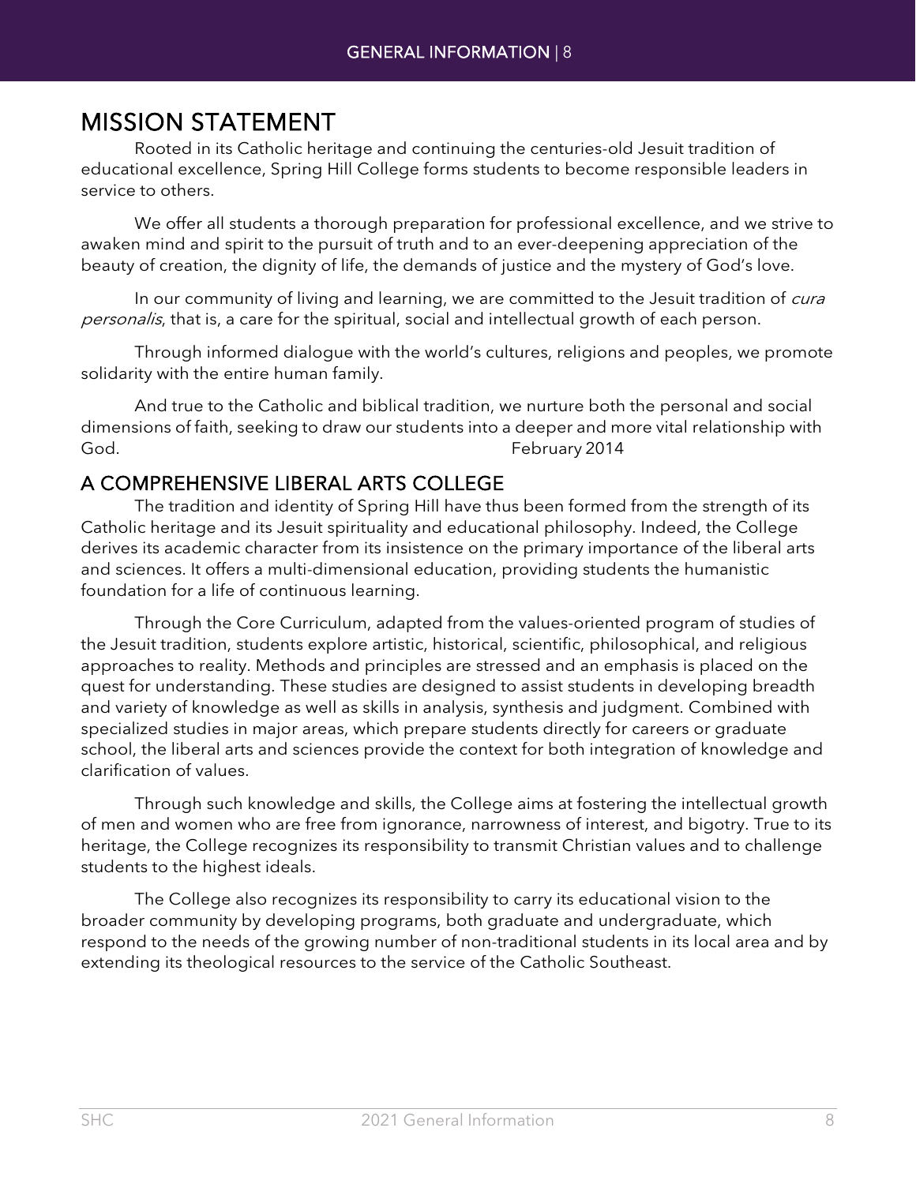## MISSION STATEMENT

Rooted in its Catholic heritage and continuing the centuries-old Jesuit tradition of educational excellence, Spring Hill College forms students to become responsible leaders in service to others.

We offer all students a thorough preparation for professional excellence, and we strive to awaken mind and spirit to the pursuit of truth and to an ever-deepening appreciation of the beauty of creation, the dignity of life, the demands of justice and the mystery of God's love.

In our community of living and learning, we are committed to the Jesuit tradition of *cura personalis*, that is, a care for the spiritual, social and intellectual growth of each person.

Through informed dialogue with the world's cultures, religions and peoples, we promote solidarity with the entire human family.

And true to the Catholic and biblical tradition, we nurture both the personal and social dimensions of faith, seeking to draw our students into a deeper and more vital relationship with God. February 2014

## A COMPREHENSIVE LIBERAL ARTS COLLEGE

The tradition and identity of Spring Hill have thus been formed from the strength of its Catholic heritage and its Jesuit spirituality and educational philosophy. Indeed, the College derives its academic character from its insistence on the primary importance of the liberal arts and sciences. It offers a multi-dimensional education, providing students the humanistic foundation for a life of continuous learning.

Through the Core Curriculum, adapted from the values-oriented program of studies of the Jesuit tradition, students explore artistic, historical, scientific, philosophical, and religious approaches to reality. Methods and principles are stressed and an emphasis is placed on the quest for understanding. These studies are designed to assist students in developing breadth and variety of knowledge as well as skills in analysis, synthesis and judgment. Combined with specialized studies in major areas, which prepare students directly for careers or graduate school, the liberal arts and sciences provide the context for both integration of knowledge and clarification of values.

Through such knowledge and skills, the College aims at fostering the intellectual growth of men and women who are free from ignorance, narrowness of interest, and bigotry. True to its heritage, the College recognizes its responsibility to transmit Christian values and to challenge students to the highest ideals.

The College also recognizes its responsibility to carry its educational vision to the broader community by developing programs, both graduate and undergraduate, which respond to the needs of the growing number of non-traditional students in its local area and by extending its theological resources to the service of the Catholic Southeast.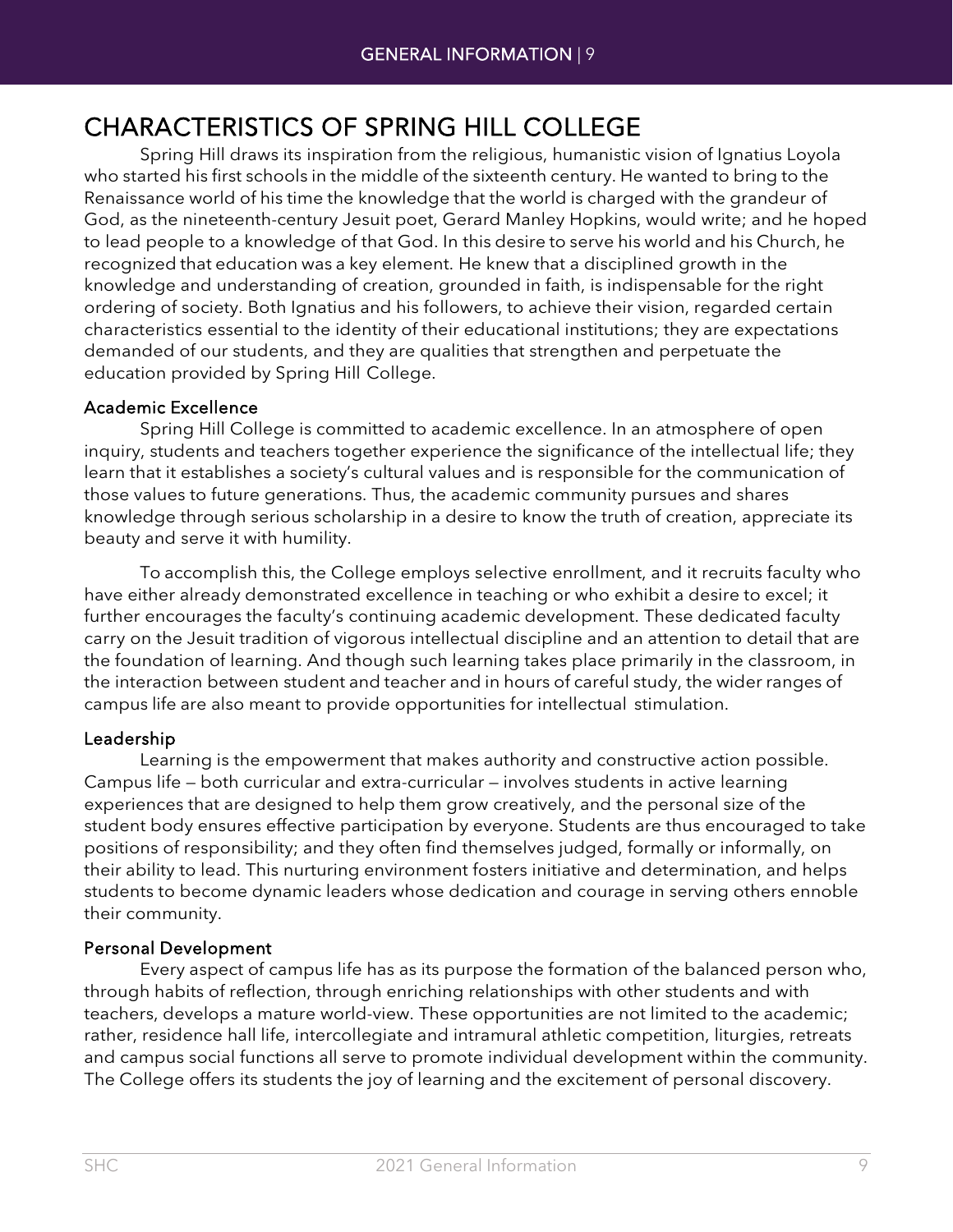# CHARACTERISTICS OF SPRING HILL COLLEGE

Spring Hill draws its inspiration from the religious, humanistic vision of Ignatius Loyola who started his first schools in the middle of the sixteenth century. He wanted to bring to the Renaissance world of his time the knowledge that the world is charged with the grandeur of God, as the nineteenth-century Jesuit poet, Gerard Manley Hopkins, would write; and he hoped to lead people to a knowledge of that God. In this desire to serve his world and his Church, he recognized that education was a key element. He knew that a disciplined growth in the knowledge and understanding of creation, grounded in faith, is indispensable for the right ordering of society. Both Ignatius and his followers, to achieve their vision, regarded certain characteristics essential to the identity of their educational institutions; they are expectations demanded of our students, and they are qualities that strengthen and perpetuate the education provided by Spring Hill College.

### Academic Excellence

Spring Hill College is committed to academic excellence. In an atmosphere of open inquiry, students and teachers together experience the significance of the intellectual life; they learn that it establishes a society's cultural values and is responsible for the communication of those values to future generations. Thus, the academic community pursues and shares knowledge through serious scholarship in a desire to know the truth of creation, appreciate its beauty and serve it with humility.

To accomplish this, the College employs selective enrollment, and it recruits faculty who have either already demonstrated excellence in teaching or who exhibit a desire to excel; it further encourages the faculty's continuing academic development. These dedicated faculty carry on the Jesuit tradition of vigorous intellectual discipline and an attention to detail that are the foundation of learning. And though such learning takes place primarily in the classroom, in the interaction between student and teacher and in hours of careful study, the wider ranges of campus life are also meant to provide opportunities for intellectual stimulation.

### Leadership

Learning is the empowerment that makes authority and constructive action possible. Campus life — both curricular and extra-curricular — involves students in active learning experiences that are designed to help them grow creatively, and the personal size of the student body ensures effective participation by everyone. Students are thus encouraged to take positions of responsibility; and they often find themselves judged, formally or informally, on their ability to lead. This nurturing environment fosters initiative and determination, and helps students to become dynamic leaders whose dedication and courage in serving others ennoble their community.

### Personal Development

Every aspect of campus life has as its purpose the formation of the balanced person who, through habits of reflection, through enriching relationships with other students and with teachers, develops a mature world-view. These opportunities are not limited to the academic; rather, residence hall life, intercollegiate and intramural athletic competition, liturgies, retreats and campus social functions all serve to promote individual development within the community. The College offers its students the joy of learning and the excitement of personal discovery.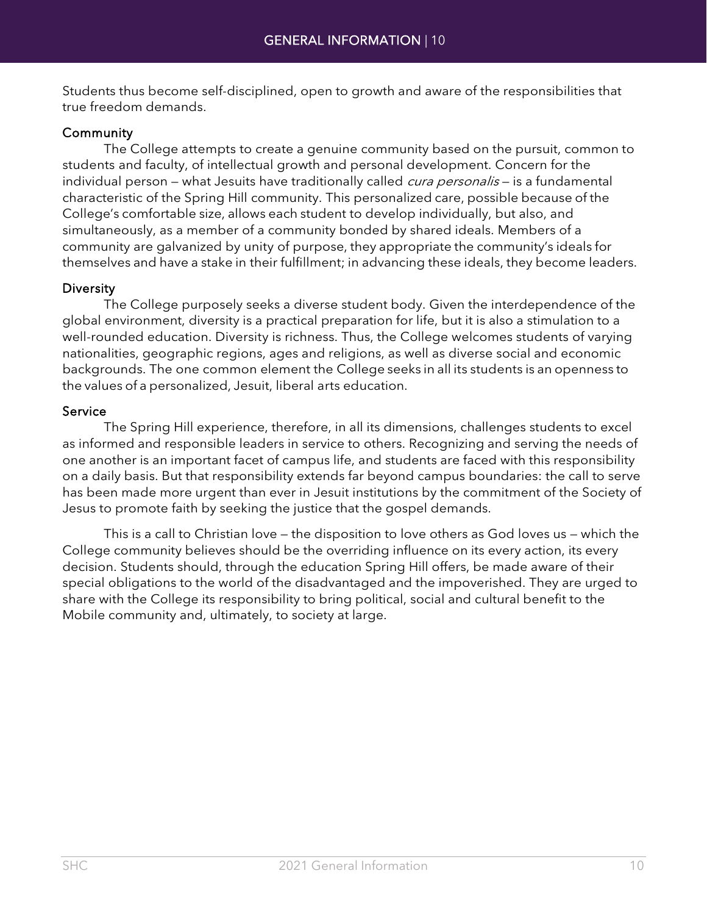Students thus become self-disciplined, open to growth and aware of the responsibilities that true freedom demands.

### Community

The College attempts to create a genuine community based on the pursuit, common to students and faculty, of intellectual growth and personal development. Concern for the individual person — what Jesuits have traditionally called *cura personalis* — is a fundamental characteristic of the Spring Hill community. This personalized care, possible because of the College's comfortable size, allows each student to develop individually, but also, and simultaneously, as a member of a community bonded by shared ideals. Members of a community are galvanized by unity of purpose, they appropriate the community's ideals for themselves and have a stake in their fulfillment; in advancing these ideals, they become leaders.

### Diversity

The College purposely seeks a diverse student body. Given the interdependence of the global environment, diversity is a practical preparation for life, but it is also a stimulation to a well-rounded education. Diversity is richness. Thus, the College welcomes students of varying nationalities, geographic regions, ages and religions, as well as diverse social and economic backgrounds. The one common element the College seeks in all its students is an openness to the values of a personalized, Jesuit, liberal arts education.

### Service

The Spring Hill experience, therefore, in all its dimensions, challenges students to excel as informed and responsible leaders in service to others. Recognizing and serving the needs of one another is an important facet of campus life, and students are faced with this responsibility on a daily basis. But that responsibility extends far beyond campus boundaries: the call to serve has been made more urgent than ever in Jesuit institutions by the commitment of the Society of Jesus to promote faith by seeking the justice that the gospel demands.

This is a call to Christian love — the disposition to love others as God loves us — which the College community believes should be the overriding influence on its every action, its every decision. Students should, through the education Spring Hill offers, be made aware of their special obligations to the world of the disadvantaged and the impoverished. They are urged to share with the College its responsibility to bring political, social and cultural benefit to the Mobile community and, ultimately, to society at large.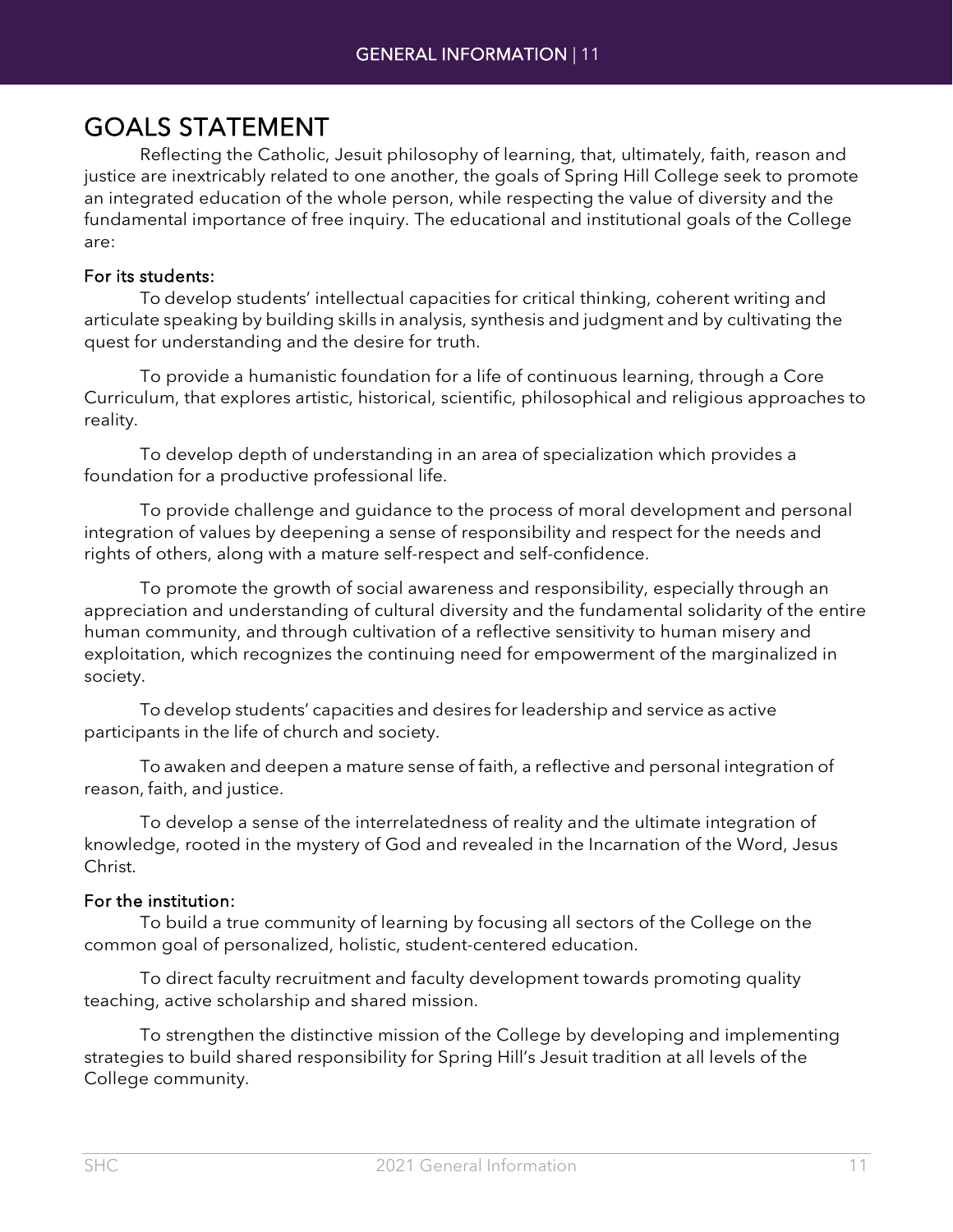# GOALS STATEMENT

Reflecting the Catholic, Jesuit philosophy of learning, that, ultimately, faith, reason and justice are inextricably related to one another, the goals of Spring Hill College seek to promote an integrated education of the whole person, while respecting the value of diversity and the fundamental importance of free inquiry. The educational and institutional goals of the College are:

### For its students:

To develop students' intellectual capacities for critical thinking, coherent writing and articulate speaking by building skills in analysis, synthesis and judgment and by cultivating the quest for understanding and the desire for truth.

To provide a humanistic foundation for a life of continuous learning, through a Core Curriculum, that explores artistic, historical, scientific, philosophical and religious approaches to reality.

To develop depth of understanding in an area of specialization which provides a foundation for a productive professional life.

To provide challenge and guidance to the process of moral development and personal integration of values by deepening a sense of responsibility and respect for the needs and rights of others, along with a mature self-respect and self-confidence.

To promote the growth of social awareness and responsibility, especially through an appreciation and understanding of cultural diversity and the fundamental solidarity of the entire human community, and through cultivation of a reflective sensitivity to human misery and exploitation, which recognizes the continuing need for empowerment of the marginalized in society.

To develop students' capacities and desires for leadership and service as active participants in the life of church and society.

To awaken and deepen a mature sense of faith, a reflective and personal integration of reason, faith, and justice.

To develop a sense of the interrelatedness of reality and the ultimate integration of knowledge, rooted in the mystery of God and revealed in the Incarnation of the Word, Jesus Christ.

### For the institution:

To build a true community of learning by focusing all sectors of the College on the common goal of personalized, holistic, student-centered education.

To direct faculty recruitment and faculty development towards promoting quality teaching, active scholarship and shared mission.

To strengthen the distinctive mission of the College by developing and implementing strategies to build shared responsibility for Spring Hill's Jesuit tradition at all levels of the College community.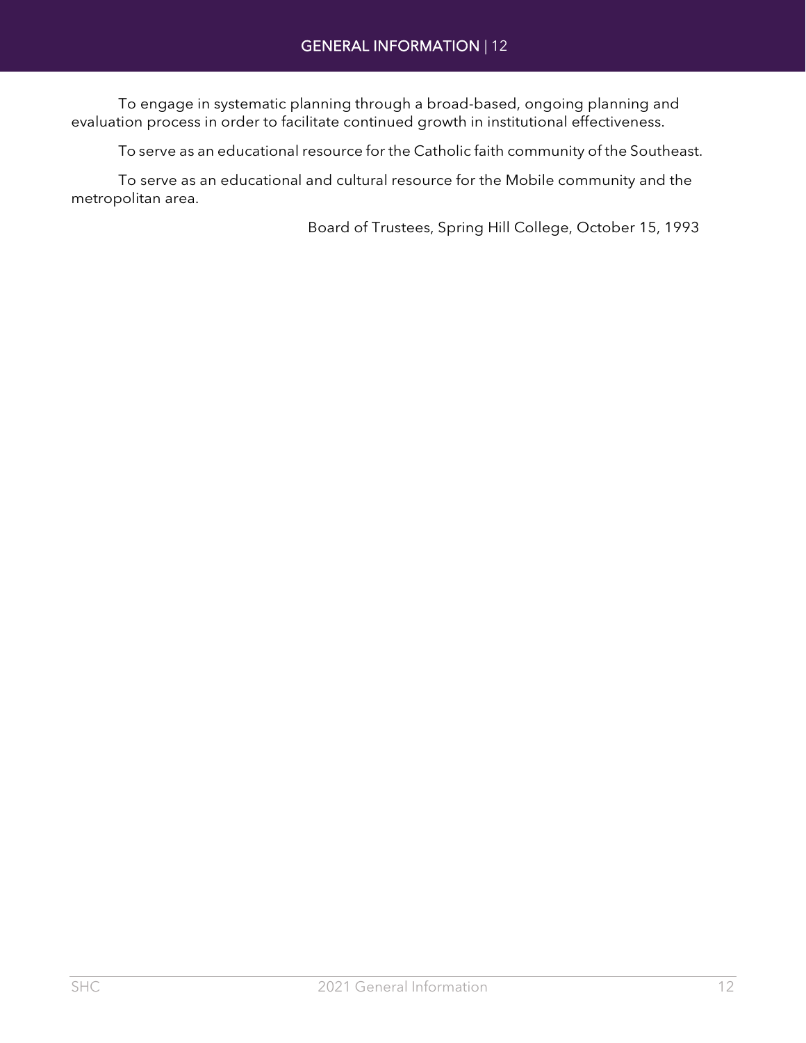To engage in systematic planning through a broad-based, ongoing planning and evaluation process in order to facilitate continued growth in institutional effectiveness.

To serve as an educational resource for the Catholic faith community of the Southeast.

To serve as an educational and cultural resource for the Mobile community and the metropolitan area.

Board of Trustees, Spring Hill College, October 15, 1993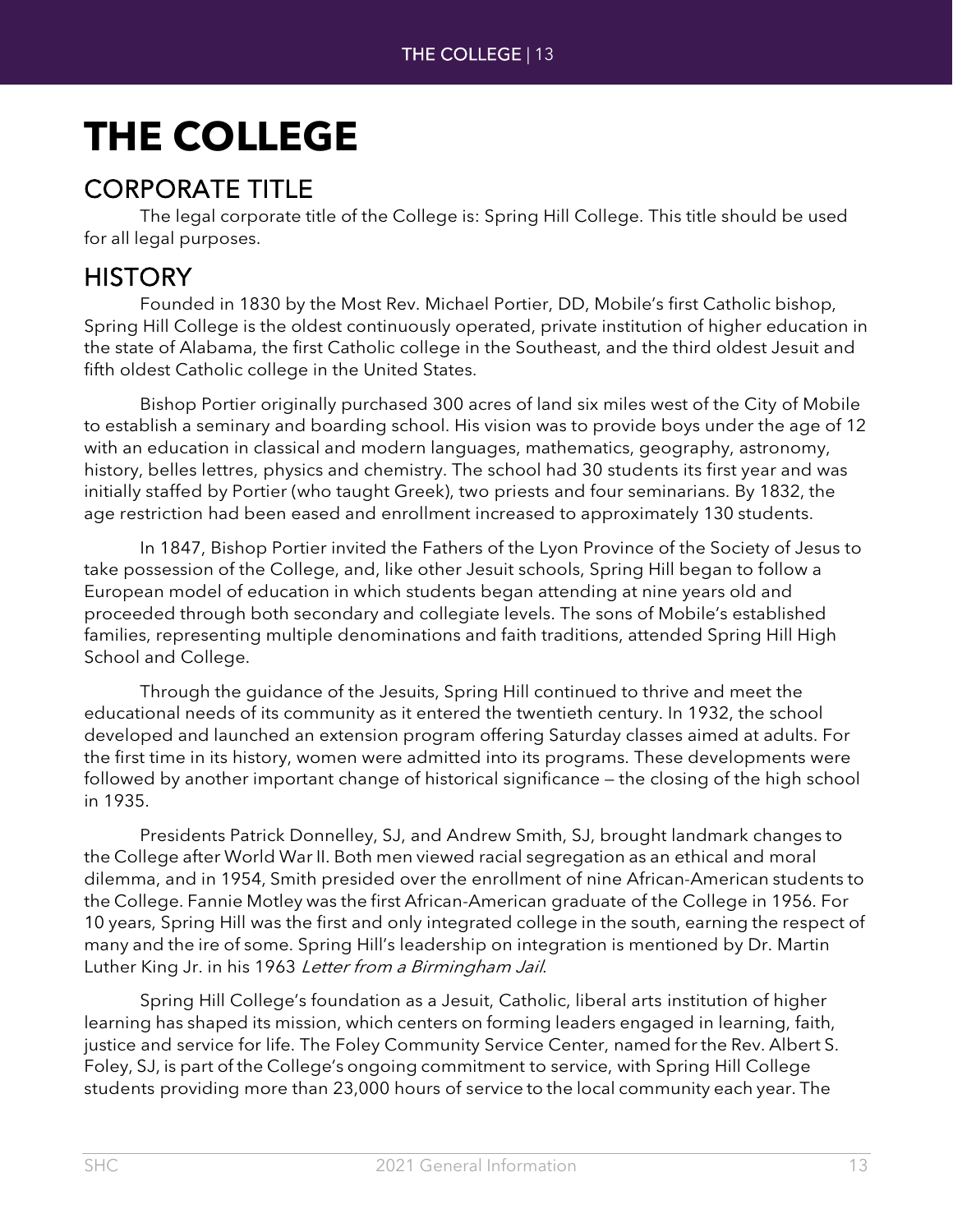# THE COLLEGE

## CORPORATE TITLE

The legal corporate title of the College is: Spring Hill College. This title should be used for all legal purposes.

## HISTORY

Founded in 1830 by the Most Rev. Michael Portier, DD, Mobile's first Catholic bishop, Spring Hill College is the oldest continuously operated, private institution of higher education in the state of Alabama, the first Catholic college in the Southeast, and the third oldest Jesuit and fifth oldest Catholic college in the United States.

Bishop Portier originally purchased 300 acres of land six miles west of the City of Mobile to establish a seminary and boarding school. His vision was to provide boys under the age of 12 with an education in classical and modern languages, mathematics, geography, astronomy, history, belles lettres, physics and chemistry. The school had 30 students its first year and was initially staffed by Portier (who taught Greek), two priests and four seminarians. By 1832, the age restriction had been eased and enrollment increased to approximately 130 students.

In 1847, Bishop Portier invited the Fathers of the Lyon Province of the Society of Jesus to take possession of the College, and, like other Jesuit schools, Spring Hill began to follow a European model of education in which students began attending at nine years old and proceeded through both secondary and collegiate levels. The sons of Mobile's established families, representing multiple denominations and faith traditions, attended Spring Hill High School and College.

Through the guidance of the Jesuits, Spring Hill continued to thrive and meet the educational needs of its community as it entered the twentieth century. In 1932, the school developed and launched an extension program offering Saturday classes aimed at adults. For the first time in its history, women were admitted into its programs. These developments were followed by another important change of historical significance – the closing of the high school in 1935.

Presidents Patrick Donnelley, SJ, and Andrew Smith, SJ, brought landmark changes to the College after World War II. Both men viewed racial segregation as an ethical and moral dilemma, and in 1954, Smith presided over the enrollment of nine African-American students to the College. Fannie Motley was the first African-American graduate of the College in 1956. For 10 years, Spring Hill was the first and only integrated college in the south, earning the respect of many and the ire of some. Spring Hill's leadership on integration is mentioned by Dr. Martin Luther King Jr. in his 1963 *Letter from a Birmingham Jail*.

Spring Hill College's foundation as a Jesuit, Catholic, liberal arts institution of higher learning has shaped its mission, which centers on forming leaders engaged in learning, faith, justice and service for life. The Foley Community Service Center, named for the Rev. Albert S. Foley, SJ, is part of the College's ongoing commitment to service, with Spring Hill College students providing more than 23,000 hours of service to the local community each year. The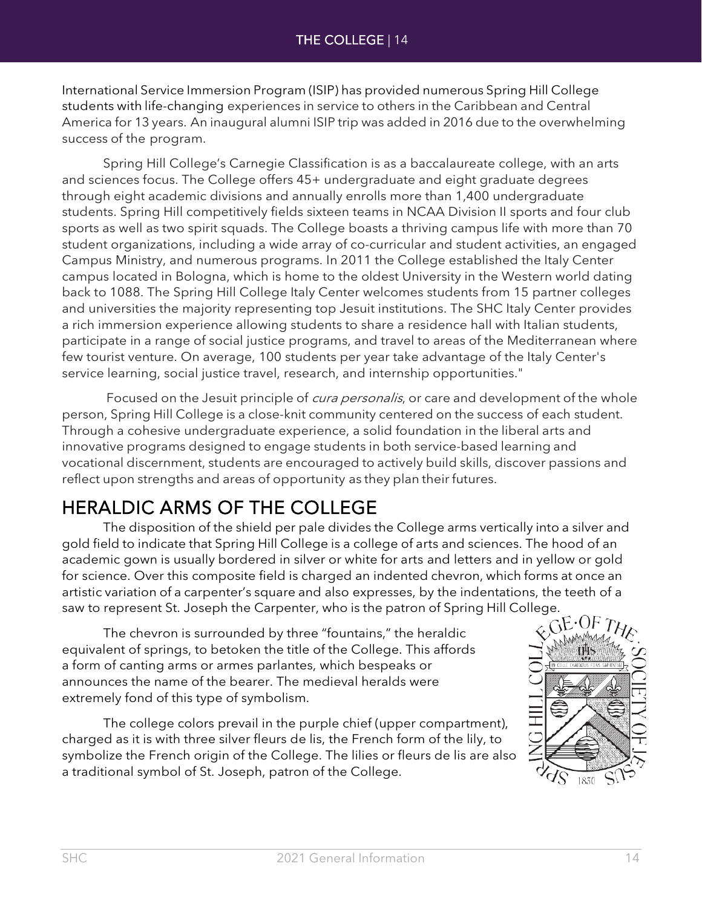International Service Immersion Program (ISIP) has provided numerous Spring Hill College students with life-changing experiences in service to others in the Caribbean and Central America for 13 years. An inaugural alumni ISIP trip was added in 2016 due to the overwhelming success of the program.

Spring Hill College's Carnegie Classification is as a baccalaureate college, with an arts and sciences focus. The College offers 45+ undergraduate and eight graduate degrees through eight academic divisions and annually enrolls more than 1,400 undergraduate students. Spring Hill competitively fields sixteen teams in NCAA Division II sports and four club sports as well as two spirit squads. The College boasts a thriving campus life with more than 70 student organizations, including a wide array of co-curricular and student activities, an engaged Campus Ministry, and numerous programs. In 2011 the College established the Italy Center campus located in Bologna, which is home to the oldest University in the Western world dating back to 1088. The Spring Hill College Italy Center welcomes students from 15 partner colleges and universities the majority representing top Jesuit institutions. The SHC Italy Center provides a rich immersion experience allowing students to share a residence hall with Italian students, participate in a range of social justice programs, and travel to areas of the Mediterranean where few tourist venture. On average, 100 students per year take advantage of the Italy Center's service learning, social justice travel, research, and internship opportunities."

Focused on the Jesuit principle of *cura personalis*, or care and development of the whole person, Spring Hill College is a close-knit community centered on the success of each student. Through a cohesive undergraduate experience, a solid foundation in the liberal arts and innovative programs designed to engage students in both service-based learning and vocational discernment, students are encouraged to actively build skills, discover passions and reflect upon strengths and areas of opportunity as they plan their futures.

## HERALDIC ARMS OF THE COLLEGE

The disposition of the shield per pale divides the College arms vertically into a silver and gold field to indicate that Spring Hill College is a college of arts and sciences. The hood of an academic gown is usually bordered in silver or white for arts and letters and in yellow or gold for science. Over this composite field is charged an indented chevron, which forms at once an artistic variation of a carpenter's square and also expresses, by the indentations, the teeth of a saw to represent St. Joseph the Carpenter, who is the patron of Spring Hill College.

The chevron is surrounded by three "fountains," the heraldic equivalent of springs, to betoken the title of the College. This affords a form of canting arms or armes parlantes, which bespeaks or announces the name of the bearer. The medieval heralds were extremely fond of this type of symbolism.

The college colors prevail in the purple chief (upper compartment), charged as it is with three silver fleurs de lis, the French form of the lily, to symbolize the French origin of the College. The lilies or fleurs de lis are also a traditional symbol of St. Joseph, patron of the College.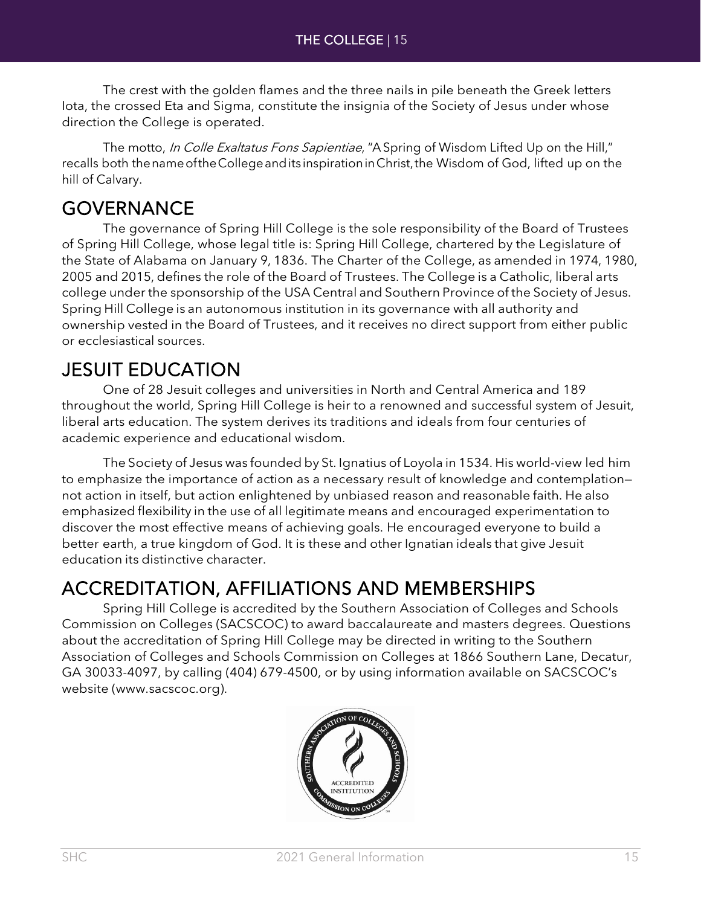The crest with the golden flames and the three nails in pile beneath the Greek letters Iota, the crossed Eta and Sigma, constitute the insignia of the Society of Jesus under whose direction the College is operated.

The motto, *In Colle Exaltatus Fons Sapientiae*, "A Spring of Wisdom Lifted Up on the Hill," recalls both the name of the College and its inspiration in Christ, the Wisdom of God, lifted up on the hill of Calvary.

## GOVERNANCE

The governance of Spring Hill College is the sole responsibility of the Board of Trustees of Spring Hill College, whose legal title is: Spring Hill College, chartered by the Legislature of the State of Alabama on January 9, 1836. The Charter of the College, as amended in 1974, 1980, 2005 and 2015, defines the role of the Board of Trustees. The College is a Catholic, liberal arts college under the sponsorship of the USA Central and Southern Province of the Society of Jesus. Spring Hill College is an autonomous institution in its governance with all authority and ownership vested in the Board of Trustees, and it receives no direct support from either public or ecclesiastical sources.

## JESUIT EDUCATION

One of 28 Jesuit colleges and universities in North and Central America and 189 throughout the world, Spring Hill College is heir to a renowned and successful system of Jesuit, liberal arts education. The system derives its traditions and ideals from four centuries of academic experience and educational wisdom.

The Society of Jesus was founded by St. Ignatius of Loyola in 1534. His world-view led him to emphasize the importance of action as a necessary result of knowledge and contemplation—not action in itself, but action enlightened by unbiased reason and reasonable faith. He also emphasized flexibility in the use of all legitimate means and encouraged experimentation to discover the most effective means of achieving goals. He encouraged everyone to build a better earth, a true kingdom of God. It is these and other Ignatian ideals that give Jesuit education its distinctive character.

## ACCREDITATION, AFFILIATIONS AND MEMBERSHIPS

Spring Hill College is accredited by the Southern Association of Colleges and Schools Commission on Colleges (SACSCOC) to award baccalaureate and masters degrees. Questions about the accreditation of Spring Hill College may be directed in writing to the Southern Association of Colleges and Schools Commission on Colleges at 1866 Southern Lane, Decatur, GA 30033-4097, by calling (404) 679-4500, or by using information available on SACSCOC's website (www.sacscoc.org).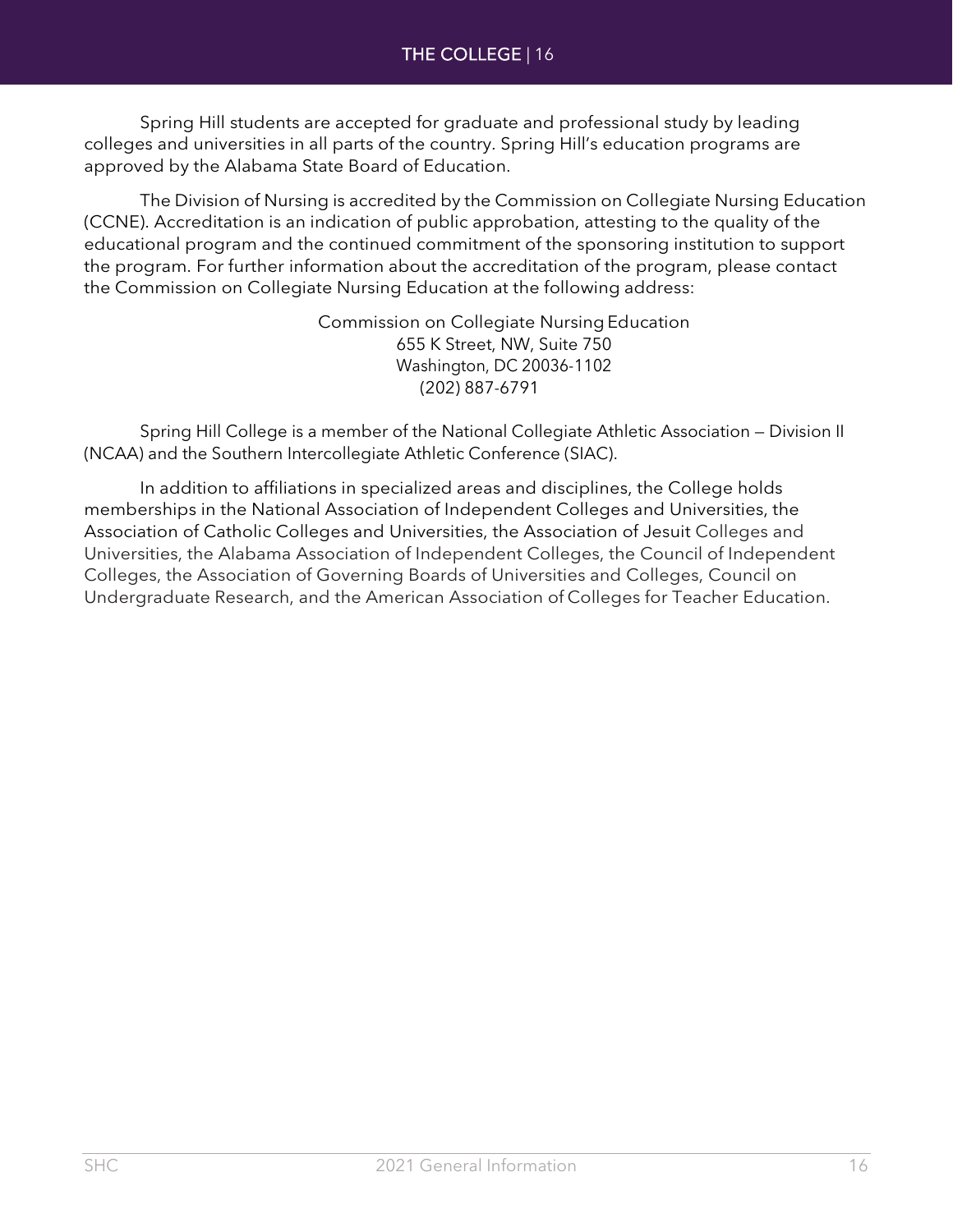Spring Hill students are accepted for graduate and professional study by leading colleges and universities in all parts of the country. Spring Hill's education programs are approved by the Alabama State Board of Education.

The Division of Nursing is accredited by the Commission on Collegiate Nursing Education (CCNE). Accreditation is an indication of public approbation, attesting to the quality of the educational program and the continued commitment of the sponsoring institution to support the program. For further information about the accreditation of the program, please contact the Commission on Collegiate Nursing Education at the following address:

Commission on Collegiate Nursing Education
655 K Street, NW, Suite 750
Washington, DC 20036-1102
(202) 887-6791

Spring Hill College is a member of the National Collegiate Athletic Association — Division II (NCAA) and the Southern Intercollegiate Athletic Conference (SIAC).

In addition to affiliations in specialized areas and disciplines, the College holds memberships in the National Association of Independent Colleges and Universities, the Association of Catholic Colleges and Universities, the Association of Jesuit Colleges and Universities, the Alabama Association of Independent Colleges, the Council of Independent Colleges, the Association of Governing Boards of Universities and Colleges, Council on Undergraduate Research, and the American Association of Colleges for Teacher Education.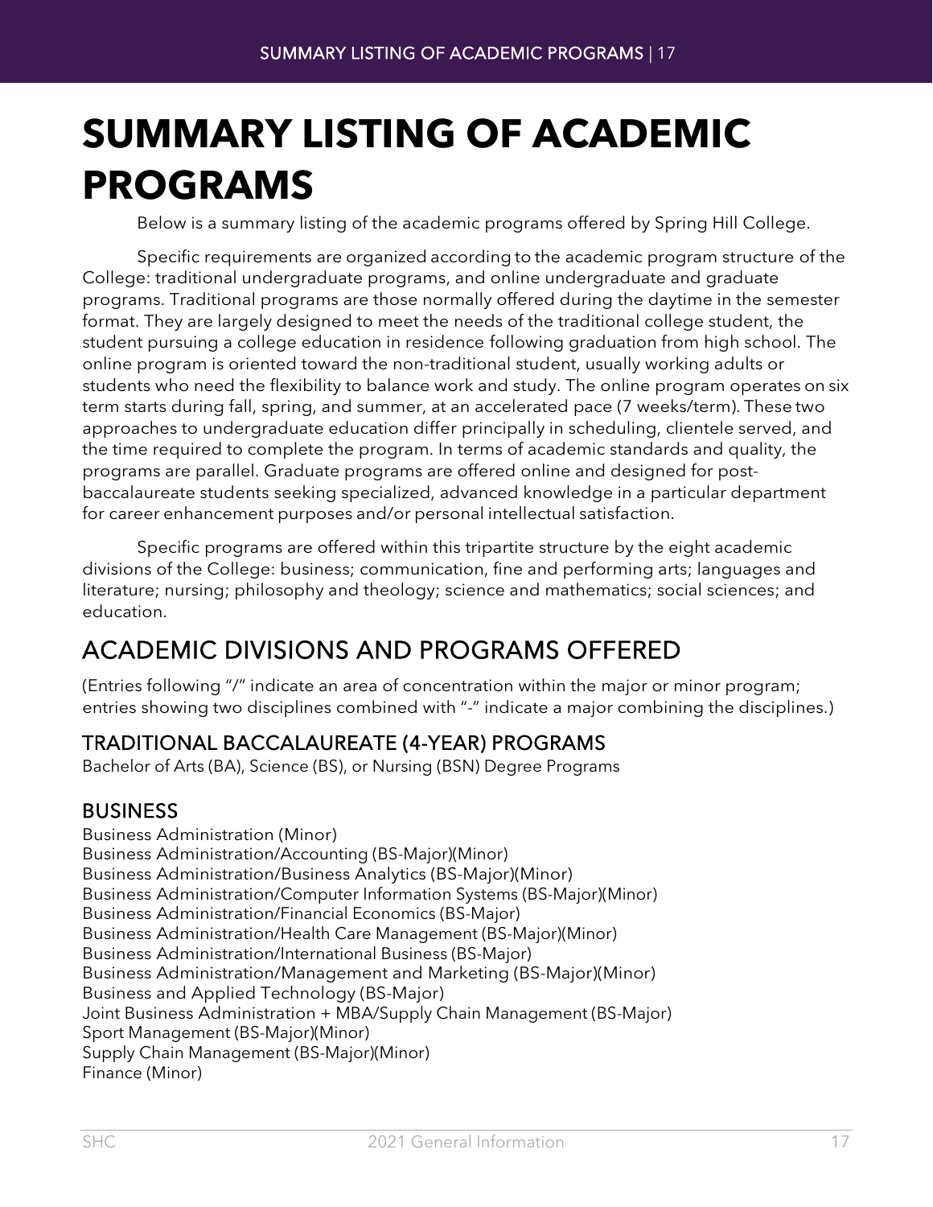# SUMMARY LISTING OF ACADEMIC PROGRAMS

Below is a summary listing of the academic programs offered by Spring Hill College.

Specific requirements are organized according to the academic program structure of the College: traditional undergraduate programs, and online undergraduate and graduate programs. Traditional programs are those normally offered during the daytime in the semester format. They are largely designed to meet the needs of the traditional college student, the student pursuing a college education in residence following graduation from high school. The online program is oriented toward the non-traditional student, usually working adults or students who need the flexibility to balance work and study. The online program operates on six term starts during fall, spring, and summer, at an accelerated pace (7 weeks/term). These two approaches to undergraduate education differ principally in scheduling, clientele served, and the time required to complete the program. In terms of academic standards and quality, the programs are parallel. Graduate programs are offered online and designed for post-baccalaureate students seeking specialized, advanced knowledge in a particular department for career enhancement purposes and/or personal intellectual satisfaction.

Specific programs are offered within this tripartite structure by the eight academic divisions of the College: business; communication, fine and performing arts; languages and literature; nursing; philosophy and theology; science and mathematics; social sciences; and education.

## ACADEMIC DIVISIONS AND PROGRAMS OFFERED

(Entries following "/" indicate an area of concentration within the major or minor program; entries showing two disciplines combined with "-" indicate a major combining the disciplines.)

### TRADITIONAL BACCALAUREATE (4-YEAR) PROGRAMS

Bachelor of Arts (BA), Science (BS), or Nursing (BSN) Degree Programs

### BUSINESS

Business Administration (Minor)
Business Administration/Accounting (BS-Major)(Minor)
Business Administration/Business Analytics (BS-Major)(Minor)
Business Administration/Computer Information Systems (BS-Major)(Minor)
Business Administration/Financial Economics (BS-Major)
Business Administration/Health Care Management (BS-Major)(Minor)
Business Administration/International Business (BS-Major)
Business Administration/Management and Marketing (BS-Major)(Minor)
Business and Applied Technology (BS-Major)
Joint Business Administration + MBA/Supply Chain Management (BS-Major)
Sport Management (BS-Major)(Minor)
Supply Chain Management (BS-Major)(Minor)
Finance (Minor)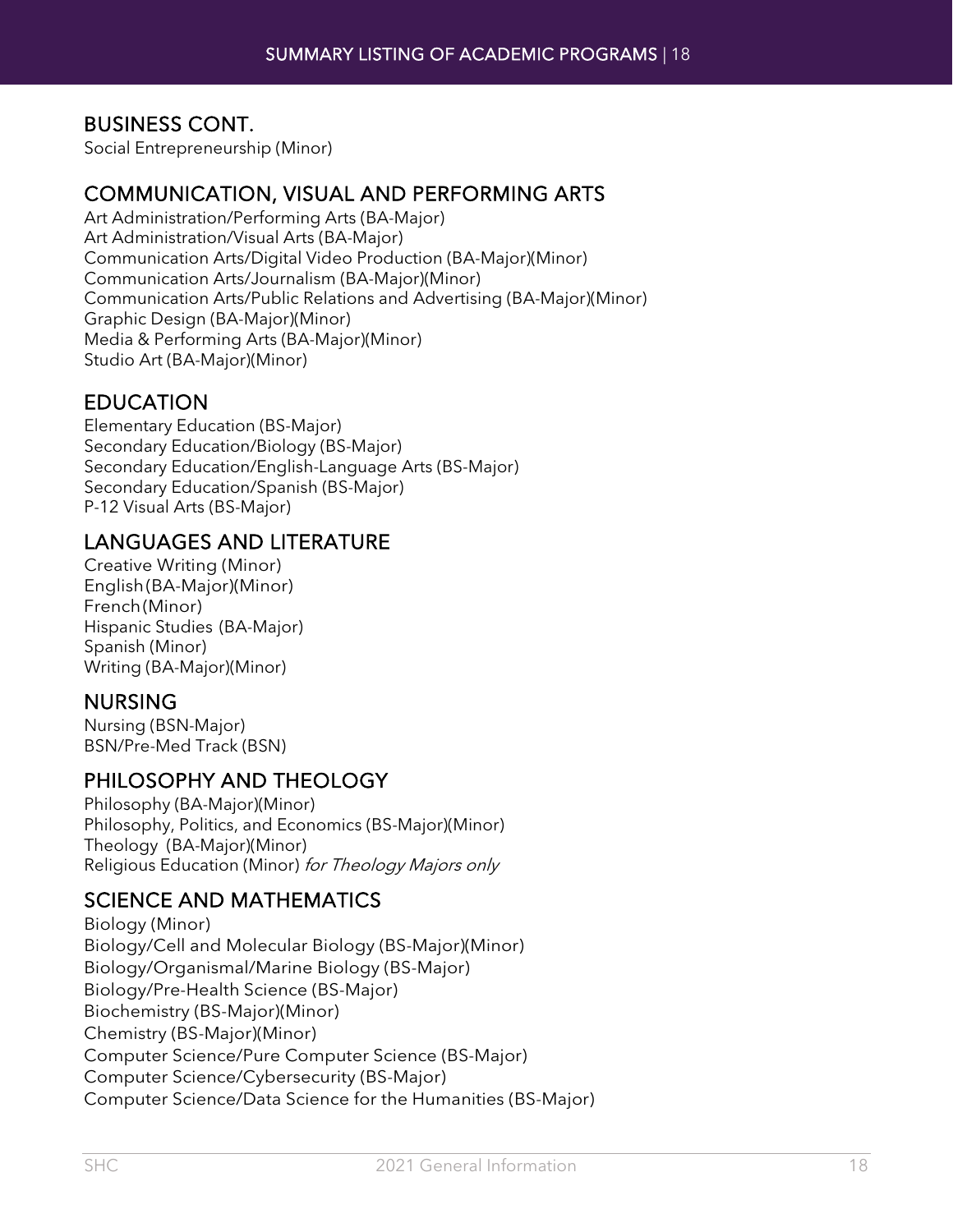## BUSINESS CONT.

Social Entrepreneurship (Minor)

## COMMUNICATION, VISUAL AND PERFORMING ARTS

Art Administration/Performing Arts (BA-Major)
Art Administration/Visual Arts (BA-Major)
Communication Arts/Digital Video Production (BA-Major)(Minor)
Communication Arts/Journalism (BA-Major)(Minor)
Communication Arts/Public Relations and Advertising (BA-Major)(Minor)
Graphic Design (BA-Major)(Minor)
Media & Performing Arts (BA-Major)(Minor)
Studio Art (BA-Major)(Minor)

## EDUCATION

Elementary Education (BS-Major)
Secondary Education/Biology (BS-Major)
Secondary Education/English-Language Arts (BS-Major)
Secondary Education/Spanish (BS-Major)
P-12 Visual Arts (BS-Major)

## LANGUAGES AND LITERATURE

Creative Writing (Minor)
English (BA-Major)(Minor)
French (Minor)
Hispanic Studies (BA-Major)
Spanish (Minor)
Writing (BA-Major)(Minor)

## NURSING

Nursing (BSN-Major)
BSN/Pre-Med Track (BSN)

## PHILOSOPHY AND THEOLOGY

Philosophy (BA-Major)(Minor)
Philosophy, Politics, and Economics (BS-Major)(Minor)
Theology (BA-Major)(Minor)
Religious Education (Minor) *for Theology Majors only*

## SCIENCE AND MATHEMATICS

Biology (Minor)
Biology/Cell and Molecular Biology (BS-Major)(Minor)
Biology/Organismal/Marine Biology (BS-Major)
Biology/Pre-Health Science (BS-Major)
Biochemistry (BS-Major)(Minor)
Chemistry (BS-Major)(Minor)
Computer Science/Pure Computer Science (BS-Major)
Computer Science/Cybersecurity (BS-Major)
Computer Science/Data Science for the Humanities (BS-Major)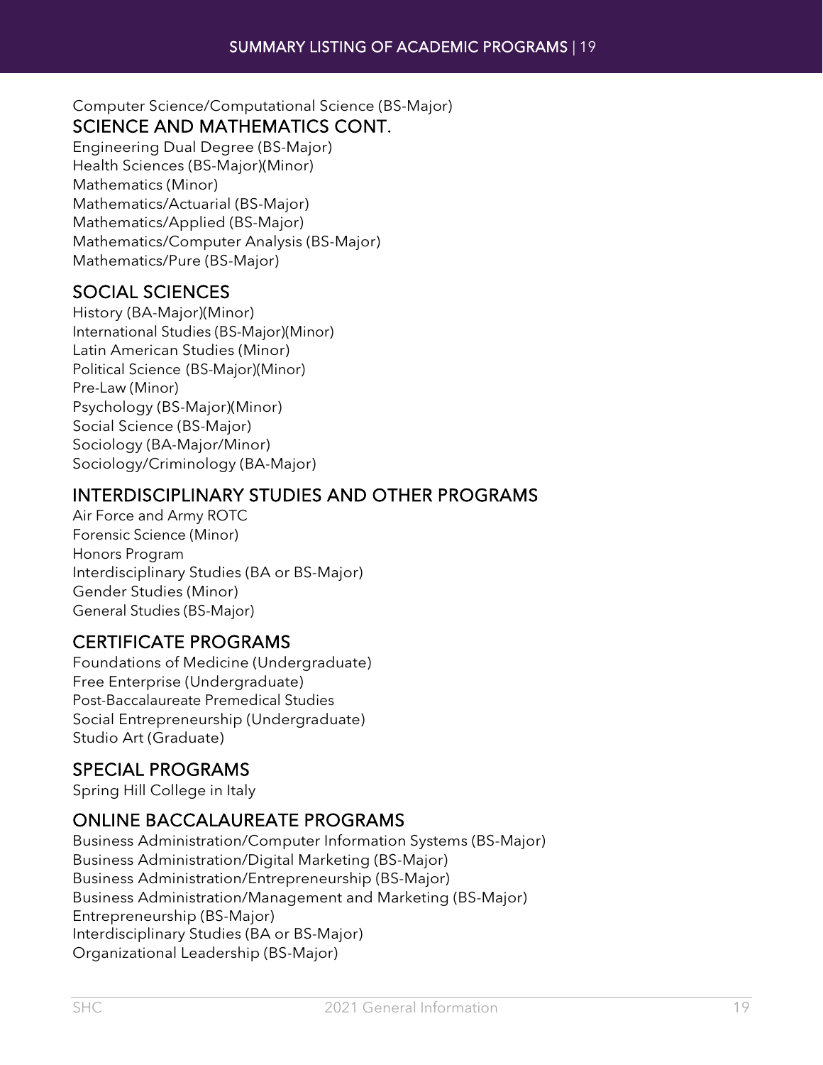Computer Science/Computational Science (BS-Major)

## SCIENCE AND MATHEMATICS CONT.

Engineering Dual Degree (BS-Major)
Health Sciences (BS-Major)(Minor)
Mathematics (Minor)
Mathematics/Actuarial (BS-Major)
Mathematics/Applied (BS-Major)
Mathematics/Computer Analysis (BS-Major)
Mathematics/Pure (BS-Major)

## SOCIAL SCIENCES

History (BA-Major)(Minor)
International Studies (BS-Major)(Minor)
Latin American Studies (Minor)
Political Science (BS-Major)(Minor)
Pre-Law (Minor)
Psychology (BS-Major)(Minor)
Social Science (BS-Major)
Sociology (BA-Major/Minor)
Sociology/Criminology (BA-Major)

## INTERDISCIPLINARY STUDIES AND OTHER PROGRAMS

Air Force and Army ROTC
Forensic Science (Minor)
Honors Program
Interdisciplinary Studies (BA or BS-Major)
Gender Studies (Minor)
General Studies (BS-Major)

## CERTIFICATE PROGRAMS

Foundations of Medicine (Undergraduate)
Free Enterprise (Undergraduate)
Post-Baccalaureate Premedical Studies
Social Entrepreneurship (Undergraduate)
Studio Art (Graduate)

## SPECIAL PROGRAMS

Spring Hill College in Italy

## ONLINE BACCALAUREATE PROGRAMS

Business Administration/Computer Information Systems (BS-Major)
Business Administration/Digital Marketing (BS-Major)
Business Administration/Entrepreneurship (BS-Major)
Business Administration/Management and Marketing (BS-Major)
Entrepreneurship (BS-Major)
Interdisciplinary Studies (BA or BS-Major)
Organizational Leadership (BS-Major)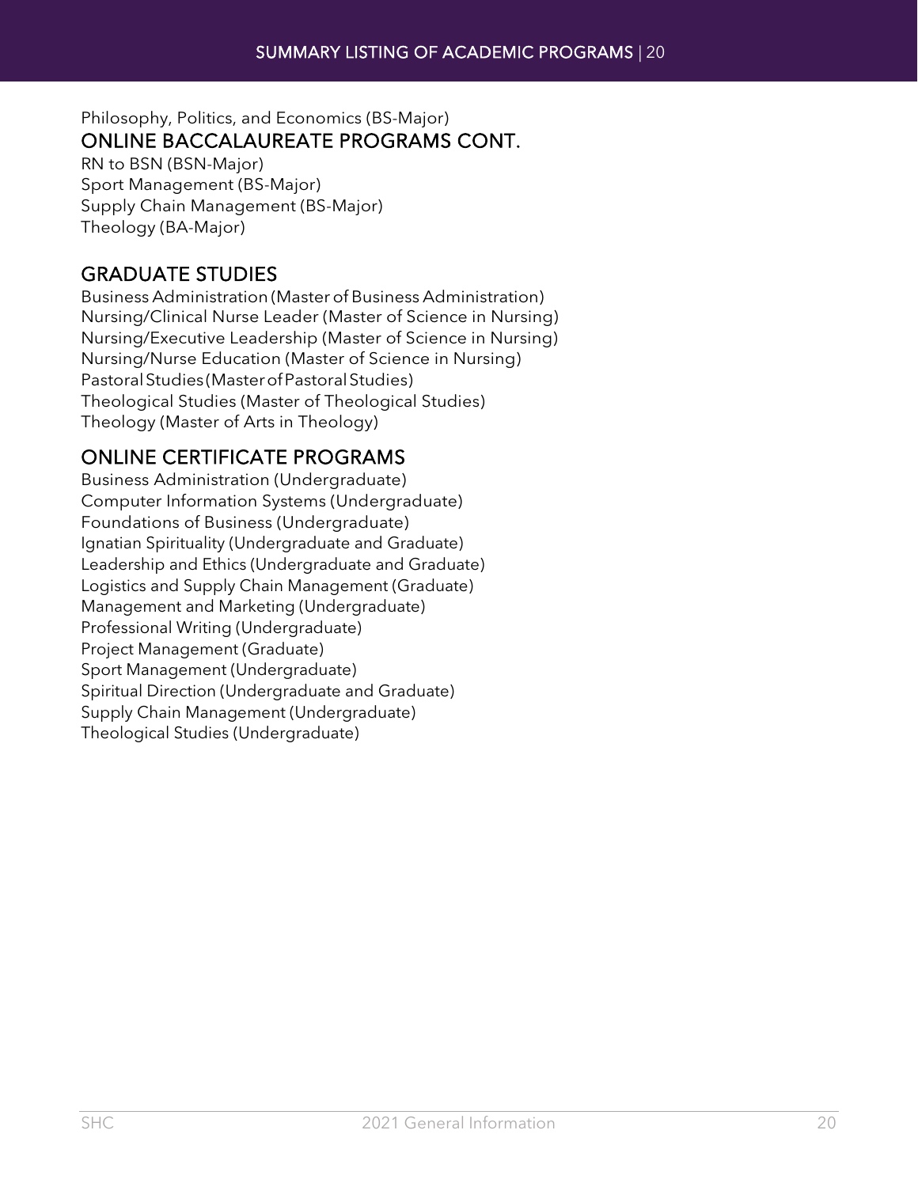Philosophy, Politics, and Economics (BS-Major)

## ONLINE BACCALAUREATE PROGRAMS CONT.

RN to BSN (BSN-Major)
Sport Management (BS-Major)
Supply Chain Management (BS-Major)
Theology (BA-Major)

## GRADUATE STUDIES

Business Administration (Master of Business Administration)
Nursing/Clinical Nurse Leader (Master of Science in Nursing)
Nursing/Executive Leadership (Master of Science in Nursing)
Nursing/Nurse Education (Master of Science in Nursing)
Pastoral Studies (Master of Pastoral Studies)
Theological Studies (Master of Theological Studies)
Theology (Master of Arts in Theology)

## ONLINE CERTIFICATE PROGRAMS

Business Administration (Undergraduate)
Computer Information Systems (Undergraduate)
Foundations of Business (Undergraduate)
Ignatian Spirituality (Undergraduate and Graduate)
Leadership and Ethics (Undergraduate and Graduate)
Logistics and Supply Chain Management (Graduate)
Management and Marketing (Undergraduate)
Professional Writing (Undergraduate)
Project Management (Graduate)
Sport Management (Undergraduate)
Spiritual Direction (Undergraduate and Graduate)
Supply Chain Management (Undergraduate)
Theological Studies (Undergraduate)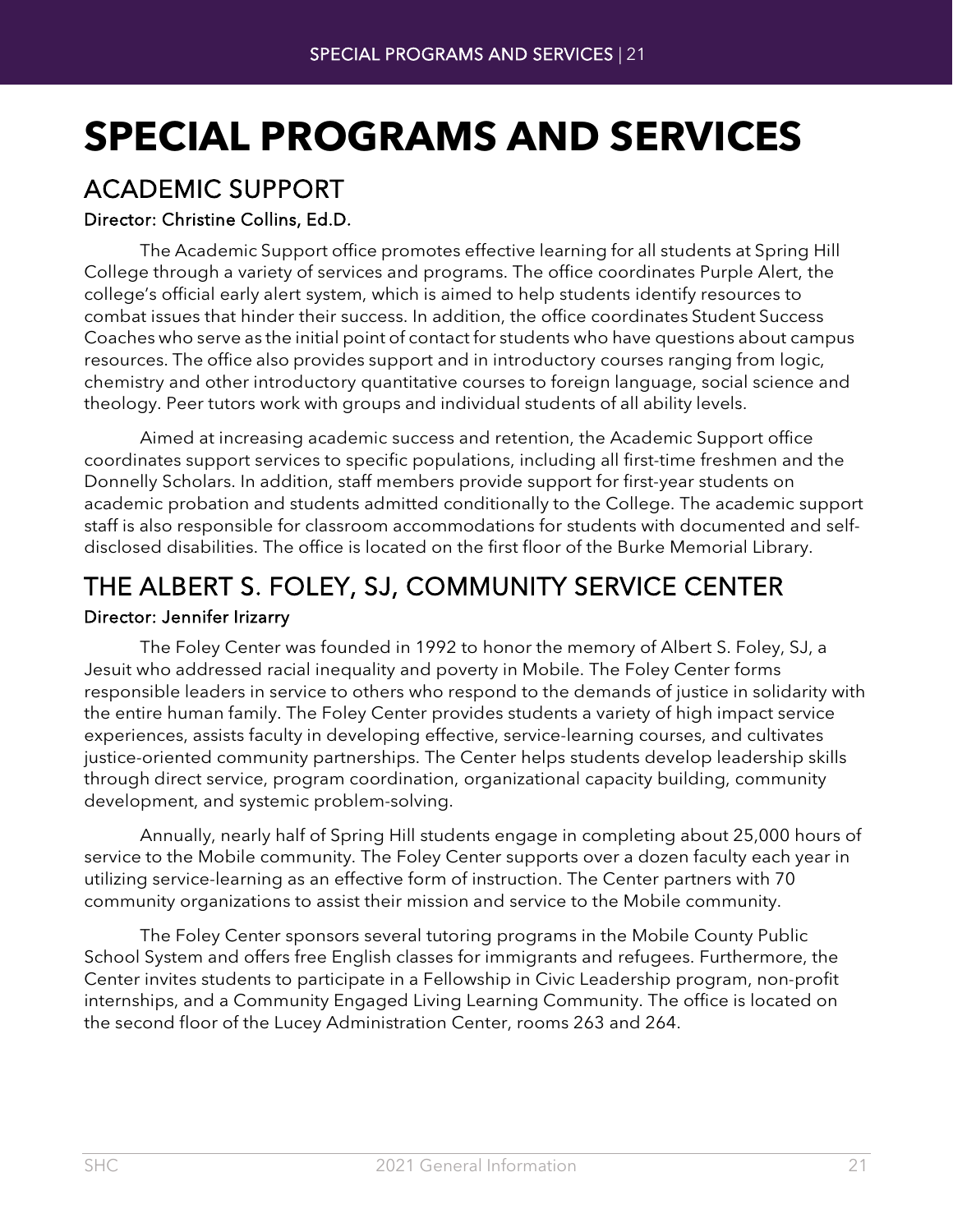# SPECIAL PROGRAMS AND SERVICES

## ACADEMIC SUPPORT

### Director: Christine Collins, Ed.D.

The Academic Support office promotes effective learning for all students at Spring Hill College through a variety of services and programs. The office coordinates Purple Alert, the college's official early alert system, which is aimed to help students identify resources to combat issues that hinder their success. In addition, the office coordinates Student Success Coaches who serve as the initial point of contact for students who have questions about campus resources. The office also provides support and in introductory courses ranging from logic, chemistry and other introductory quantitative courses to foreign language, social science and theology. Peer tutors work with groups and individual students of all ability levels.

Aimed at increasing academic success and retention, the Academic Support office coordinates support services to specific populations, including all first-time freshmen and the Donnelly Scholars. In addition, staff members provide support for first-year students on academic probation and students admitted conditionally to the College. The academic support staff is also responsible for classroom accommodations for students with documented and self-disclosed disabilities. The office is located on the first floor of the Burke Memorial Library.

## THE ALBERT S. FOLEY, SJ, COMMUNITY SERVICE CENTER

### Director: Jennifer Irizarry

The Foley Center was founded in 1992 to honor the memory of Albert S. Foley, SJ, a Jesuit who addressed racial inequality and poverty in Mobile. The Foley Center forms responsible leaders in service to others who respond to the demands of justice in solidarity with the entire human family. The Foley Center provides students a variety of high impact service experiences, assists faculty in developing effective, service-learning courses, and cultivates justice-oriented community partnerships. The Center helps students develop leadership skills through direct service, program coordination, organizational capacity building, community development, and systemic problem-solving.

Annually, nearly half of Spring Hill students engage in completing about 25,000 hours of service to the Mobile community. The Foley Center supports over a dozen faculty each year in utilizing service-learning as an effective form of instruction. The Center partners with 70 community organizations to assist their mission and service to the Mobile community.

The Foley Center sponsors several tutoring programs in the Mobile County Public School System and offers free English classes for immigrants and refugees. Furthermore, the Center invites students to participate in a Fellowship in Civic Leadership program, non-profit internships, and a Community Engaged Living Learning Community. The office is located on the second floor of the Lucey Administration Center, rooms 263 and 264.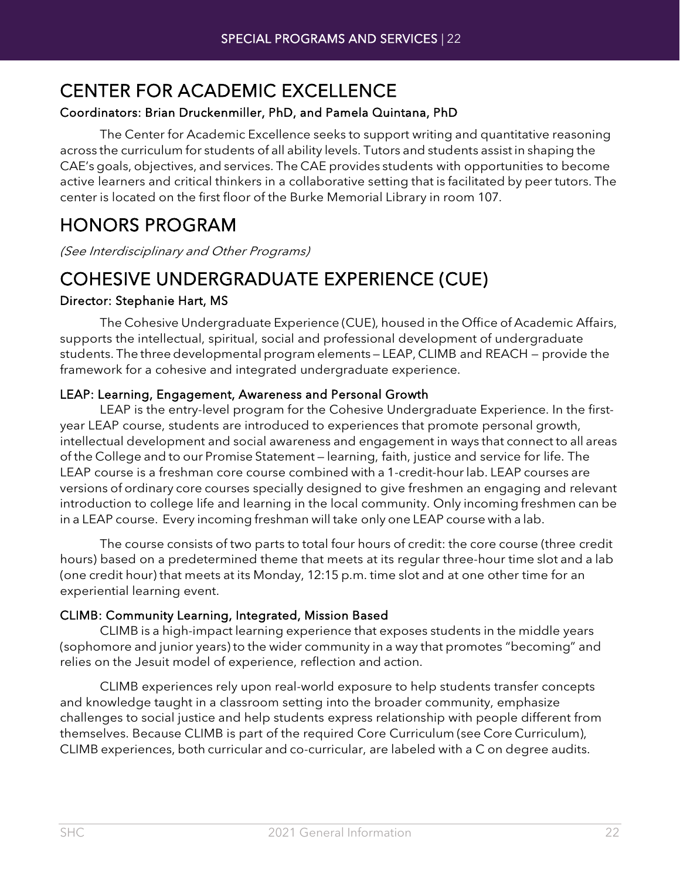# CENTER FOR ACADEMIC EXCELLENCE

### Coordinators: Brian Druckenmiller, PhD, and Pamela Quintana, PhD

The Center for Academic Excellence seeks to support writing and quantitative reasoning across the curriculum for students of all ability levels. Tutors and students assist in shaping the CAE's goals, objectives, and services. The CAE provides students with opportunities to become active learners and critical thinkers in a collaborative setting that is facilitated by peer tutors. The center is located on the first floor of the Burke Memorial Library in room 107.

# HONORS PROGRAM

*(See Interdisciplinary and Other Programs)*

# COHESIVE UNDERGRADUATE EXPERIENCE (CUE)

### Director: Stephanie Hart, MS

The Cohesive Undergraduate Experience (CUE), housed in the Office of Academic Affairs, supports the intellectual, spiritual, social and professional development of undergraduate students. The three developmental program elements – LEAP, CLIMB and REACH – provide the framework for a cohesive and integrated undergraduate experience.

### LEAP: Learning, Engagement, Awareness and Personal Growth

LEAP is the entry-level program for the Cohesive Undergraduate Experience. In the first-year LEAP course, students are introduced to experiences that promote personal growth, intellectual development and social awareness and engagement in ways that connect to all areas of the College and to our Promise Statement – learning, faith, justice and service for life. The LEAP course is a freshman core course combined with a 1-credit-hour lab. LEAP courses are versions of ordinary core courses specially designed to give freshmen an engaging and relevant introduction to college life and learning in the local community. Only incoming freshmen can be in a LEAP course. Every incoming freshman will take only one LEAP course with a lab.

The course consists of two parts to total four hours of credit: the core course (three credit hours) based on a predetermined theme that meets at its regular three-hour time slot and a lab (one credit hour) that meets at its Monday, 12:15 p.m. time slot and at one other time for an experiential learning event.

### CLIMB: Community Learning, Integrated, Mission Based

CLIMB is a high-impact learning experience that exposes students in the middle years (sophomore and junior years) to the wider community in a way that promotes "becoming" and relies on the Jesuit model of experience, reflection and action.

CLIMB experiences rely upon real-world exposure to help students transfer concepts and knowledge taught in a classroom setting into the broader community, emphasize challenges to social justice and help students express relationship with people different from themselves. Because CLIMB is part of the required Core Curriculum (see Core Curriculum), CLIMB experiences, both curricular and co-curricular, are labeled with a C on degree audits.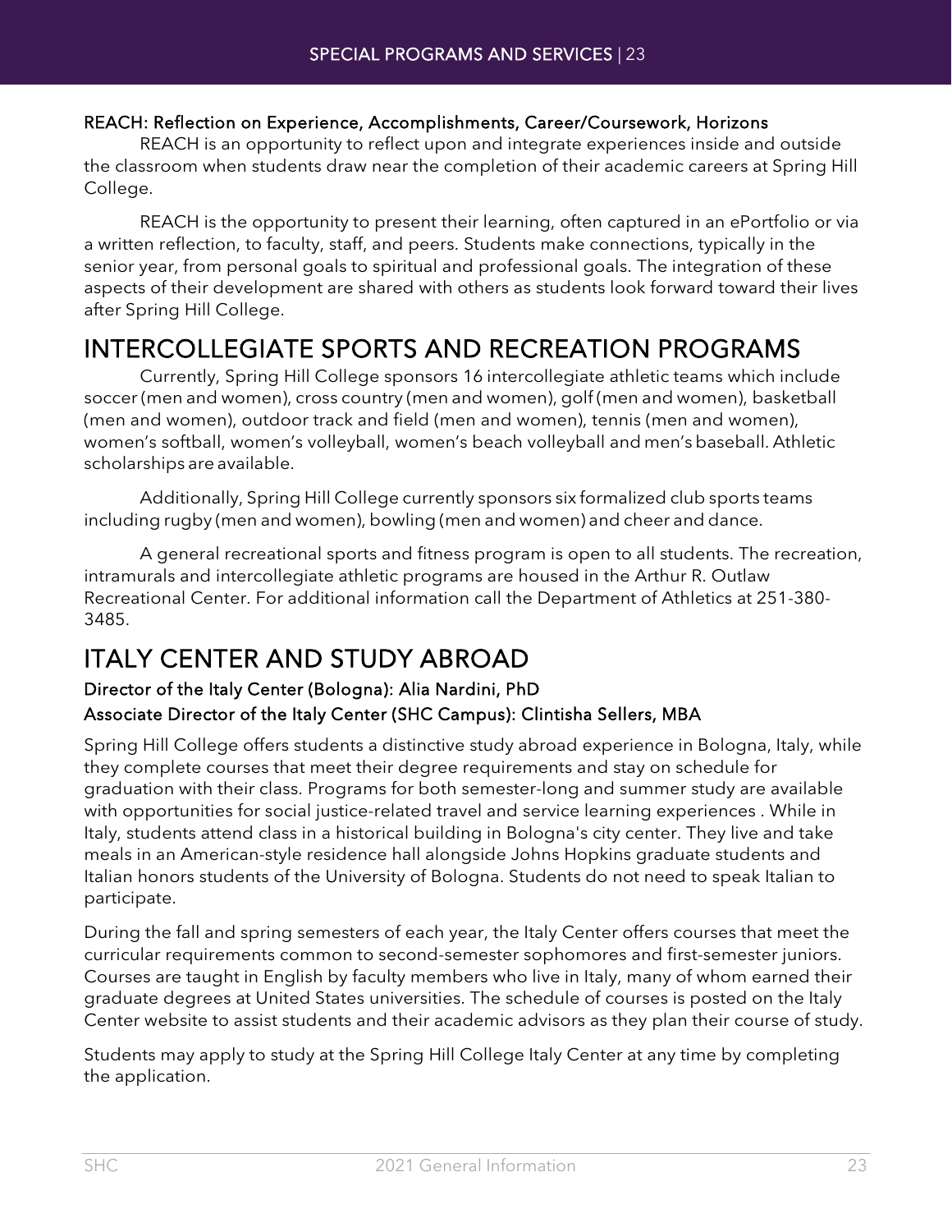### REACH: Reflection on Experience, Accomplishments, Career/Coursework, Horizons

REACH is an opportunity to reflect upon and integrate experiences inside and outside the classroom when students draw near the completion of their academic careers at Spring Hill College.

REACH is the opportunity to present their learning, often captured in an ePortfolio or via a written reflection, to faculty, staff, and peers. Students make connections, typically in the senior year, from personal goals to spiritual and professional goals. The integration of these aspects of their development are shared with others as students look forward toward their lives after Spring Hill College.

## INTERCOLLEGIATE SPORTS AND RECREATION PROGRAMS

Currently, Spring Hill College sponsors 16 intercollegiate athletic teams which include soccer (men and women), cross country (men and women), golf (men and women), basketball (men and women), outdoor track and field (men and women), tennis (men and women), women's softball, women's volleyball, women's beach volleyball and men's baseball. Athletic scholarships are available.

Additionally, Spring Hill College currently sponsors six formalized club sports teams including rugby (men and women), bowling (men and women) and cheer and dance.

A general recreational sports and fitness program is open to all students. The recreation, intramurals and intercollegiate athletic programs are housed in the Arthur R. Outlaw Recreational Center. For additional information call the Department of Athletics at 251-380-3485.

## ITALY CENTER AND STUDY ABROAD

### Director of the Italy Center (Bologna): Alia Nardini, PhD

### Associate Director of the Italy Center (SHC Campus): Clintisha Sellers, MBA

Spring Hill College offers students a distinctive study abroad experience in Bologna, Italy, while they complete courses that meet their degree requirements and stay on schedule for graduation with their class. Programs for both semester-long and summer study are available with opportunities for social justice-related travel and service learning experiences . While in Italy, students attend class in a historical building in Bologna's city center. They live and take meals in an American-style residence hall alongside Johns Hopkins graduate students and Italian honors students of the University of Bologna. Students do not need to speak Italian to participate.

During the fall and spring semesters of each year, the Italy Center offers courses that meet the curricular requirements common to second-semester sophomores and first-semester juniors. Courses are taught in English by faculty members who live in Italy, many of whom earned their graduate degrees at United States universities. The schedule of courses is posted on the Italy Center website to assist students and their academic advisors as they plan their course of study.

Students may apply to study at the Spring Hill College Italy Center at any time by completing the application.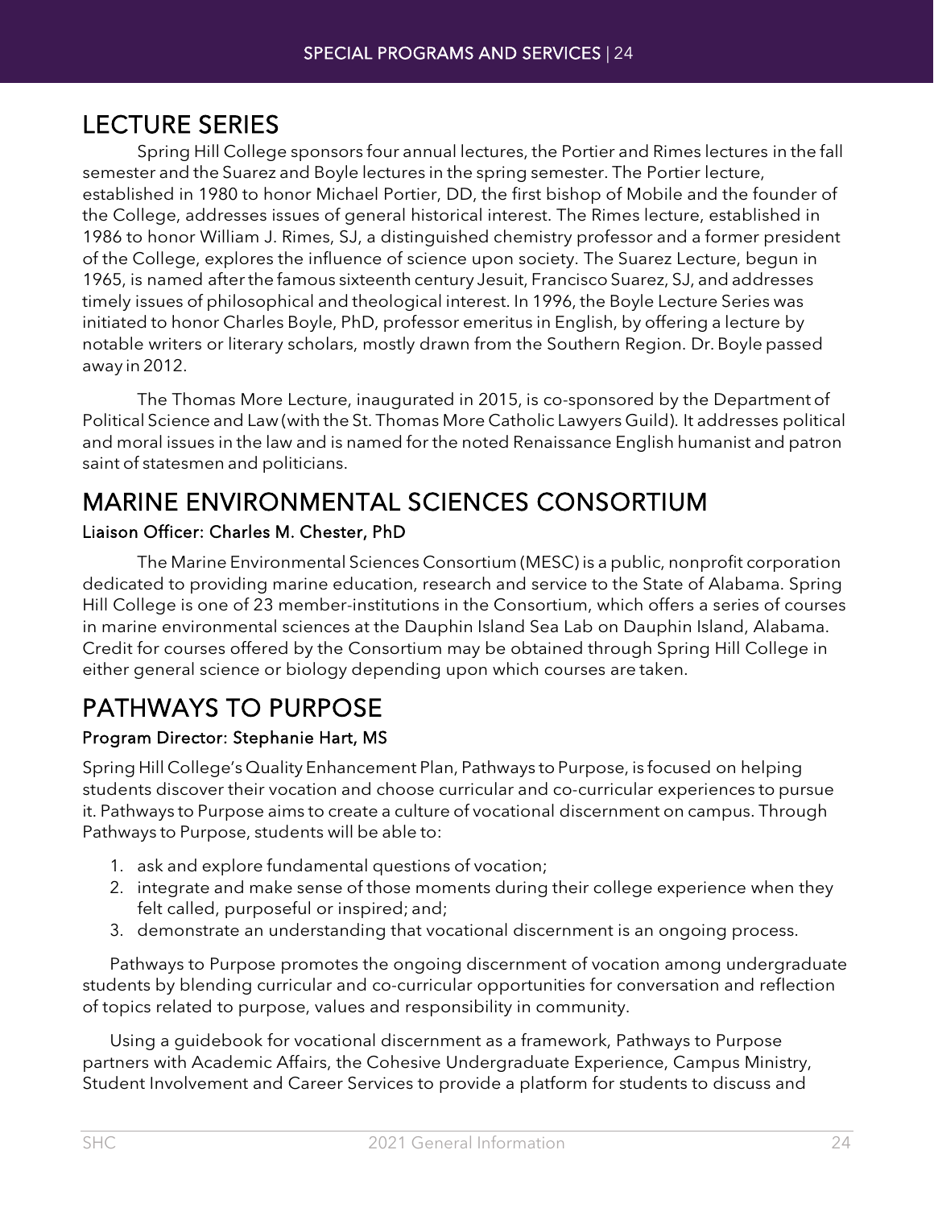## LECTURE SERIES

Spring Hill College sponsors four annual lectures, the Portier and Rimes lectures in the fall semester and the Suarez and Boyle lectures in the spring semester. The Portier lecture, established in 1980 to honor Michael Portier, DD, the first bishop of Mobile and the founder of the College, addresses issues of general historical interest. The Rimes lecture, established in 1986 to honor William J. Rimes, SJ, a distinguished chemistry professor and a former president of the College, explores the influence of science upon society. The Suarez Lecture, begun in 1965, is named after the famous sixteenth century Jesuit, Francisco Suarez, SJ, and addresses timely issues of philosophical and theological interest. In 1996, the Boyle Lecture Series was initiated to honor Charles Boyle, PhD, professor emeritus in English, by offering a lecture by notable writers or literary scholars, mostly drawn from the Southern Region. Dr. Boyle passed away in 2012.

The Thomas More Lecture, inaugurated in 2015, is co-sponsored by the Department of Political Science and Law (with the St. Thomas More Catholic Lawyers Guild). It addresses political and moral issues in the law and is named for the noted Renaissance English humanist and patron saint of statesmen and politicians.

## MARINE ENVIRONMENTAL SCIENCES CONSORTIUM

#### Liaison Officer: Charles M. Chester, PhD

The Marine Environmental Sciences Consortium (MESC) is a public, nonprofit corporation dedicated to providing marine education, research and service to the State of Alabama. Spring Hill College is one of 23 member-institutions in the Consortium, which offers a series of courses in marine environmental sciences at the Dauphin Island Sea Lab on Dauphin Island, Alabama. Credit for courses offered by the Consortium may be obtained through Spring Hill College in either general science or biology depending upon which courses are taken.

## PATHWAYS TO PURPOSE

#### Program Director: Stephanie Hart, MS

Spring Hill College's Quality Enhancement Plan, Pathways to Purpose, is focused on helping students discover their vocation and choose curricular and co-curricular experiences to pursue it. Pathways to Purpose aims to create a culture of vocational discernment on campus. Through Pathways to Purpose, students will be able to:

1. ask and explore fundamental questions of vocation;
2. integrate and make sense of those moments during their college experience when they felt called, purposeful or inspired; and;
3. demonstrate an understanding that vocational discernment is an ongoing process.

Pathways to Purpose promotes the ongoing discernment of vocation among undergraduate students by blending curricular and co-curricular opportunities for conversation and reflection of topics related to purpose, values and responsibility in community.

Using a guidebook for vocational discernment as a framework, Pathways to Purpose partners with Academic Affairs, the Cohesive Undergraduate Experience, Campus Ministry, Student Involvement and Career Services to provide a platform for students to discuss and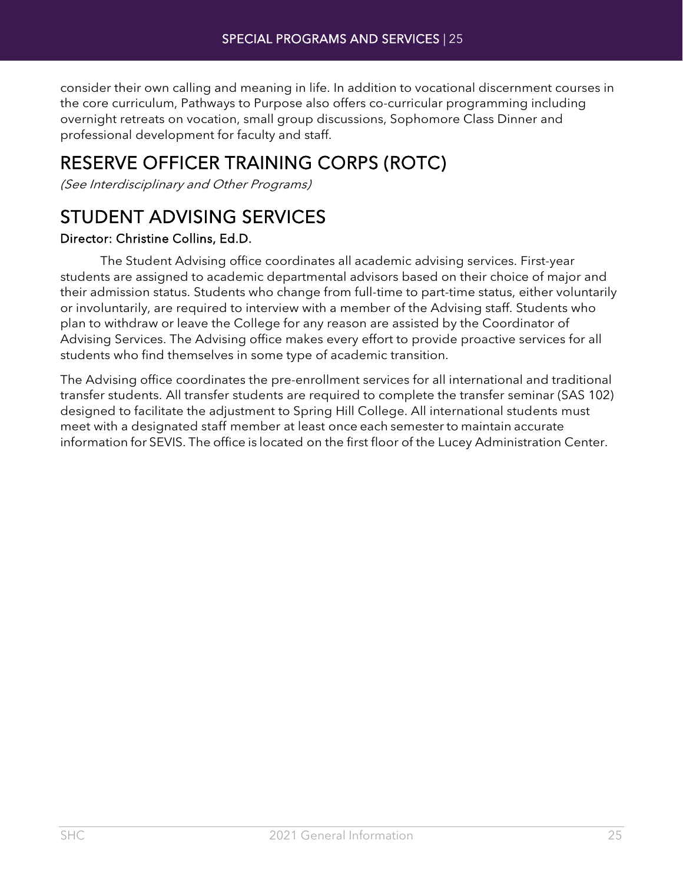consider their own calling and meaning in life. In addition to vocational discernment courses in the core curriculum, Pathways to Purpose also offers co-curricular programming including overnight retreats on vocation, small group discussions, Sophomore Class Dinner and professional development for faculty and staff.

## RESERVE OFFICER TRAINING CORPS (ROTC)

*(See Interdisciplinary and Other Programs)*

## STUDENT ADVISING SERVICES

### Director: Christine Collins, Ed.D.

The Student Advising office coordinates all academic advising services. First-year students are assigned to academic departmental advisors based on their choice of major and their admission status. Students who change from full-time to part-time status, either voluntarily or involuntarily, are required to interview with a member of the Advising staff. Students who plan to withdraw or leave the College for any reason are assisted by the Coordinator of Advising Services. The Advising office makes every effort to provide proactive services for all students who find themselves in some type of academic transition.

The Advising office coordinates the pre-enrollment services for all international and traditional transfer students. All transfer students are required to complete the transfer seminar (SAS 102) designed to facilitate the adjustment to Spring Hill College. All international students must meet with a designated staff member at least once each semester to maintain accurate information for SEVIS. The office is located on the first floor of the Lucey Administration Center.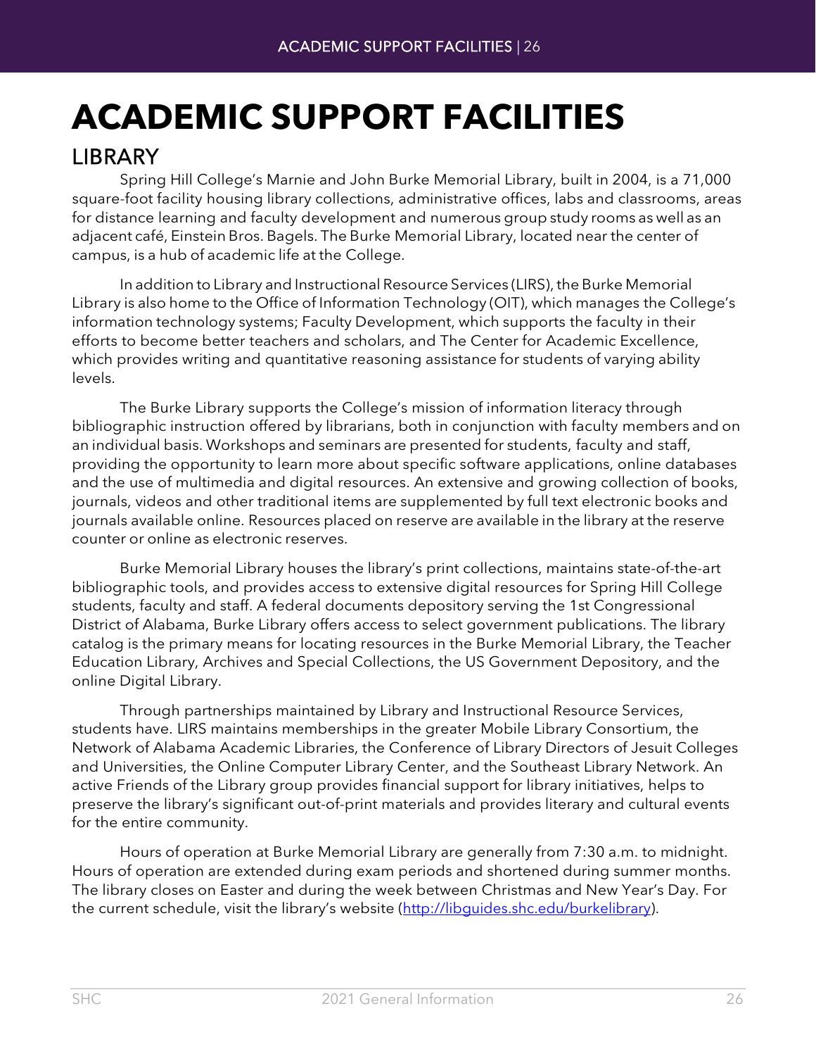# ACADEMIC SUPPORT FACILITIES

## LIBRARY

Spring Hill College's Marnie and John Burke Memorial Library, built in 2004, is a 71,000 square-foot facility housing library collections, administrative offices, labs and classrooms, areas for distance learning and faculty development and numerous group study rooms as well as an adjacent café, Einstein Bros. Bagels. The Burke Memorial Library, located near the center of campus, is a hub of academic life at the College.

In addition to Library and Instructional Resource Services (LIRS), the Burke Memorial Library is also home to the Office of Information Technology (OIT), which manages the College's information technology systems; Faculty Development, which supports the faculty in their efforts to become better teachers and scholars, and The Center for Academic Excellence, which provides writing and quantitative reasoning assistance for students of varying ability levels.

The Burke Library supports the College's mission of information literacy through bibliographic instruction offered by librarians, both in conjunction with faculty members and on an individual basis. Workshops and seminars are presented for students, faculty and staff, providing the opportunity to learn more about specific software applications, online databases and the use of multimedia and digital resources. An extensive and growing collection of books, journals, videos and other traditional items are supplemented by full text electronic books and journals available online. Resources placed on reserve are available in the library at the reserve counter or online as electronic reserves.

Burke Memorial Library houses the library's print collections, maintains state-of-the-art bibliographic tools, and provides access to extensive digital resources for Spring Hill College students, faculty and staff. A federal documents depository serving the 1st Congressional District of Alabama, Burke Library offers access to select government publications. The library catalog is the primary means for locating resources in the Burke Memorial Library, the Teacher Education Library, Archives and Special Collections, the US Government Depository, and the online Digital Library.

Through partnerships maintained by Library and Instructional Resource Services, students have. LIRS maintains memberships in the greater Mobile Library Consortium, the Network of Alabama Academic Libraries, the Conference of Library Directors of Jesuit Colleges and Universities, the Online Computer Library Center, and the Southeast Library Network. An active Friends of the Library group provides financial support for library initiatives, helps to preserve the library's significant out-of-print materials and provides literary and cultural events for the entire community.

Hours of operation at Burke Memorial Library are generally from 7:30 a.m. to midnight. Hours of operation are extended during exam periods and shortened during summer months. The library closes on Easter and during the week between Christmas and New Year's Day. For the current schedule, visit the library's website (http://libguides.shc.edu/burkelibrary).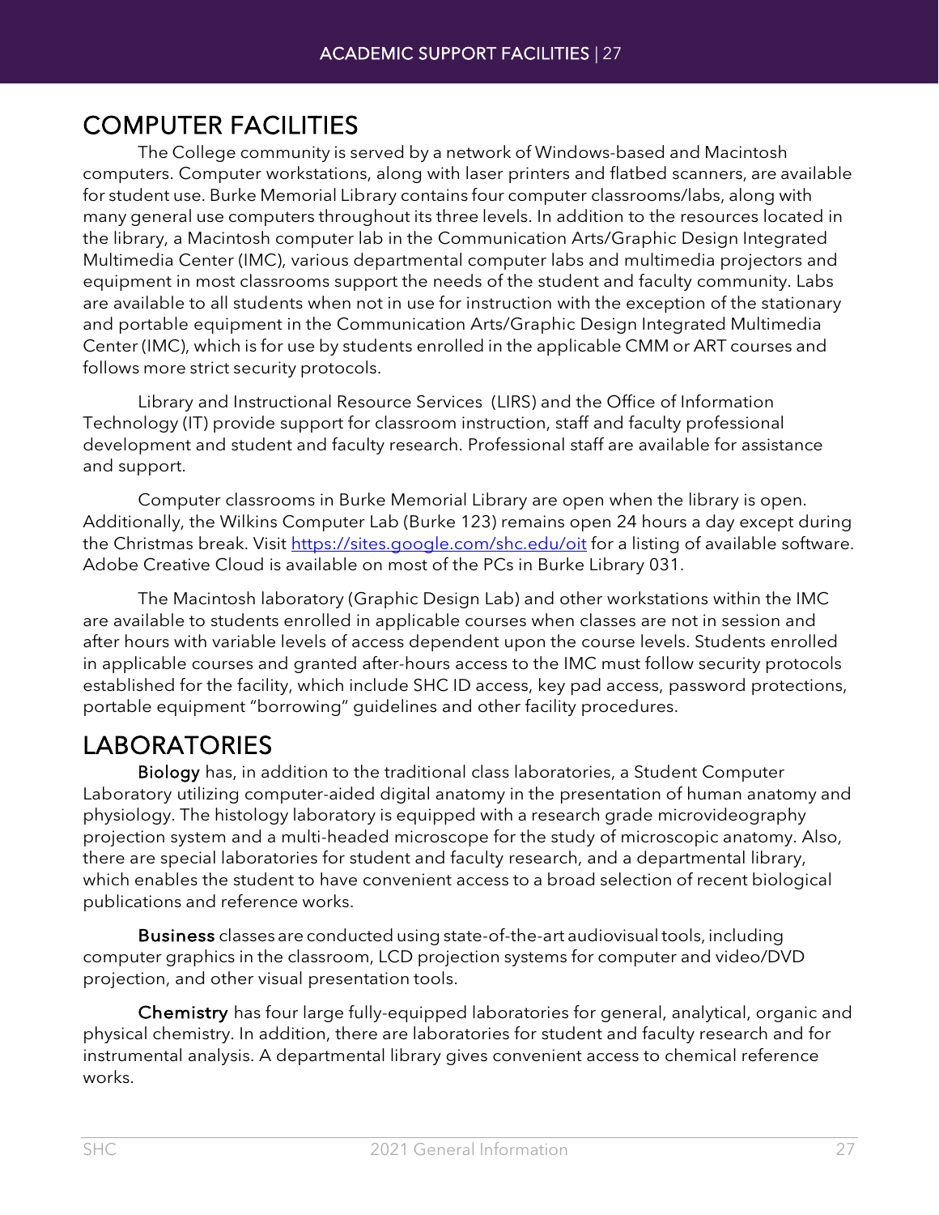## COMPUTER FACILITIES

The College community is served by a network of Windows-based and Macintosh computers. Computer workstations, along with laser printers and flatbed scanners, are available for student use. Burke Memorial Library contains four computer classrooms/labs, along with many general use computers throughout its three levels. In addition to the resources located in the library, a Macintosh computer lab in the Communication Arts/Graphic Design Integrated Multimedia Center (IMC), various departmental computer labs and multimedia projectors and equipment in most classrooms support the needs of the student and faculty community. Labs are available to all students when not in use for instruction with the exception of the stationary and portable equipment in the Communication Arts/Graphic Design Integrated Multimedia Center (IMC), which is for use by students enrolled in the applicable CMM or ART courses and follows more strict security protocols.

Library and Instructional Resource Services (LIRS) and the Office of Information Technology (IT) provide support for classroom instruction, staff and faculty professional development and student and faculty research. Professional staff are available for assistance and support.

Computer classrooms in Burke Memorial Library are open when the library is open. Additionally, the Wilkins Computer Lab (Burke 123) remains open 24 hours a day except during the Christmas break. Visit https://sites.google.com/shc.edu/oit for a listing of available software. Adobe Creative Cloud is available on most of the PCs in Burke Library 031.

The Macintosh laboratory (Graphic Design Lab) and other workstations within the IMC are available to students enrolled in applicable courses when classes are not in session and after hours with variable levels of access dependent upon the course levels. Students enrolled in applicable courses and granted after-hours access to the IMC must follow security protocols established for the facility, which include SHC ID access, key pad access, password protections, portable equipment "borrowing" guidelines and other facility procedures.

## LABORATORIES

**Biology** has, in addition to the traditional class laboratories, a Student Computer Laboratory utilizing computer-aided digital anatomy in the presentation of human anatomy and physiology. The histology laboratory is equipped with a research grade microvideography projection system and a multi-headed microscope for the study of microscopic anatomy. Also, there are special laboratories for student and faculty research, and a departmental library, which enables the student to have convenient access to a broad selection of recent biological publications and reference works.

**Business** classes are conducted using state-of-the-art audiovisual tools, including computer graphics in the classroom, LCD projection systems for computer and video/DVD projection, and other visual presentation tools.

**Chemistry** has four large fully-equipped laboratories for general, analytical, organic and physical chemistry. In addition, there are laboratories for student and faculty research and for instrumental analysis. A departmental library gives convenient access to chemical reference works.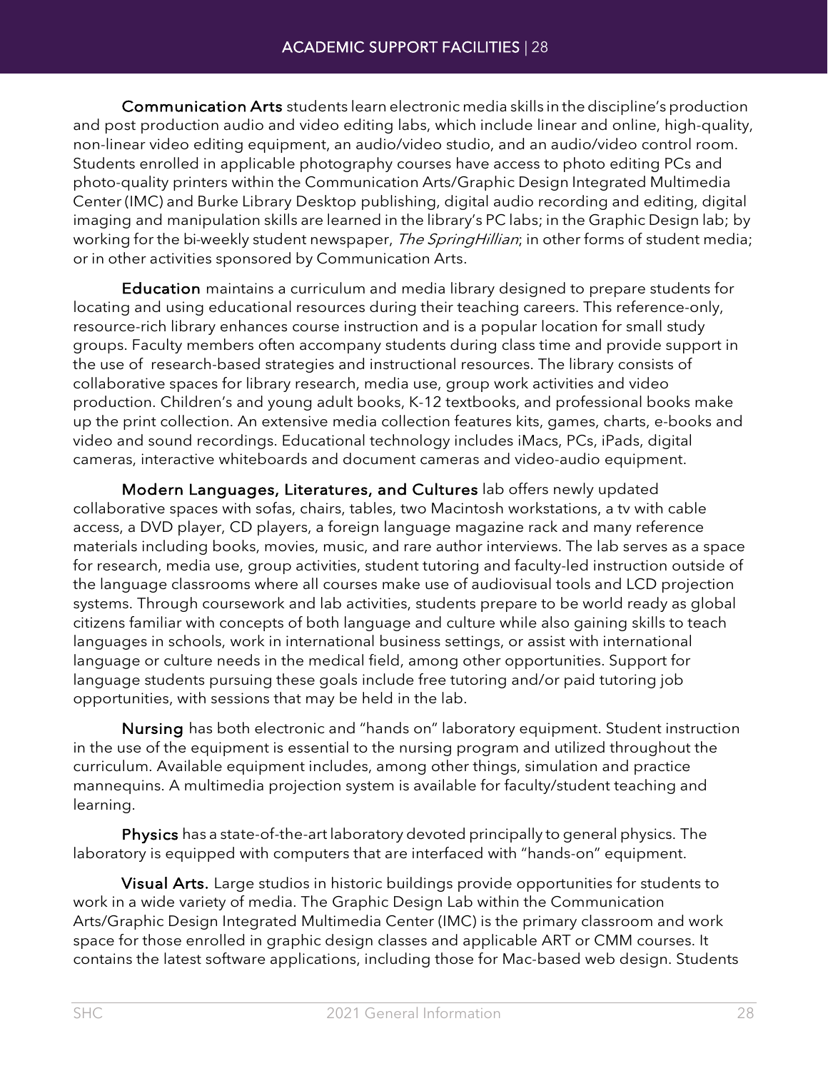**Communication Arts** students learn electronic media skills in the discipline's production and post production audio and video editing labs, which include linear and online, high-quality, non-linear video editing equipment, an audio/video studio, and an audio/video control room. Students enrolled in applicable photography courses have access to photo editing PCs and photo-quality printers within the Communication Arts/Graphic Design Integrated Multimedia Center (IMC) and Burke Library Desktop publishing, digital audio recording and editing, digital imaging and manipulation skills are learned in the library's PC labs; in the Graphic Design lab; by working for the bi-weekly student newspaper, *The SpringHillian*; in other forms of student media; or in other activities sponsored by Communication Arts.

**Education** maintains a curriculum and media library designed to prepare students for locating and using educational resources during their teaching careers. This reference-only, resource-rich library enhances course instruction and is a popular location for small study groups. Faculty members often accompany students during class time and provide support in the use of research-based strategies and instructional resources. The library consists of collaborative spaces for library research, media use, group work activities and video production. Children's and young adult books, K-12 textbooks, and professional books make up the print collection. An extensive media collection features kits, games, charts, e-books and video and sound recordings. Educational technology includes iMacs, PCs, iPads, digital cameras, interactive whiteboards and document cameras and video-audio equipment.

**Modern Languages, Literatures, and Cultures** lab offers newly updated collaborative spaces with sofas, chairs, tables, two Macintosh workstations, a tv with cable access, a DVD player, CD players, a foreign language magazine rack and many reference materials including books, movies, music, and rare author interviews. The lab serves as a space for research, media use, group activities, student tutoring and faculty-led instruction outside of the language classrooms where all courses make use of audiovisual tools and LCD projection systems. Through coursework and lab activities, students prepare to be world ready as global citizens familiar with concepts of both language and culture while also gaining skills to teach languages in schools, work in international business settings, or assist with international language or culture needs in the medical field, among other opportunities. Support for language students pursuing these goals include free tutoring and/or paid tutoring job opportunities, with sessions that may be held in the lab.

**Nursing** has both electronic and "hands on" laboratory equipment. Student instruction in the use of the equipment is essential to the nursing program and utilized throughout the curriculum. Available equipment includes, among other things, simulation and practice mannequins. A multimedia projection system is available for faculty/student teaching and learning.

**Physics** has a state-of-the-art laboratory devoted principally to general physics. The laboratory is equipped with computers that are interfaced with "hands-on" equipment.

**Visual Arts.** Large studios in historic buildings provide opportunities for students to work in a wide variety of media. The Graphic Design Lab within the Communication Arts/Graphic Design Integrated Multimedia Center (IMC) is the primary classroom and work space for those enrolled in graphic design classes and applicable ART or CMM courses. It contains the latest software applications, including those for Mac-based web design. Students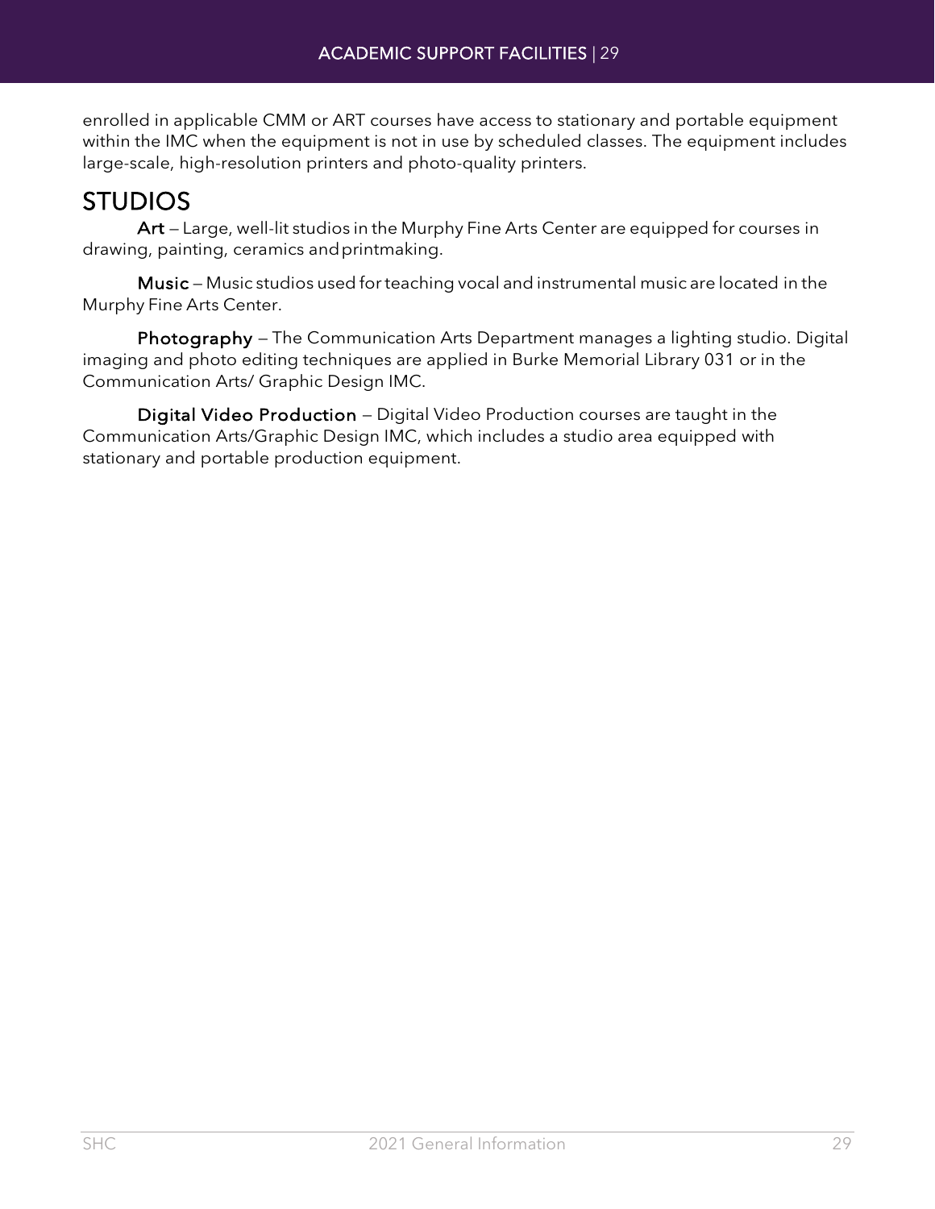enrolled in applicable CMM or ART courses have access to stationary and portable equipment within the IMC when the equipment is not in use by scheduled classes. The equipment includes large-scale, high-resolution printers and photo-quality printers.

## STUDIOS

**Art** – Large, well-lit studios in the Murphy Fine Arts Center are equipped for courses in drawing, painting, ceramics and printmaking.

**Music** – Music studios used for teaching vocal and instrumental music are located in the Murphy Fine Arts Center.

**Photography** – The Communication Arts Department manages a lighting studio. Digital imaging and photo editing techniques are applied in Burke Memorial Library 031 or in the Communication Arts/ Graphic Design IMC.

**Digital Video Production** – Digital Video Production courses are taught in the Communication Arts/Graphic Design IMC, which includes a studio area equipped with stationary and portable production equipment.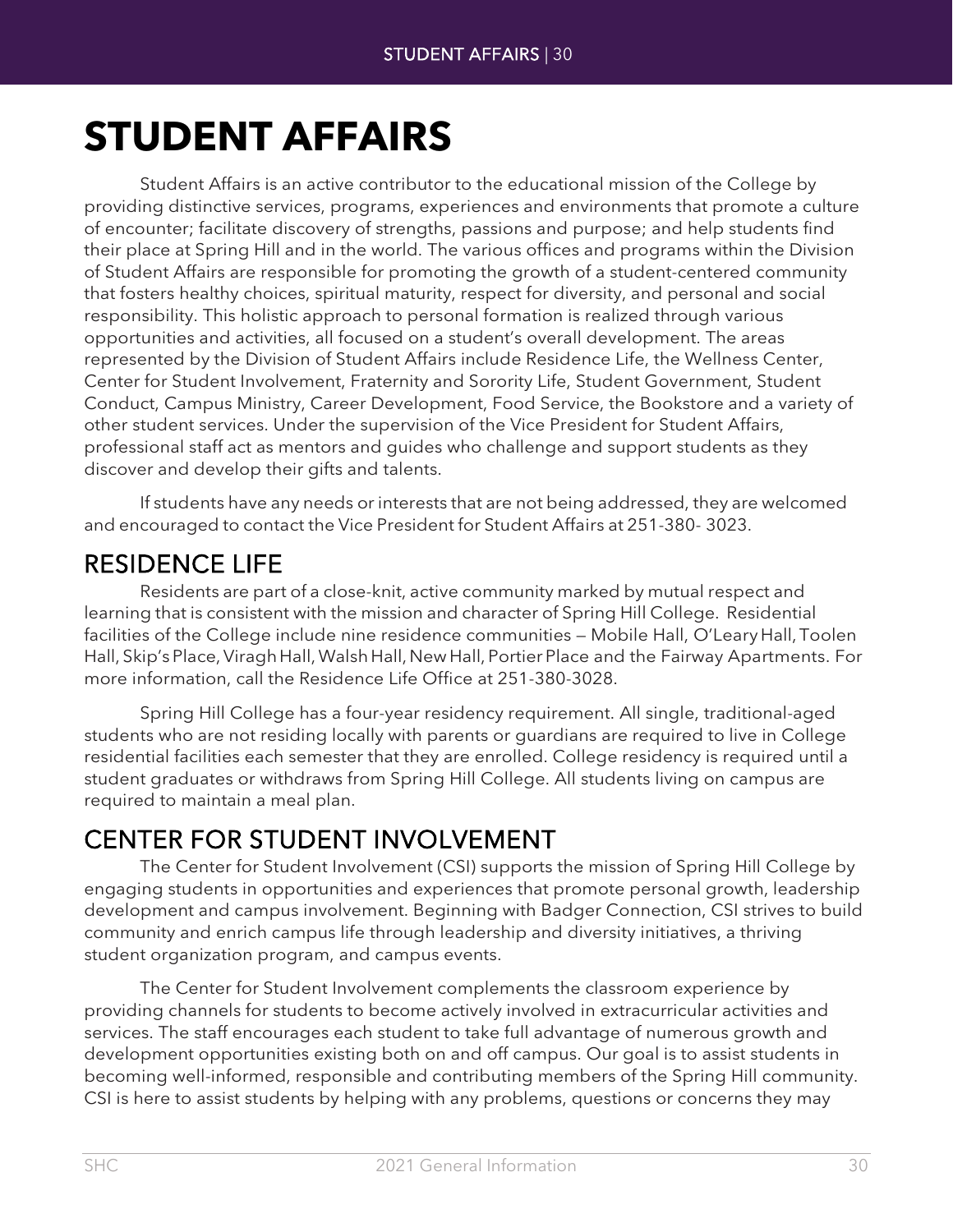# STUDENT AFFAIRS

Student Affairs is an active contributor to the educational mission of the College by providing distinctive services, programs, experiences and environments that promote a culture of encounter; facilitate discovery of strengths, passions and purpose; and help students find their place at Spring Hill and in the world. The various offices and programs within the Division of Student Affairs are responsible for promoting the growth of a student-centered community that fosters healthy choices, spiritual maturity, respect for diversity, and personal and social responsibility. This holistic approach to personal formation is realized through various opportunities and activities, all focused on a student's overall development. The areas represented by the Division of Student Affairs include Residence Life, the Wellness Center, Center for Student Involvement, Fraternity and Sorority Life, Student Government, Student Conduct, Campus Ministry, Career Development, Food Service, the Bookstore and a variety of other student services. Under the supervision of the Vice President for Student Affairs, professional staff act as mentors and guides who challenge and support students as they discover and develop their gifts and talents.

If students have any needs or interests that are not being addressed, they are welcomed and encouraged to contact the Vice President for Student Affairs at 251-380- 3023.

## RESIDENCE LIFE

Residents are part of a close-knit, active community marked by mutual respect and learning that is consistent with the mission and character of Spring Hill College. Residential facilities of the College include nine residence communities — Mobile Hall, O'Leary Hall, Toolen Hall, Skip's Place, Viragh Hall, Walsh Hall, New Hall, Portier Place and the Fairway Apartments. For more information, call the Residence Life Office at 251-380-3028.

Spring Hill College has a four-year residency requirement. All single, traditional-aged students who are not residing locally with parents or guardians are required to live in College residential facilities each semester that they are enrolled. College residency is required until a student graduates or withdraws from Spring Hill College. All students living on campus are required to maintain a meal plan.

## CENTER FOR STUDENT INVOLVEMENT

The Center for Student Involvement (CSI) supports the mission of Spring Hill College by engaging students in opportunities and experiences that promote personal growth, leadership development and campus involvement. Beginning with Badger Connection, CSI strives to build community and enrich campus life through leadership and diversity initiatives, a thriving student organization program, and campus events.

The Center for Student Involvement complements the classroom experience by providing channels for students to become actively involved in extracurricular activities and services. The staff encourages each student to take full advantage of numerous growth and development opportunities existing both on and off campus. Our goal is to assist students in becoming well-informed, responsible and contributing members of the Spring Hill community. CSI is here to assist students by helping with any problems, questions or concerns they may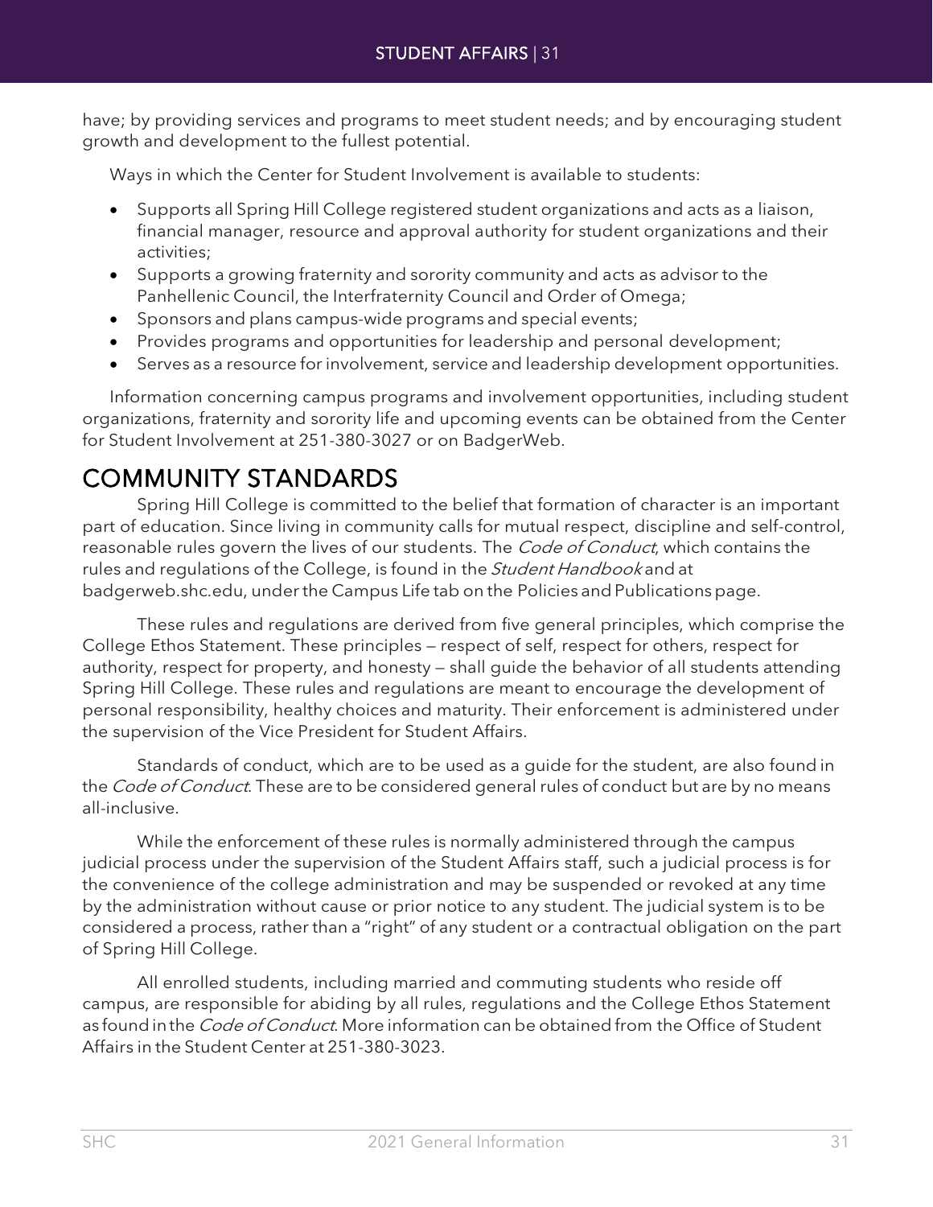have; by providing services and programs to meet student needs; and by encouraging student growth and development to the fullest potential.

Ways in which the Center for Student Involvement is available to students:

- Supports all Spring Hill College registered student organizations and acts as a liaison, financial manager, resource and approval authority for student organizations and their activities;
- Supports a growing fraternity and sorority community and acts as advisor to the Panhellenic Council, the Interfraternity Council and Order of Omega;
- Sponsors and plans campus-wide programs and special events;
- Provides programs and opportunities for leadership and personal development;
- Serves as a resource for involvement, service and leadership development opportunities.

Information concerning campus programs and involvement opportunities, including student organizations, fraternity and sorority life and upcoming events can be obtained from the Center for Student Involvement at 251-380-3027 or on BadgerWeb.

# COMMUNITY STANDARDS

Spring Hill College is committed to the belief that formation of character is an important part of education. Since living in community calls for mutual respect, discipline and self-control, reasonable rules govern the lives of our students. The *Code of Conduct*, which contains the rules and regulations of the College, is found in the *Student Handbook* and at badgerweb.shc.edu, under the Campus Life tab on the Policies and Publications page.

These rules and regulations are derived from five general principles, which comprise the College Ethos Statement. These principles — respect of self, respect for others, respect for authority, respect for property, and honesty — shall guide the behavior of all students attending Spring Hill College. These rules and regulations are meant to encourage the development of personal responsibility, healthy choices and maturity. Their enforcement is administered under the supervision of the Vice President for Student Affairs.

Standards of conduct, which are to be used as a guide for the student, are also found in the *Code of Conduct*. These are to be considered general rules of conduct but are by no means all-inclusive.

While the enforcement of these rules is normally administered through the campus judicial process under the supervision of the Student Affairs staff, such a judicial process is for the convenience of the college administration and may be suspended or revoked at any time by the administration without cause or prior notice to any student. The judicial system is to be considered a process, rather than a "right" of any student or a contractual obligation on the part of Spring Hill College.

All enrolled students, including married and commuting students who reside off campus, are responsible for abiding by all rules, regulations and the College Ethos Statement as found in the *Code of Conduct*. More information can be obtained from the Office of Student Affairs in the Student Center at 251-380-3023.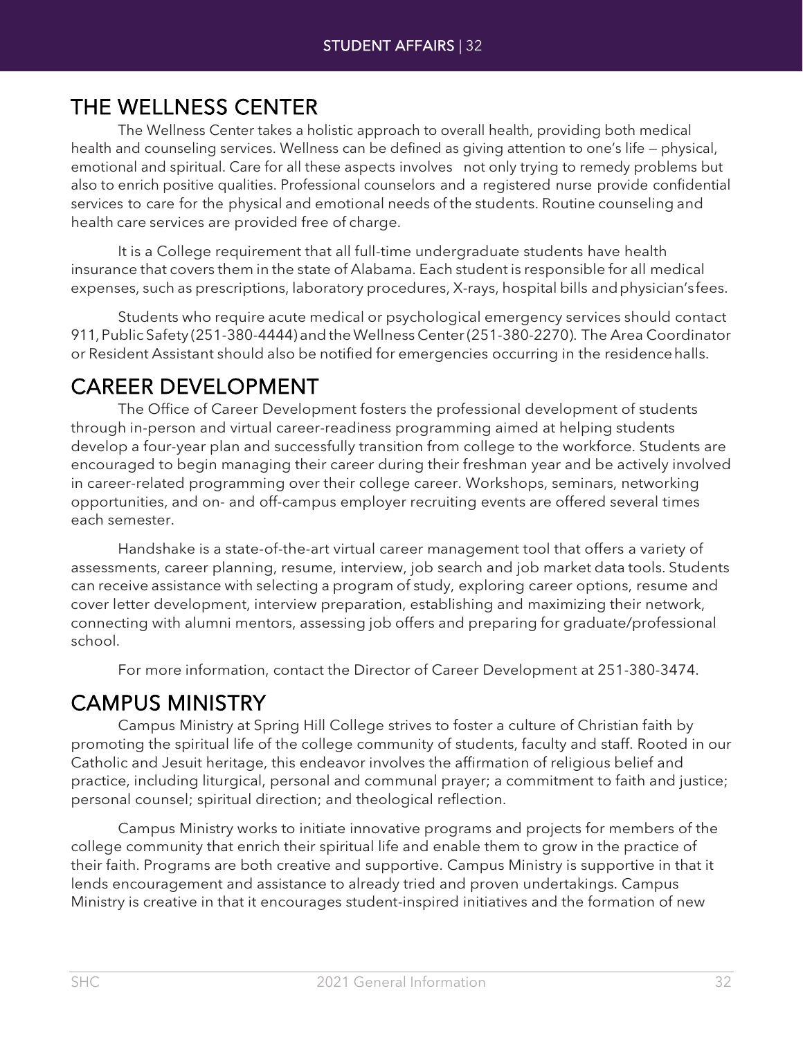## THE WELLNESS CENTER

The Wellness Center takes a holistic approach to overall health, providing both medical health and counseling services. Wellness can be defined as giving attention to one's life — physical, emotional and spiritual. Care for all these aspects involves not only trying to remedy problems but also to enrich positive qualities. Professional counselors and a registered nurse provide confidential services to care for the physical and emotional needs of the students. Routine counseling and health care services are provided free of charge.

It is a College requirement that all full-time undergraduate students have health insurance that covers them in the state of Alabama. Each student is responsible for all medical expenses, such as prescriptions, laboratory procedures, X-rays, hospital bills and physician's fees.

Students who require acute medical or psychological emergency services should contact 911, Public Safety (251-380-4444) and the Wellness Center (251-380-2270). The Area Coordinator or Resident Assistant should also be notified for emergencies occurring in the residence halls.

## CAREER DEVELOPMENT

The Office of Career Development fosters the professional development of students through in-person and virtual career-readiness programming aimed at helping students develop a four-year plan and successfully transition from college to the workforce. Students are encouraged to begin managing their career during their freshman year and be actively involved in career-related programming over their college career. Workshops, seminars, networking opportunities, and on- and off-campus employer recruiting events are offered several times each semester.

Handshake is a state-of-the-art virtual career management tool that offers a variety of assessments, career planning, resume, interview, job search and job market data tools. Students can receive assistance with selecting a program of study, exploring career options, resume and cover letter development, interview preparation, establishing and maximizing their network, connecting with alumni mentors, assessing job offers and preparing for graduate/professional school.

For more information, contact the Director of Career Development at 251-380-3474.

## CAMPUS MINISTRY

Campus Ministry at Spring Hill College strives to foster a culture of Christian faith by promoting the spiritual life of the college community of students, faculty and staff. Rooted in our Catholic and Jesuit heritage, this endeavor involves the affirmation of religious belief and practice, including liturgical, personal and communal prayer; a commitment to faith and justice; personal counsel; spiritual direction; and theological reflection.

Campus Ministry works to initiate innovative programs and projects for members of the college community that enrich their spiritual life and enable them to grow in the practice of their faith. Programs are both creative and supportive. Campus Ministry is supportive in that it lends encouragement and assistance to already tried and proven undertakings. Campus Ministry is creative in that it encourages student-inspired initiatives and the formation of new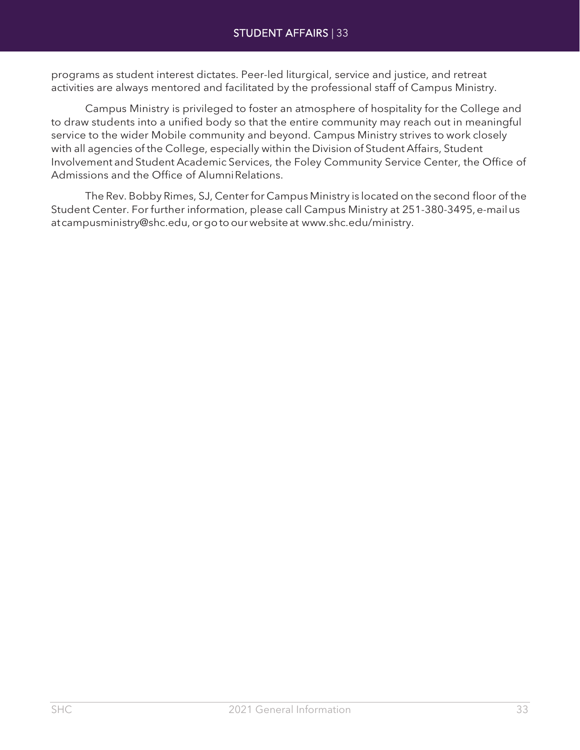programs as student interest dictates. Peer-led liturgical, service and justice, and retreat activities are always mentored and facilitated by the professional staff of Campus Ministry.

Campus Ministry is privileged to foster an atmosphere of hospitality for the College and to draw students into a unified body so that the entire community may reach out in meaningful service to the wider Mobile community and beyond. Campus Ministry strives to work closely with all agencies of the College, especially within the Division of Student Affairs, Student Involvement and Student Academic Services, the Foley Community Service Center, the Office of Admissions and the Office of Alumni Relations.

The Rev. Bobby Rimes, SJ, Center for Campus Ministry is located on the second floor of the Student Center. For further information, please call Campus Ministry at 251-380-3495, e-mail us at campusministry@shc.edu, or go to our website at www.shc.edu/ministry.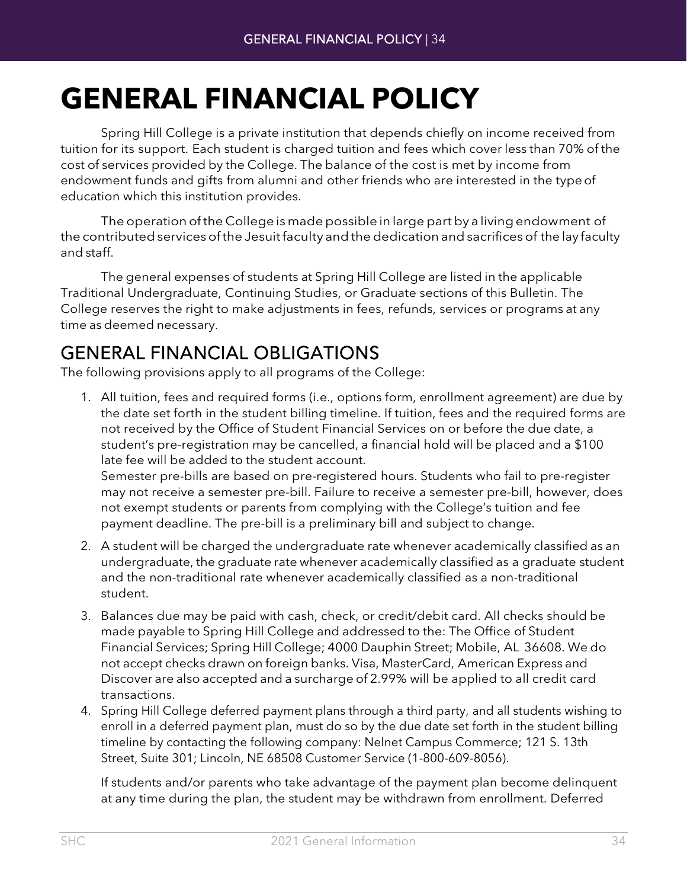# GENERAL FINANCIAL POLICY

Spring Hill College is a private institution that depends chiefly on income received from tuition for its support. Each student is charged tuition and fees which cover less than 70% of the cost of services provided by the College. The balance of the cost is met by income from endowment funds and gifts from alumni and other friends who are interested in the type of education which this institution provides.

The operation of the College is made possible in large part by a living endowment of the contributed services of the Jesuit faculty and the dedication and sacrifices of the lay faculty and staff.

The general expenses of students at Spring Hill College are listed in the applicable Traditional Undergraduate, Continuing Studies, or Graduate sections of this Bulletin. The College reserves the right to make adjustments in fees, refunds, services or programs at any time as deemed necessary.

## GENERAL FINANCIAL OBLIGATIONS

The following provisions apply to all programs of the College:

1. All tuition, fees and required forms (i.e., options form, enrollment agreement) are due by the date set forth in the student billing timeline. If tuition, fees and the required forms are not received by the Office of Student Financial Services on or before the due date, a student's pre-registration may be cancelled, a financial hold will be placed and a $100 late fee will be added to the student account.
   Semester pre-bills are based on pre-registered hours. Students who fail to pre-register may not receive a semester pre-bill. Failure to receive a semester pre-bill, however, does not exempt students or parents from complying with the College's tuition and fee payment deadline. The pre-bill is a preliminary bill and subject to change.
2. A student will be charged the undergraduate rate whenever academically classified as an undergraduate, the graduate rate whenever academically classified as a graduate student and the non-traditional rate whenever academically classified as a non-traditional student.
3. Balances due may be paid with cash, check, or credit/debit card. All checks should be made payable to Spring Hill College and addressed to the: The Office of Student Financial Services; Spring Hill College; 4000 Dauphin Street; Mobile, AL 36608. We do not accept checks drawn on foreign banks. Visa, MasterCard, American Express and Discover are also accepted and a surcharge of 2.99% will be applied to all credit card transactions.
4. Spring Hill College deferred payment plans through a third party, and all students wishing to enroll in a deferred payment plan, must do so by the due date set forth in the student billing timeline by contacting the following company: Nelnet Campus Commerce; 121 S. 13th Street, Suite 301; Lincoln, NE 68508 Customer Service (1-800-609-8056).

   If students and/or parents who take advantage of the payment plan become delinquent at any time during the plan, the student may be withdrawn from enrollment. Deferred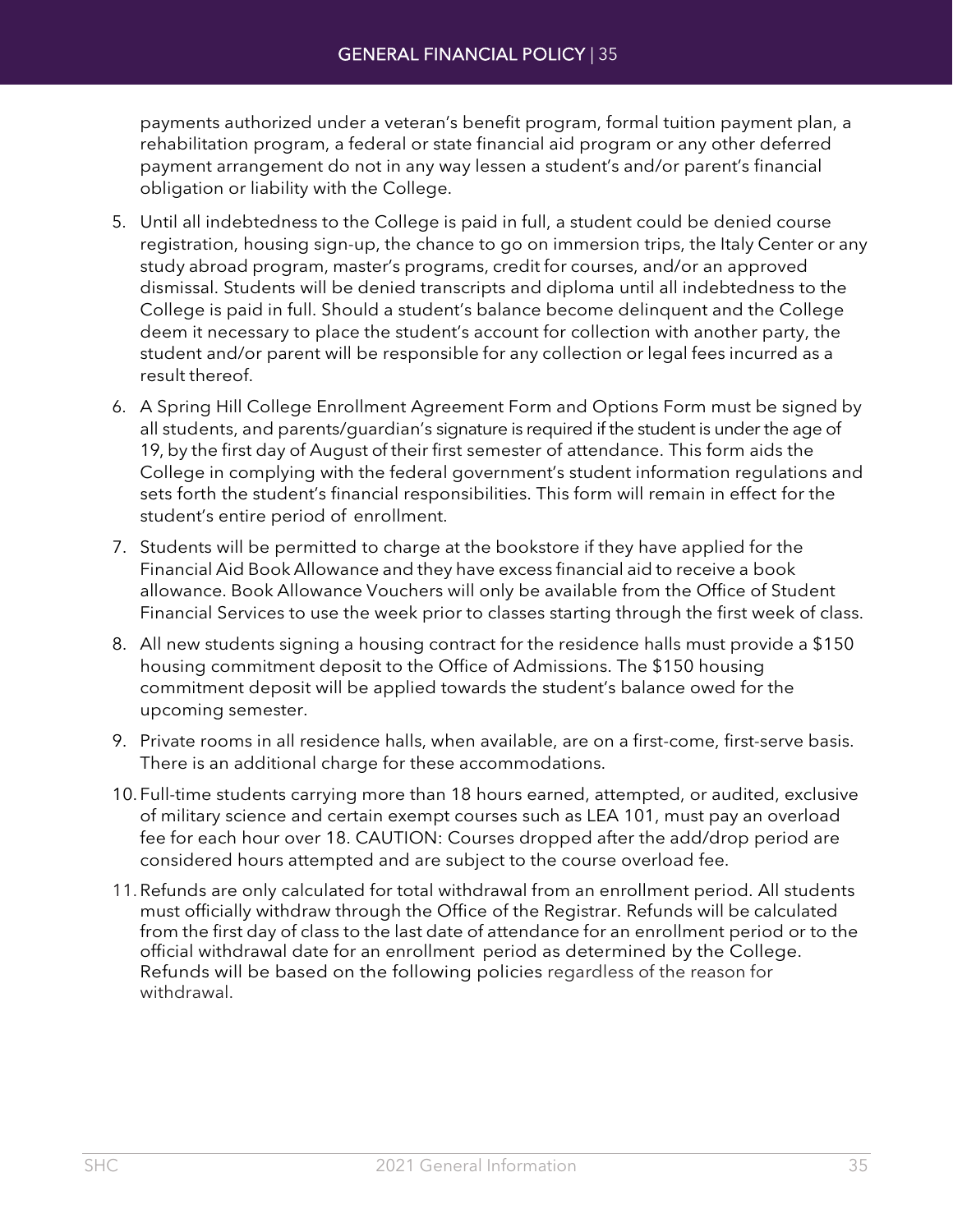payments authorized under a veteran's benefit program, formal tuition payment plan, a rehabilitation program, a federal or state financial aid program or any other deferred payment arrangement do not in any way lessen a student's and/or parent's financial obligation or liability with the College.

5. Until all indebtedness to the College is paid in full, a student could be denied course registration, housing sign-up, the chance to go on immersion trips, the Italy Center or any study abroad program, master's programs, credit for courses, and/or an approved dismissal. Students will be denied transcripts and diploma until all indebtedness to the College is paid in full. Should a student's balance become delinquent and the College deem it necessary to place the student's account for collection with another party, the student and/or parent will be responsible for any collection or legal fees incurred as a result thereof.
6. A Spring Hill College Enrollment Agreement Form and Options Form must be signed by all students, and parents/guardian's signature is required if the student is under the age of 19, by the first day of August of their first semester of attendance. This form aids the College in complying with the federal government's student information regulations and sets forth the student's financial responsibilities. This form will remain in effect for the student's entire period of enrollment.
7. Students will be permitted to charge at the bookstore if they have applied for the Financial Aid Book Allowance and they have excess financial aid to receive a book allowance. Book Allowance Vouchers will only be available from the Office of Student Financial Services to use the week prior to classes starting through the first week of class.
8. All new students signing a housing contract for the residence halls must provide a $150 housing commitment deposit to the Office of Admissions. The $150 housing commitment deposit will be applied towards the student's balance owed for the upcoming semester.
9. Private rooms in all residence halls, when available, are on a first-come, first-serve basis. There is an additional charge for these accommodations.
10. Full-time students carrying more than 18 hours earned, attempted, or audited, exclusive of military science and certain exempt courses such as LEA 101, must pay an overload fee for each hour over 18. CAUTION: Courses dropped after the add/drop period are considered hours attempted and are subject to the course overload fee.
11. Refunds are only calculated for total withdrawal from an enrollment period. All students must officially withdraw through the Office of the Registrar. Refunds will be calculated from the first day of class to the last date of attendance for an enrollment period or to the official withdrawal date for an enrollment period as determined by the College. Refunds will be based on the following policies regardless of the reason for withdrawal.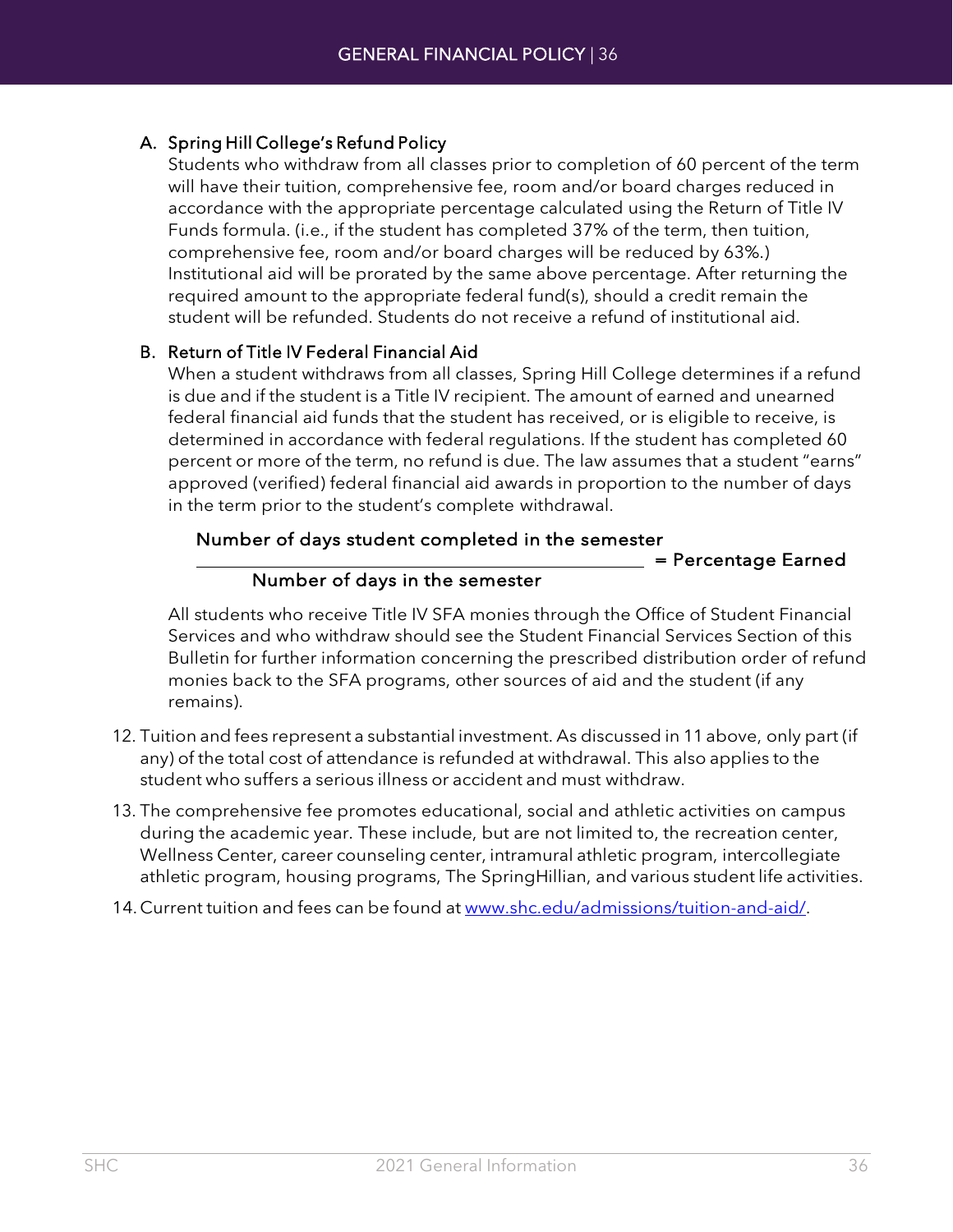A. Spring Hill College's Refund Policy

   Students who withdraw from all classes prior to completion of 60 percent of the term will have their tuition, comprehensive fee, room and/or board charges reduced in accordance with the appropriate percentage calculated using the Return of Title IV Funds formula. (i.e., if the student has completed 37% of the term, then tuition, comprehensive fee, room and/or board charges will be reduced by 63%.) Institutional aid will be prorated by the same above percentage. After returning the required amount to the appropriate federal fund(s), should a credit remain the student will be refunded. Students do not receive a refund of institutional aid.

B. Return of Title IV Federal Financial Aid

   When a student withdraws from all classes, Spring Hill College determines if a refund is due and if the student is a Title IV recipient. The amount of earned and unearned federal financial aid funds that the student has received, or is eligible to receive, is determined in accordance with federal regulations. If the student has completed 60 percent or more of the term, no refund is due. The law assumes that a student "earns" approved (verified) federal financial aid awards in proportion to the number of days in the term prior to the student's complete withdrawal.

$$\frac{\text{Number of days student completed in the semester}}{\text{Number of days in the semester}} = \text{Percentage Earned}$$

   All students who receive Title IV SFA monies through the Office of Student Financial Services and who withdraw should see the Student Financial Services Section of this Bulletin for further information concerning the prescribed distribution order of refund monies back to the SFA programs, other sources of aid and the student (if any remains).

12. Tuition and fees represent a substantial investment. As discussed in 11 above, only part (if any) of the total cost of attendance is refunded at withdrawal. This also applies to the student who suffers a serious illness or accident and must withdraw.
13. The comprehensive fee promotes educational, social and athletic activities on campus during the academic year. These include, but are not limited to, the recreation center, Wellness Center, career counseling center, intramural athletic program, intercollegiate athletic program, housing programs, The SpringHillian, and various student life activities.
14. Current tuition and fees can be found at [www.shc.edu/admissions/tuition-and-aid/](http://www.shc.edu/admissions/tuition-and-aid/).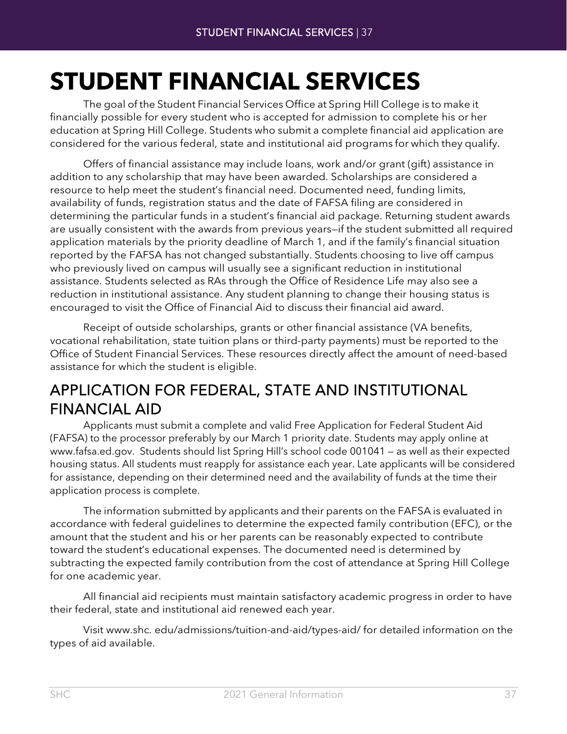# STUDENT FINANCIAL SERVICES

The goal of the Student Financial Services Office at Spring Hill College is to make it financially possible for every student who is accepted for admission to complete his or her education at Spring Hill College. Students who submit a complete financial aid application are considered for the various federal, state and institutional aid programs for which they qualify.

Offers of financial assistance may include loans, work and/or grant (gift) assistance in addition to any scholarship that may have been awarded. Scholarships are considered a resource to help meet the student's financial need. Documented need, funding limits, availability of funds, registration status and the date of FAFSA filing are considered in determining the particular funds in a student's financial aid package. Returning student awards are usually consistent with the awards from previous years—if the student submitted all required application materials by the priority deadline of March 1, and if the family's financial situation reported by the FAFSA has not changed substantially. Students choosing to live off campus who previously lived on campus will usually see a significant reduction in institutional assistance. Students selected as RAs through the Office of Residence Life may also see a reduction in institutional assistance. Any student planning to change their housing status is encouraged to visit the Office of Financial Aid to discuss their financial aid award.

Receipt of outside scholarships, grants or other financial assistance (VA benefits, vocational rehabilitation, state tuition plans or third-party payments) must be reported to the Office of Student Financial Services. These resources directly affect the amount of need-based assistance for which the student is eligible.

## APPLICATION FOR FEDERAL, STATE AND INSTITUTIONAL FINANCIAL AID

Applicants must submit a complete and valid Free Application for Federal Student Aid (FAFSA) to the processor preferably by our March 1 priority date. Students may apply online at www.fafsa.ed.gov. Students should list Spring Hill's school code 001041 — as well as their expected housing status. All students must reapply for assistance each year. Late applicants will be considered for assistance, depending on their determined need and the availability of funds at the time their application process is complete.

The information submitted by applicants and their parents on the FAFSA is evaluated in accordance with federal guidelines to determine the expected family contribution (EFC), or the amount that the student and his or her parents can be reasonably expected to contribute toward the student's educational expenses. The documented need is determined by subtracting the expected family contribution from the cost of attendance at Spring Hill College for one academic year.

All financial aid recipients must maintain satisfactory academic progress in order to have their federal, state and institutional aid renewed each year.

Visit www.shc. edu/admissions/tuition-and-aid/types-aid/ for detailed information on the types of aid available.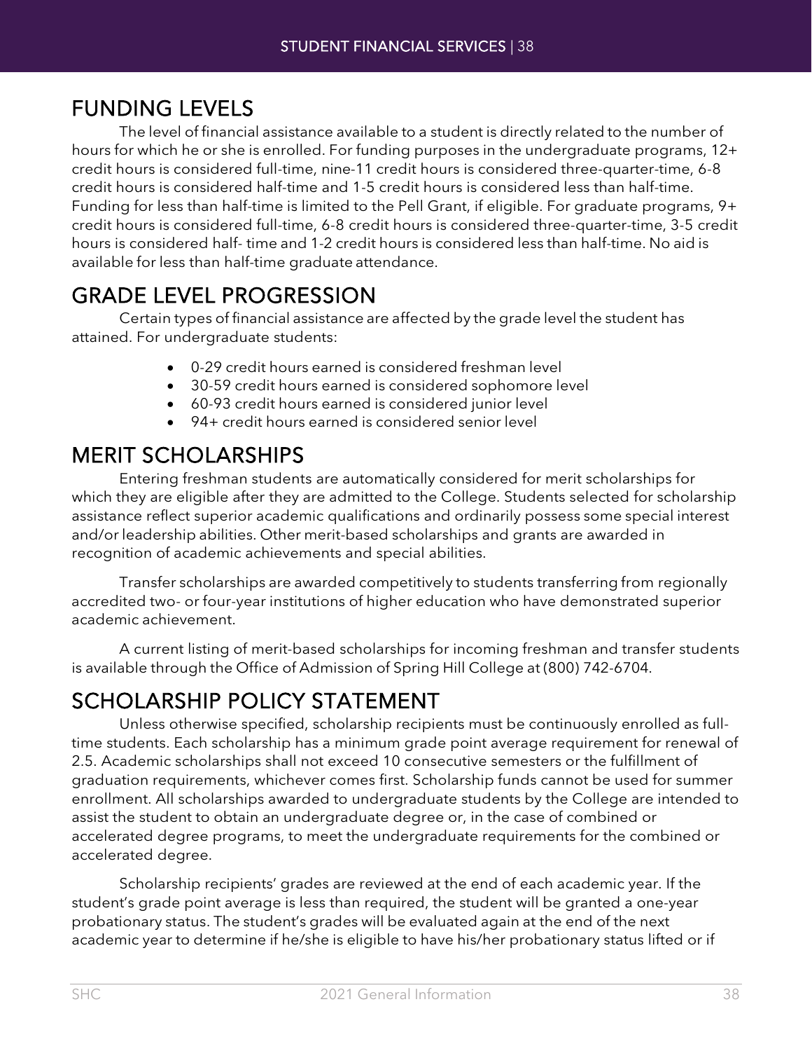## FUNDING LEVELS

The level of financial assistance available to a student is directly related to the number of hours for which he or she is enrolled. For funding purposes in the undergraduate programs, 12+ credit hours is considered full-time, nine-11 credit hours is considered three-quarter-time, 6-8 credit hours is considered half-time and 1-5 credit hours is considered less than half-time. Funding for less than half-time is limited to the Pell Grant, if eligible. For graduate programs, 9+ credit hours is considered full-time, 6-8 credit hours is considered three-quarter-time, 3-5 credit hours is considered half- time and 1-2 credit hours is considered less than half-time. No aid is available for less than half-time graduate attendance.

## GRADE LEVEL PROGRESSION

Certain types of financial assistance are affected by the grade level the student has attained. For undergraduate students:

- 0-29 credit hours earned is considered freshman level
- 30-59 credit hours earned is considered sophomore level
- 60-93 credit hours earned is considered junior level
- 94+ credit hours earned is considered senior level

## MERIT SCHOLARSHIPS

Entering freshman students are automatically considered for merit scholarships for which they are eligible after they are admitted to the College. Students selected for scholarship assistance reflect superior academic qualifications and ordinarily possess some special interest and/or leadership abilities. Other merit-based scholarships and grants are awarded in recognition of academic achievements and special abilities.

Transfer scholarships are awarded competitively to students transferring from regionally accredited two- or four-year institutions of higher education who have demonstrated superior academic achievement.

A current listing of merit-based scholarships for incoming freshman and transfer students is available through the Office of Admission of Spring Hill College at (800) 742-6704.

## SCHOLARSHIP POLICY STATEMENT

Unless otherwise specified, scholarship recipients must be continuously enrolled as full-time students. Each scholarship has a minimum grade point average requirement for renewal of 2.5. Academic scholarships shall not exceed 10 consecutive semesters or the fulfillment of graduation requirements, whichever comes first. Scholarship funds cannot be used for summer enrollment. All scholarships awarded to undergraduate students by the College are intended to assist the student to obtain an undergraduate degree or, in the case of combined or accelerated degree programs, to meet the undergraduate requirements for the combined or accelerated degree.

Scholarship recipients' grades are reviewed at the end of each academic year. If the student's grade point average is less than required, the student will be granted a one-year probationary status. The student's grades will be evaluated again at the end of the next academic year to determine if he/she is eligible to have his/her probationary status lifted or if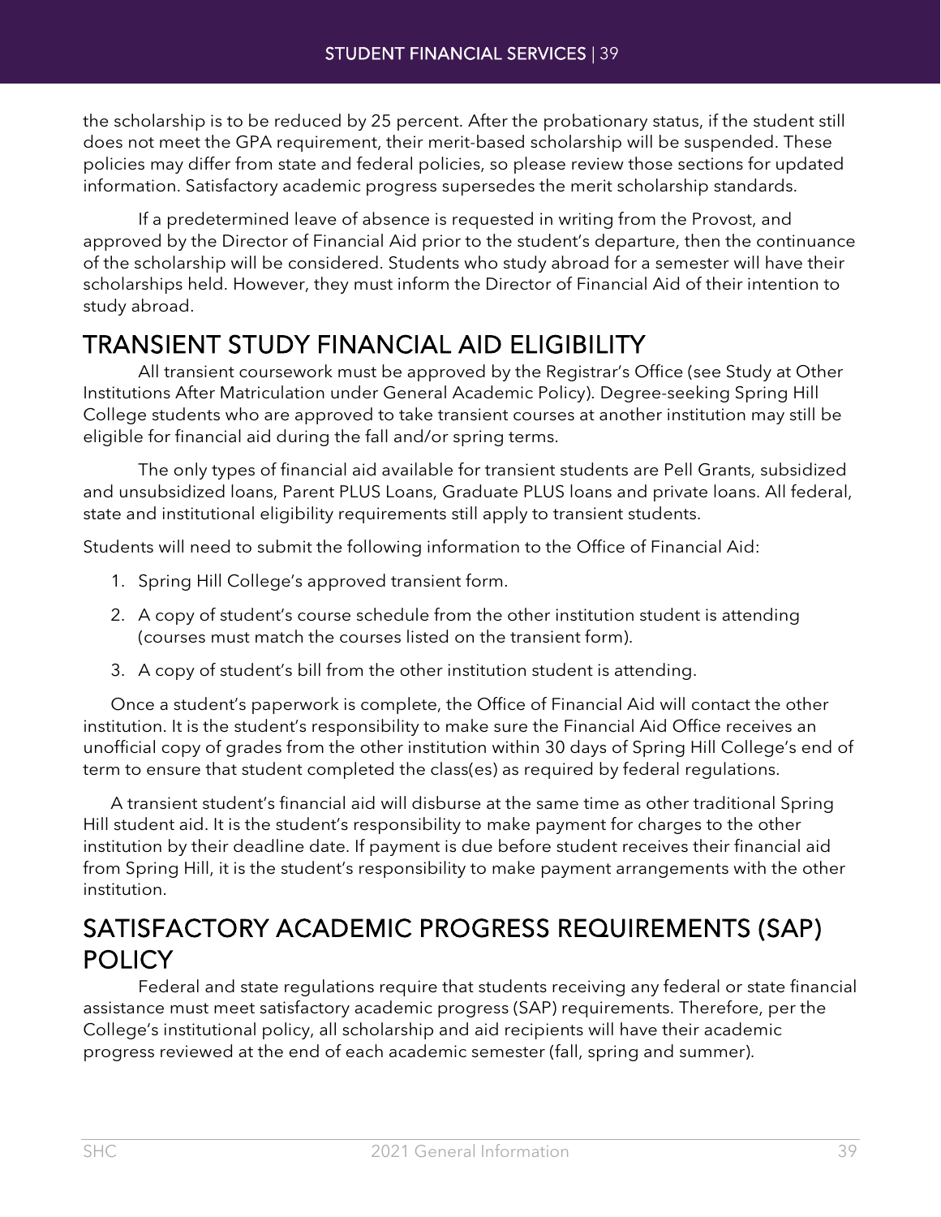the scholarship is to be reduced by 25 percent. After the probationary status, if the student still does not meet the GPA requirement, their merit-based scholarship will be suspended. These policies may differ from state and federal policies, so please review those sections for updated information. Satisfactory academic progress supersedes the merit scholarship standards.

If a predetermined leave of absence is requested in writing from the Provost, and approved by the Director of Financial Aid prior to the student's departure, then the continuance of the scholarship will be considered. Students who study abroad for a semester will have their scholarships held. However, they must inform the Director of Financial Aid of their intention to study abroad.

## TRANSIENT STUDY FINANCIAL AID ELIGIBILITY

All transient coursework must be approved by the Registrar's Office (see Study at Other Institutions After Matriculation under General Academic Policy). Degree-seeking Spring Hill College students who are approved to take transient courses at another institution may still be eligible for financial aid during the fall and/or spring terms.

The only types of financial aid available for transient students are Pell Grants, subsidized and unsubsidized loans, Parent PLUS Loans, Graduate PLUS loans and private loans. All federal, state and institutional eligibility requirements still apply to transient students.

Students will need to submit the following information to the Office of Financial Aid:

1. Spring Hill College's approved transient form.
2. A copy of student's course schedule from the other institution student is attending (courses must match the courses listed on the transient form).
3. A copy of student's bill from the other institution student is attending.

Once a student's paperwork is complete, the Office of Financial Aid will contact the other institution. It is the student's responsibility to make sure the Financial Aid Office receives an unofficial copy of grades from the other institution within 30 days of Spring Hill College's end of term to ensure that student completed the class(es) as required by federal regulations.

A transient student's financial aid will disburse at the same time as other traditional Spring Hill student aid. It is the student's responsibility to make payment for charges to the other institution by their deadline date. If payment is due before student receives their financial aid from Spring Hill, it is the student's responsibility to make payment arrangements with the other institution.

## SATISFACTORY ACADEMIC PROGRESS REQUIREMENTS (SAP) POLICY

Federal and state regulations require that students receiving any federal or state financial assistance must meet satisfactory academic progress (SAP) requirements. Therefore, per the College's institutional policy, all scholarship and aid recipients will have their academic progress reviewed at the end of each academic semester (fall, spring and summer).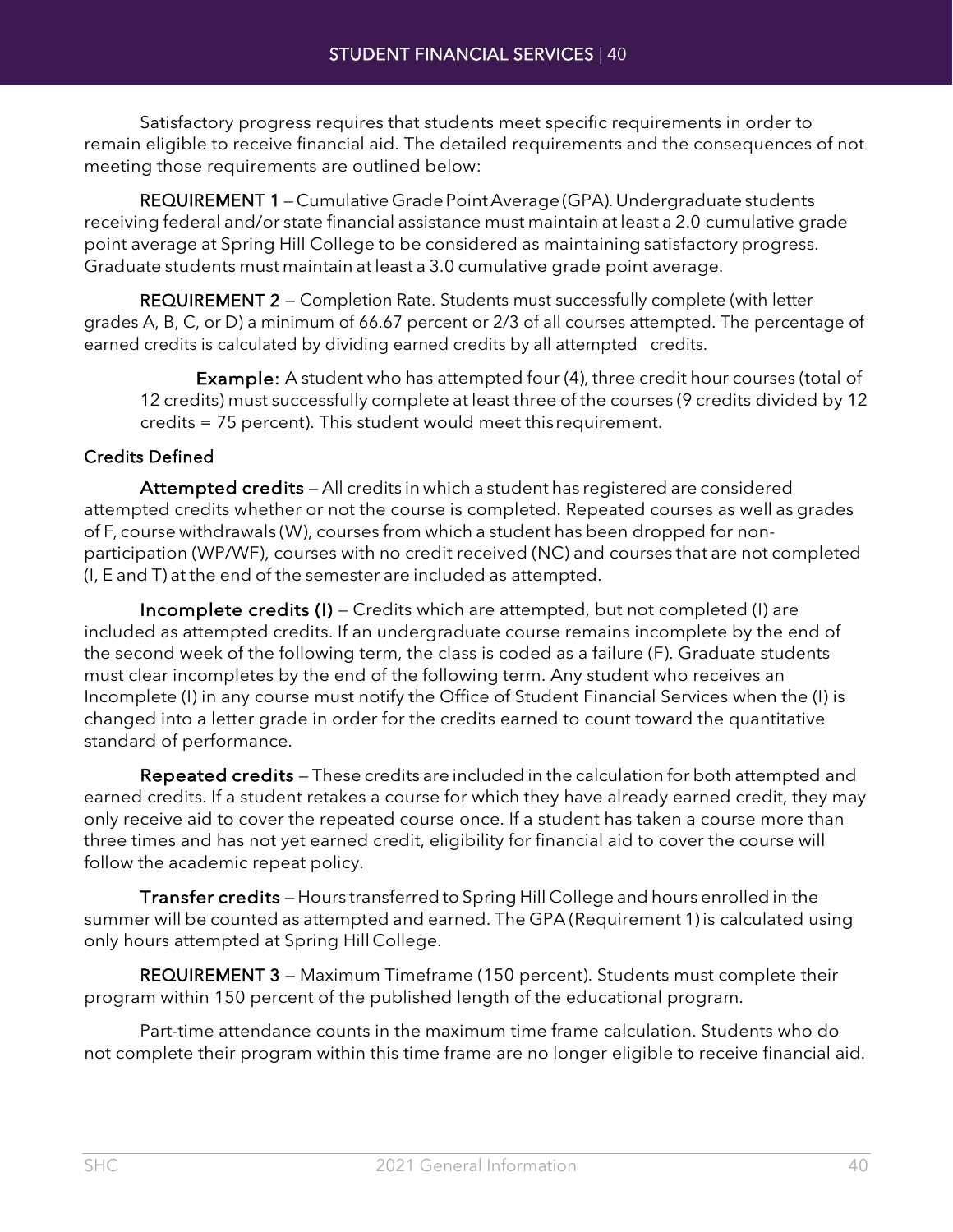Satisfactory progress requires that students meet specific requirements in order to remain eligible to receive financial aid. The detailed requirements and the consequences of not meeting those requirements are outlined below:

**REQUIREMENT 1** – Cumulative Grade Point Average (GPA). Undergraduate students receiving federal and/or state financial assistance must maintain at least a 2.0 cumulative grade point average at Spring Hill College to be considered as maintaining satisfactory progress. Graduate students must maintain at least a 3.0 cumulative grade point average.

**REQUIREMENT 2** – Completion Rate. Students must successfully complete (with letter grades A, B, C, or D) a minimum of 66.67 percent or 2/3 of all courses attempted. The percentage of earned credits is calculated by dividing earned credits by all attempted credits.

> **Example:** A student who has attempted four (4), three credit hour courses (total of 12 credits) must successfully complete at least three of the courses (9 credits divided by 12 credits = 75 percent). This student would meet this requirement.

### Credits Defined

**Attempted credits** – All credits in which a student has registered are considered attempted credits whether or not the course is completed. Repeated courses as well as grades of F, course withdrawals (W), courses from which a student has been dropped for non-participation (WP/WF), courses with no credit received (NC) and courses that are not completed (I, E and T) at the end of the semester are included as attempted.

**Incomplete credits (I)** – Credits which are attempted, but not completed (I) are included as attempted credits. If an undergraduate course remains incomplete by the end of the second week of the following term, the class is coded as a failure (F). Graduate students must clear incompletes by the end of the following term. Any student who receives an Incomplete (I) in any course must notify the Office of Student Financial Services when the (I) is changed into a letter grade in order for the credits earned to count toward the quantitative standard of performance.

**Repeated credits** – These credits are included in the calculation for both attempted and earned credits. If a student retakes a course for which they have already earned credit, they may only receive aid to cover the repeated course once. If a student has taken a course more than three times and has not yet earned credit, eligibility for financial aid to cover the course will follow the academic repeat policy.

**Transfer credits** – Hours transferred to Spring Hill College and hours enrolled in the summer will be counted as attempted and earned. The GPA (Requirement 1) is calculated using only hours attempted at Spring Hill College.

**REQUIREMENT 3** – Maximum Timeframe (150 percent). Students must complete their program within 150 percent of the published length of the educational program.

Part-time attendance counts in the maximum time frame calculation. Students who do not complete their program within this time frame are no longer eligible to receive financial aid.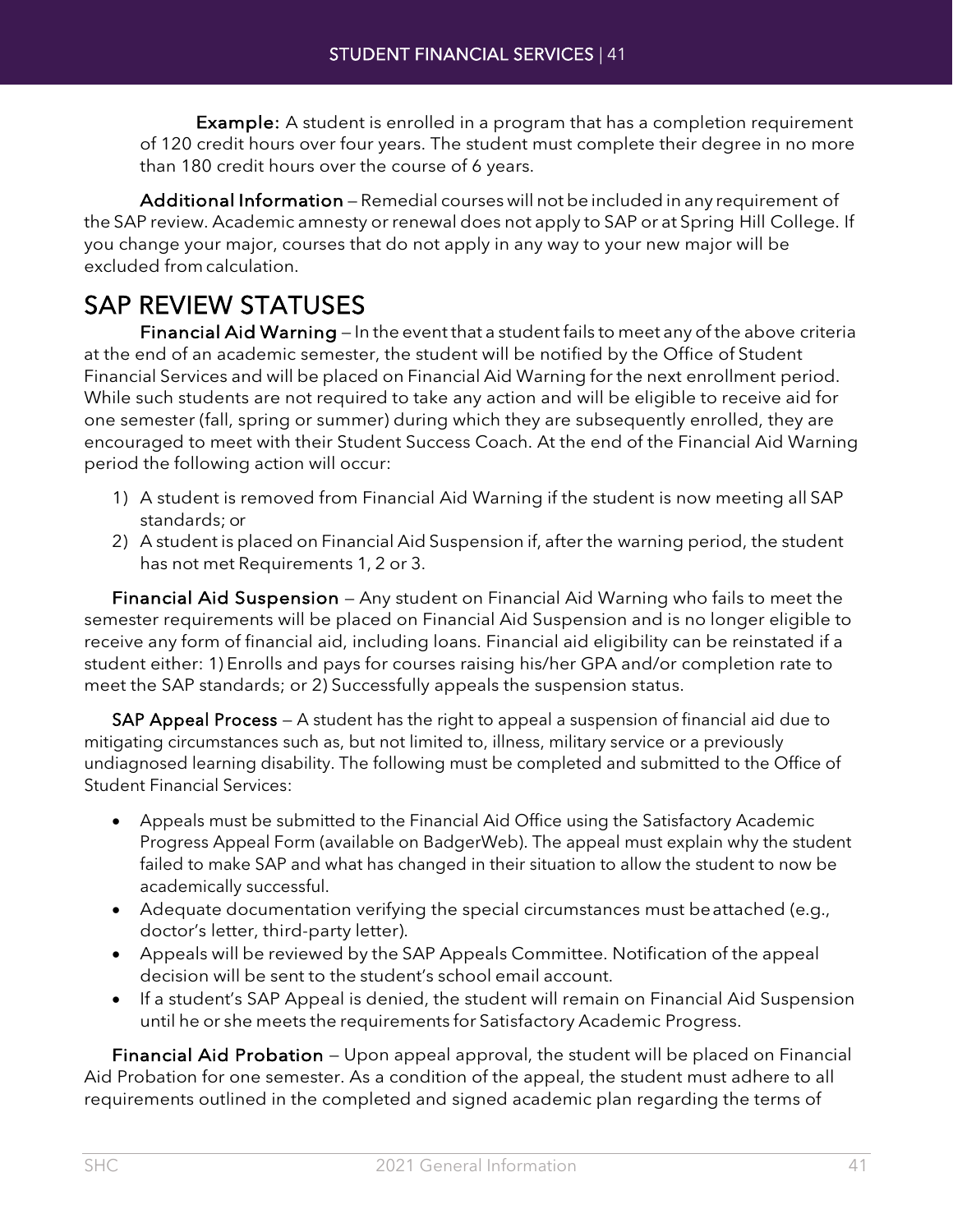**Example:** A student is enrolled in a program that has a completion requirement of 120 credit hours over four years. The student must complete their degree in no more than 180 credit hours over the course of 6 years.

**Additional Information** – Remedial courses will not be included in any requirement of the SAP review. Academic amnesty or renewal does not apply to SAP or at Spring Hill College. If you change your major, courses that do not apply in any way to your new major will be excluded from calculation.

## SAP REVIEW STATUSES

**Financial Aid Warning** – In the event that a student fails to meet any of the above criteria at the end of an academic semester, the student will be notified by the Office of Student Financial Services and will be placed on Financial Aid Warning for the next enrollment period. While such students are not required to take any action and will be eligible to receive aid for one semester (fall, spring or summer) during which they are subsequently enrolled, they are encouraged to meet with their Student Success Coach. At the end of the Financial Aid Warning period the following action will occur:

1) A student is removed from Financial Aid Warning if the student is now meeting all SAP standards; or
2) A student is placed on Financial Aid Suspension if, after the warning period, the student has not met Requirements 1, 2 or 3.

**Financial Aid Suspension** – Any student on Financial Aid Warning who fails to meet the semester requirements will be placed on Financial Aid Suspension and is no longer eligible to receive any form of financial aid, including loans. Financial aid eligibility can be reinstated if a student either: 1) Enrolls and pays for courses raising his/her GPA and/or completion rate to meet the SAP standards; or 2) Successfully appeals the suspension status.

**SAP Appeal Process** – A student has the right to appeal a suspension of financial aid due to mitigating circumstances such as, but not limited to, illness, military service or a previously undiagnosed learning disability. The following must be completed and submitted to the Office of Student Financial Services:

- Appeals must be submitted to the Financial Aid Office using the Satisfactory Academic Progress Appeal Form (available on BadgerWeb). The appeal must explain why the student failed to make SAP and what has changed in their situation to allow the student to now be academically successful.
- Adequate documentation verifying the special circumstances must be attached (e.g., doctor's letter, third-party letter).
- Appeals will be reviewed by the SAP Appeals Committee. Notification of the appeal decision will be sent to the student's school email account.
- If a student's SAP Appeal is denied, the student will remain on Financial Aid Suspension until he or she meets the requirements for Satisfactory Academic Progress.

**Financial Aid Probation** – Upon appeal approval, the student will be placed on Financial Aid Probation for one semester. As a condition of the appeal, the student must adhere to all requirements outlined in the completed and signed academic plan regarding the terms of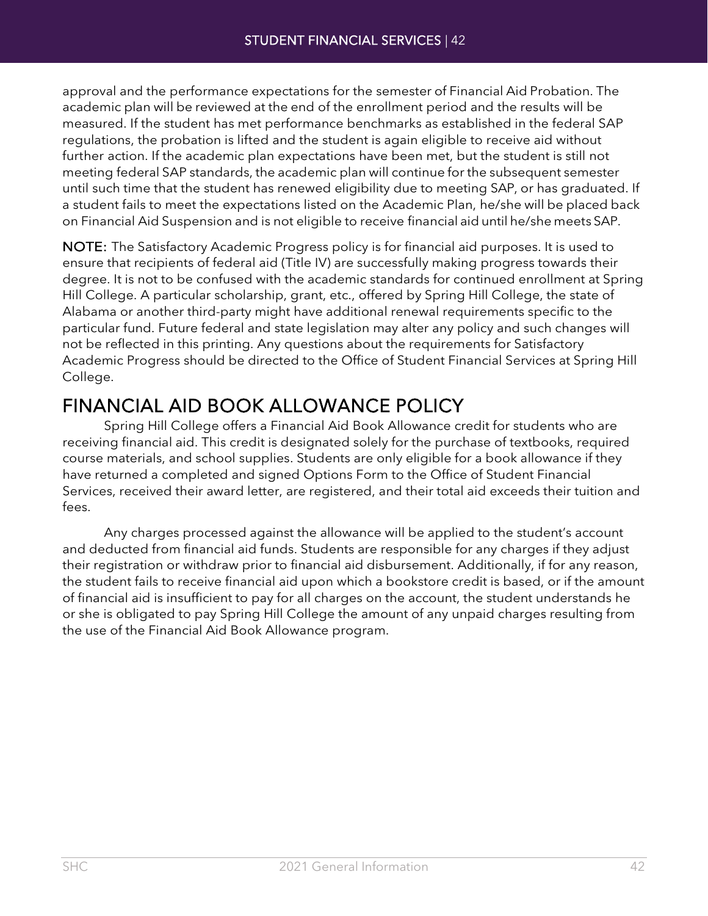approval and the performance expectations for the semester of Financial Aid Probation. The academic plan will be reviewed at the end of the enrollment period and the results will be measured. If the student has met performance benchmarks as established in the federal SAP regulations, the probation is lifted and the student is again eligible to receive aid without further action. If the academic plan expectations have been met, but the student is still not meeting federal SAP standards, the academic plan will continue for the subsequent semester until such time that the student has renewed eligibility due to meeting SAP, or has graduated. If a student fails to meet the expectations listed on the Academic Plan, he/she will be placed back on Financial Aid Suspension and is not eligible to receive financial aid until he/she meets SAP.

**NOTE:** The Satisfactory Academic Progress policy is for financial aid purposes. It is used to ensure that recipients of federal aid (Title IV) are successfully making progress towards their degree. It is not to be confused with the academic standards for continued enrollment at Spring Hill College. A particular scholarship, grant, etc., offered by Spring Hill College, the state of Alabama or another third-party might have additional renewal requirements specific to the particular fund. Future federal and state legislation may alter any policy and such changes will not be reflected in this printing. Any questions about the requirements for Satisfactory Academic Progress should be directed to the Office of Student Financial Services at Spring Hill College.

## FINANCIAL AID BOOK ALLOWANCE POLICY

Spring Hill College offers a Financial Aid Book Allowance credit for students who are receiving financial aid. This credit is designated solely for the purchase of textbooks, required course materials, and school supplies. Students are only eligible for a book allowance if they have returned a completed and signed Options Form to the Office of Student Financial Services, received their award letter, are registered, and their total aid exceeds their tuition and fees.

Any charges processed against the allowance will be applied to the student's account and deducted from financial aid funds. Students are responsible for any charges if they adjust their registration or withdraw prior to financial aid disbursement. Additionally, if for any reason, the student fails to receive financial aid upon which a bookstore credit is based, or if the amount of financial aid is insufficient to pay for all charges on the account, the student understands he or she is obligated to pay Spring Hill College the amount of any unpaid charges resulting from the use of the Financial Aid Book Allowance program.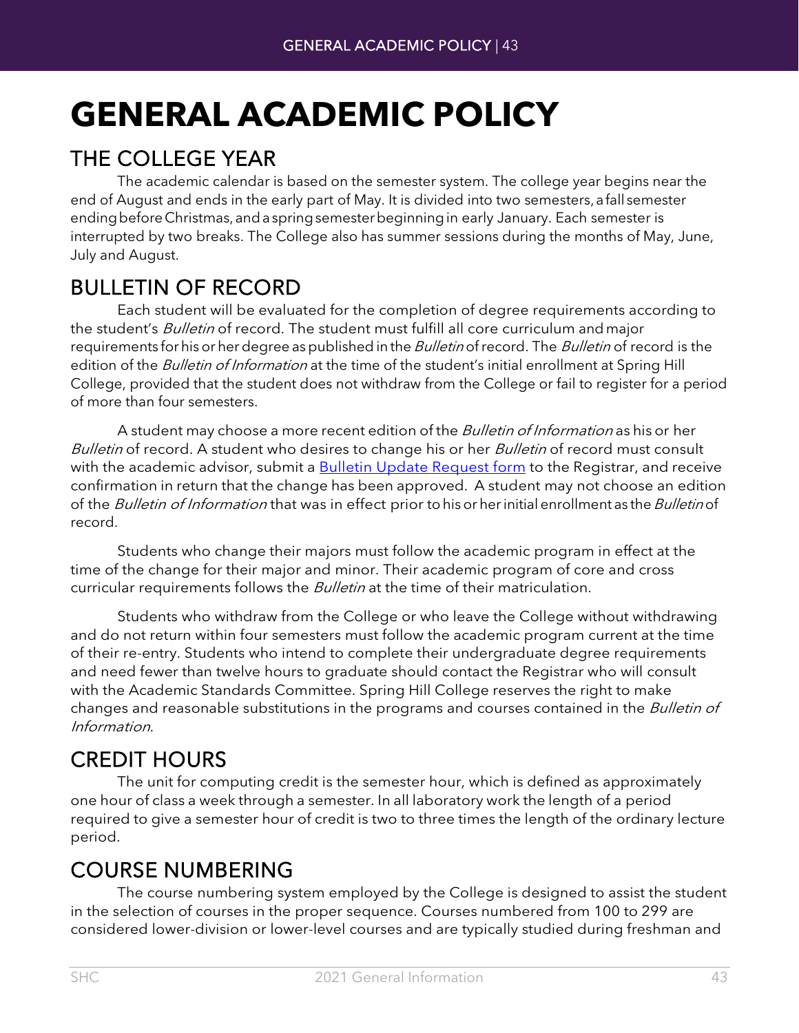# GENERAL ACADEMIC POLICY

## THE COLLEGE YEAR

The academic calendar is based on the semester system. The college year begins near the end of August and ends in the early part of May. It is divided into two semesters, a fall semester ending before Christmas, and a spring semester beginning in early January. Each semester is interrupted by two breaks. The College also has summer sessions during the months of May, June, July and August.

## BULLETIN OF RECORD

Each student will be evaluated for the completion of degree requirements according to the student's *Bulletin* of record. The student must fulfill all core curriculum and major requirements for his or her degree as published in the *Bulletin* of record. The *Bulletin* of record is the edition of the *Bulletin of Information* at the time of the student's initial enrollment at Spring Hill College, provided that the student does not withdraw from the College or fail to register for a period of more than four semesters.

A student may choose a more recent edition of the *Bulletin of Information* as his or her *Bulletin* of record. A student who desires to change his or her *Bulletin* of record must consult with the academic advisor, submit a Bulletin Update Request form to the Registrar, and receive confirmation in return that the change has been approved. A student may not choose an edition of the *Bulletin of Information* that was in effect prior to his or her initial enrollment as the *Bulletin* of record.

Students who change their majors must follow the academic program in effect at the time of the change for their major and minor. Their academic program of core and cross curricular requirements follows the *Bulletin* at the time of their matriculation.

Students who withdraw from the College or who leave the College without withdrawing and do not return within four semesters must follow the academic program current at the time of their re-entry. Students who intend to complete their undergraduate degree requirements and need fewer than twelve hours to graduate should contact the Registrar who will consult with the Academic Standards Committee. Spring Hill College reserves the right to make changes and reasonable substitutions in the programs and courses contained in the *Bulletin of Information*.

## CREDIT HOURS

The unit for computing credit is the semester hour, which is defined as approximately one hour of class a week through a semester. In all laboratory work the length of a period required to give a semester hour of credit is two to three times the length of the ordinary lecture period.

## COURSE NUMBERING

The course numbering system employed by the College is designed to assist the student in the selection of courses in the proper sequence. Courses numbered from 100 to 299 are considered lower-division or lower-level courses and are typically studied during freshman and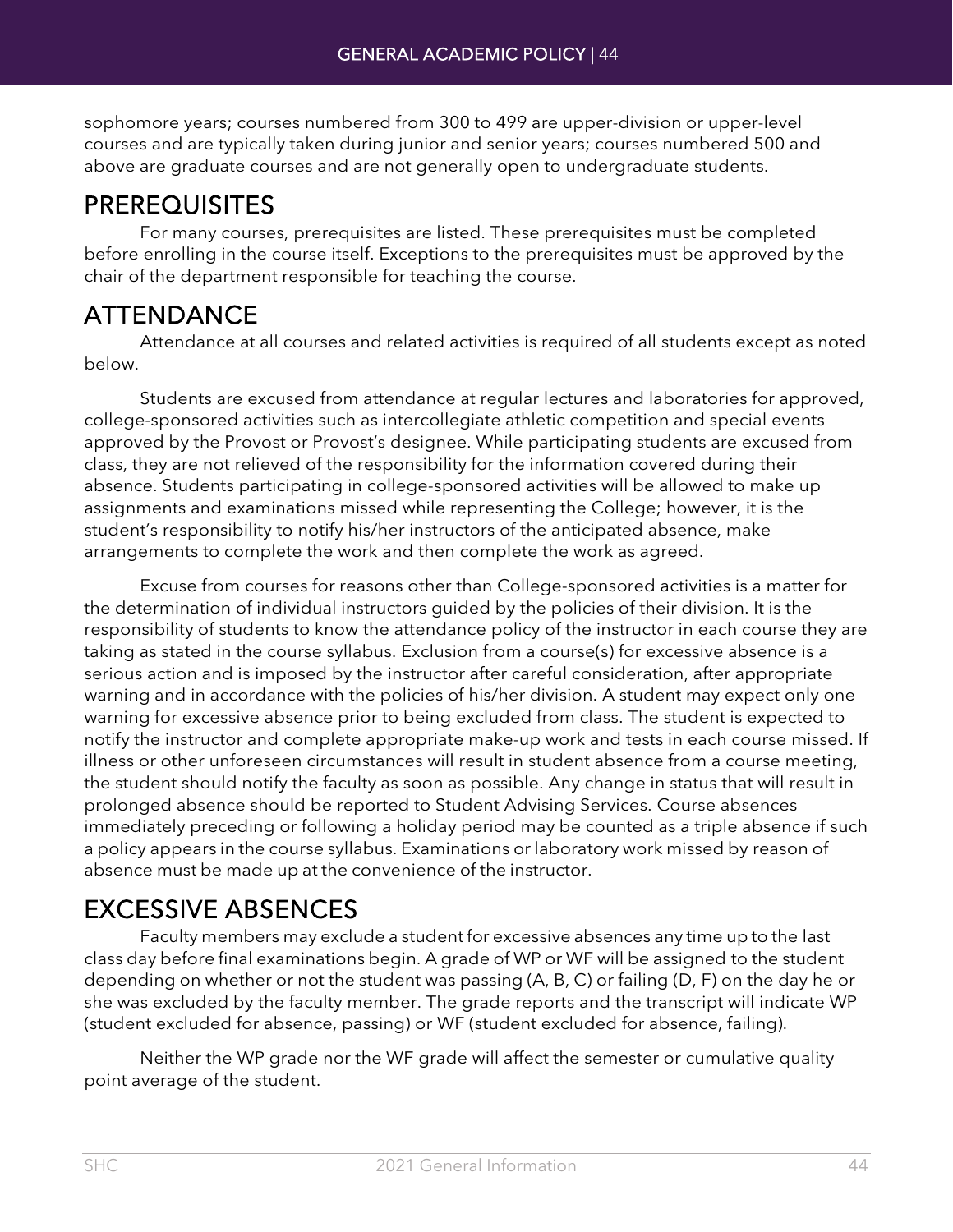sophomore years; courses numbered from 300 to 499 are upper-division or upper-level courses and are typically taken during junior and senior years; courses numbered 500 and above are graduate courses and are not generally open to undergraduate students.

## PREREQUISITES

For many courses, prerequisites are listed. These prerequisites must be completed before enrolling in the course itself. Exceptions to the prerequisites must be approved by the chair of the department responsible for teaching the course.

## ATTENDANCE

Attendance at all courses and related activities is required of all students except as noted below.

Students are excused from attendance at regular lectures and laboratories for approved, college-sponsored activities such as intercollegiate athletic competition and special events approved by the Provost or Provost's designee. While participating students are excused from class, they are not relieved of the responsibility for the information covered during their absence. Students participating in college-sponsored activities will be allowed to make up assignments and examinations missed while representing the College; however, it is the student's responsibility to notify his/her instructors of the anticipated absence, make arrangements to complete the work and then complete the work as agreed.

Excuse from courses for reasons other than College-sponsored activities is a matter for the determination of individual instructors guided by the policies of their division. It is the responsibility of students to know the attendance policy of the instructor in each course they are taking as stated in the course syllabus. Exclusion from a course(s) for excessive absence is a serious action and is imposed by the instructor after careful consideration, after appropriate warning and in accordance with the policies of his/her division. A student may expect only one warning for excessive absence prior to being excluded from class. The student is expected to notify the instructor and complete appropriate make-up work and tests in each course missed. If illness or other unforeseen circumstances will result in student absence from a course meeting, the student should notify the faculty as soon as possible. Any change in status that will result in prolonged absence should be reported to Student Advising Services. Course absences immediately preceding or following a holiday period may be counted as a triple absence if such a policy appears in the course syllabus. Examinations or laboratory work missed by reason of absence must be made up at the convenience of the instructor.

## EXCESSIVE ABSENCES

Faculty members may exclude a student for excessive absences any time up to the last class day before final examinations begin. A grade of WP or WF will be assigned to the student depending on whether or not the student was passing (A, B, C) or failing (D, F) on the day he or she was excluded by the faculty member. The grade reports and the transcript will indicate WP (student excluded for absence, passing) or WF (student excluded for absence, failing).

Neither the WP grade nor the WF grade will affect the semester or cumulative quality point average of the student.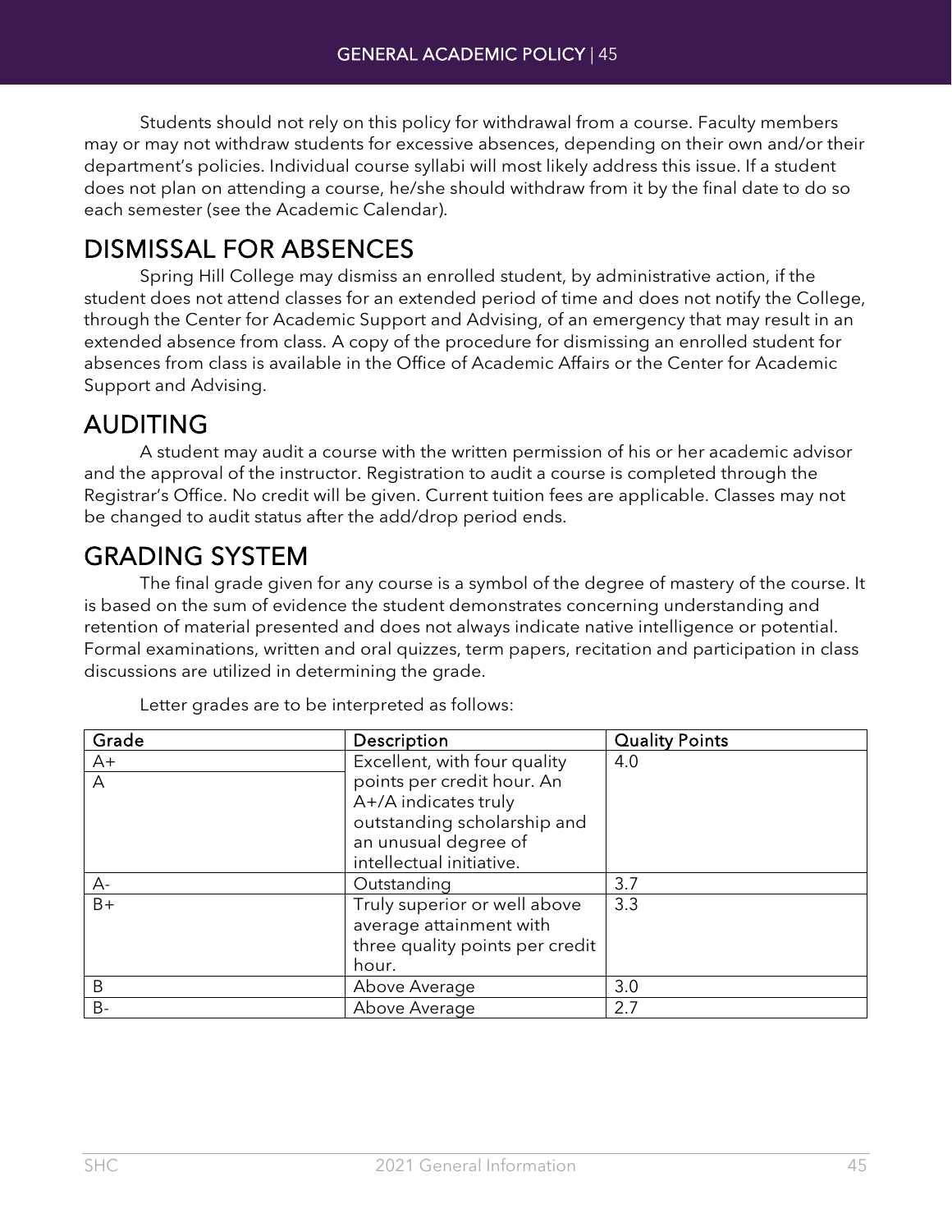Students should not rely on this policy for withdrawal from a course. Faculty members may or may not withdraw students for excessive absences, depending on their own and/or their department's policies. Individual course syllabi will most likely address this issue. If a student does not plan on attending a course, he/she should withdraw from it by the final date to do so each semester (see the Academic Calendar).

## DISMISSAL FOR ABSENCES

Spring Hill College may dismiss an enrolled student, by administrative action, if the student does not attend classes for an extended period of time and does not notify the College, through the Center for Academic Support and Advising, of an emergency that may result in an extended absence from class. A copy of the procedure for dismissing an enrolled student for absences from class is available in the Office of Academic Affairs or the Center for Academic Support and Advising.

## AUDITING

A student may audit a course with the written permission of his or her academic advisor and the approval of the instructor. Registration to audit a course is completed through the Registrar's Office. No credit will be given. Current tuition fees are applicable. Classes may not be changed to audit status after the add/drop period ends.

## GRADING SYSTEM

The final grade given for any course is a symbol of the degree of mastery of the course. It is based on the sum of evidence the student demonstrates concerning understanding and retention of material presented and does not always indicate native intelligence or potential. Formal examinations, written and oral quizzes, term papers, recitation and participation in class discussions are utilized in determining the grade.

Letter grades are to be interpreted as follows:

| Grade | Description | Quality Points |
|---|---|---|
| A+ | Excellent, with four quality points per credit hour. An A+/A indicates truly outstanding scholarship and an unusual degree of intellectual initiative. | 4.0 |
| A | | |
| A- | Outstanding | 3.7 |
| B+ | Truly superior or well above average attainment with three quality points per credit hour. | 3.3 |
| B | Above Average | 3.0 |
| B- | Above Average | 2.7 |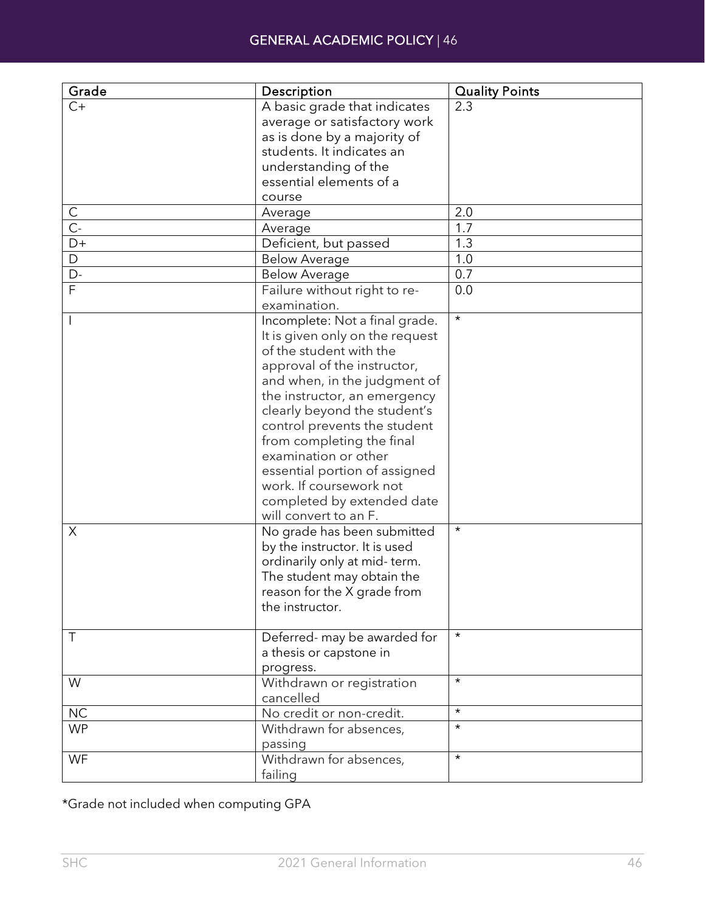| Grade | Description | Quality Points |
| --- | --- | --- |
| C+ | A basic grade that indicates average or satisfactory work as is done by a majority of students. It indicates an understanding of the essential elements of a course | 2.3 |
| C | Average | 2.0 |
| C- | Average | 1.7 |
| D+ | Deficient, but passed | 1.3 |
| D | Below Average | 1.0 |
| D- | Below Average | 0.7 |
| F | Failure without right to re-examination. | 0.0 |
| I | Incomplete: Not a final grade. It is given only on the request of the student with the approval of the instructor, and when, in the judgment of the instructor, an emergency clearly beyond the student's control prevents the student from completing the final examination or other essential portion of assigned work. If coursework not completed by extended date will convert to an F. | * |
| X | No grade has been submitted by the instructor. It is used ordinarily only at mid- term. The student may obtain the reason for the X grade from the instructor. | * |
| T | Deferred- may be awarded for a thesis or capstone in progress. | * |
| W | Withdrawn or registration cancelled | * |
| NC | No credit or non-credit. | * |
| WP | Withdrawn for absences, passing | * |
| WF | Withdrawn for absences, failing | * |

*Grade not included when computing GPA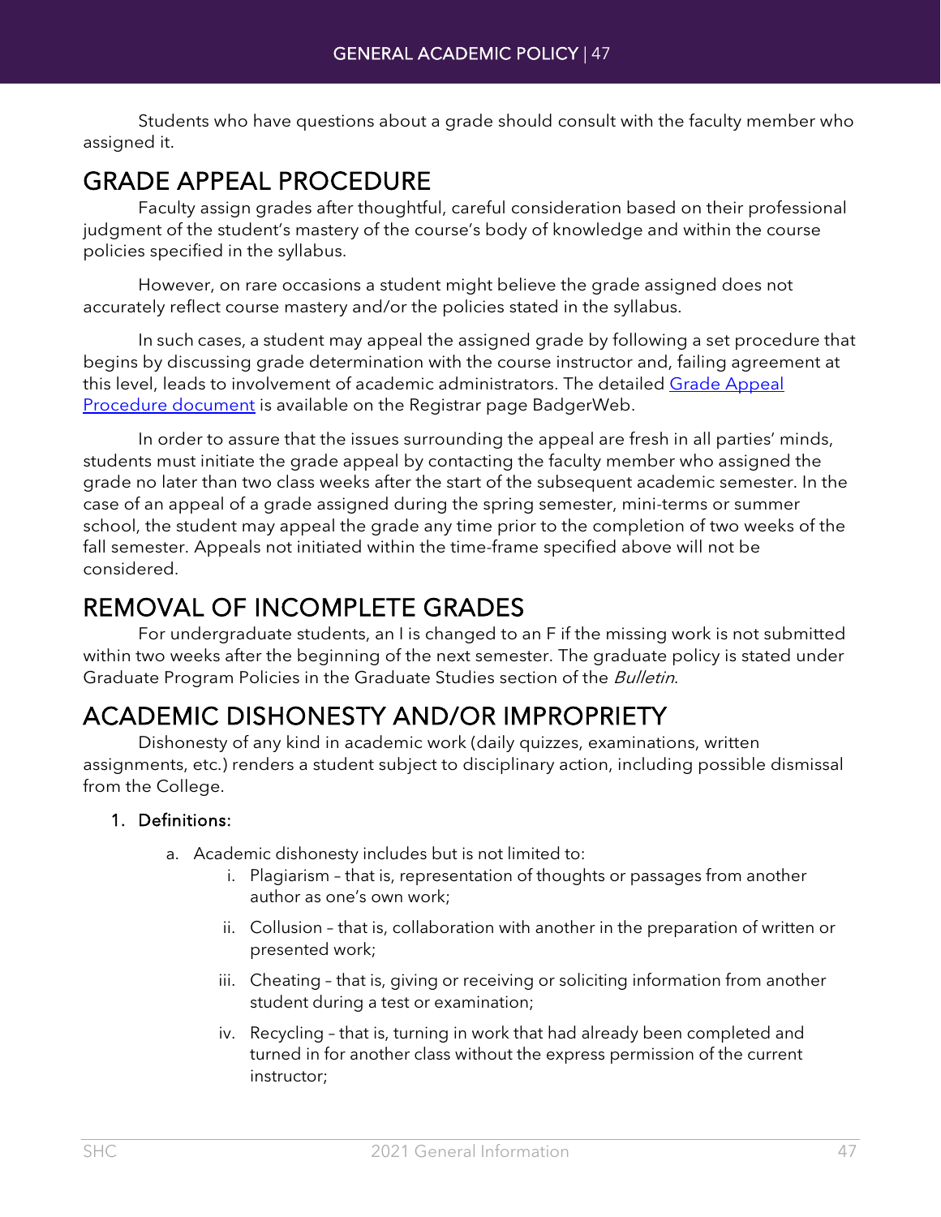Students who have questions about a grade should consult with the faculty member who assigned it.

## GRADE APPEAL PROCEDURE

Faculty assign grades after thoughtful, careful consideration based on their professional judgment of the student's mastery of the course's body of knowledge and within the course policies specified in the syllabus.

However, on rare occasions a student might believe the grade assigned does not accurately reflect course mastery and/or the policies stated in the syllabus.

In such cases, a student may appeal the assigned grade by following a set procedure that begins by discussing grade determination with the course instructor and, failing agreement at this level, leads to involvement of academic administrators. The detailed Grade Appeal Procedure document is available on the Registrar page BadgerWeb.

In order to assure that the issues surrounding the appeal are fresh in all parties' minds, students must initiate the grade appeal by contacting the faculty member who assigned the grade no later than two class weeks after the start of the subsequent academic semester. In the case of an appeal of a grade assigned during the spring semester, mini-terms or summer school, the student may appeal the grade any time prior to the completion of two weeks of the fall semester. Appeals not initiated within the time-frame specified above will not be considered.

## REMOVAL OF INCOMPLETE GRADES

For undergraduate students, an I is changed to an F if the missing work is not submitted within two weeks after the beginning of the next semester. The graduate policy is stated under Graduate Program Policies in the Graduate Studies section of the *Bulletin*.

## ACADEMIC DISHONESTY AND/OR IMPROPRIETY

Dishonesty of any kind in academic work (daily quizzes, examinations, written assignments, etc.) renders a student subject to disciplinary action, including possible dismissal from the College.

1. Definitions:
   a. Academic dishonesty includes but is not limited to:
      i. Plagiarism – that is, representation of thoughts or passages from another author as one's own work;
      ii. Collusion – that is, collaboration with another in the preparation of written or presented work;
      iii. Cheating – that is, giving or receiving or soliciting information from another student during a test or examination;
      iv. Recycling – that is, turning in work that had already been completed and turned in for another class without the express permission of the current instructor;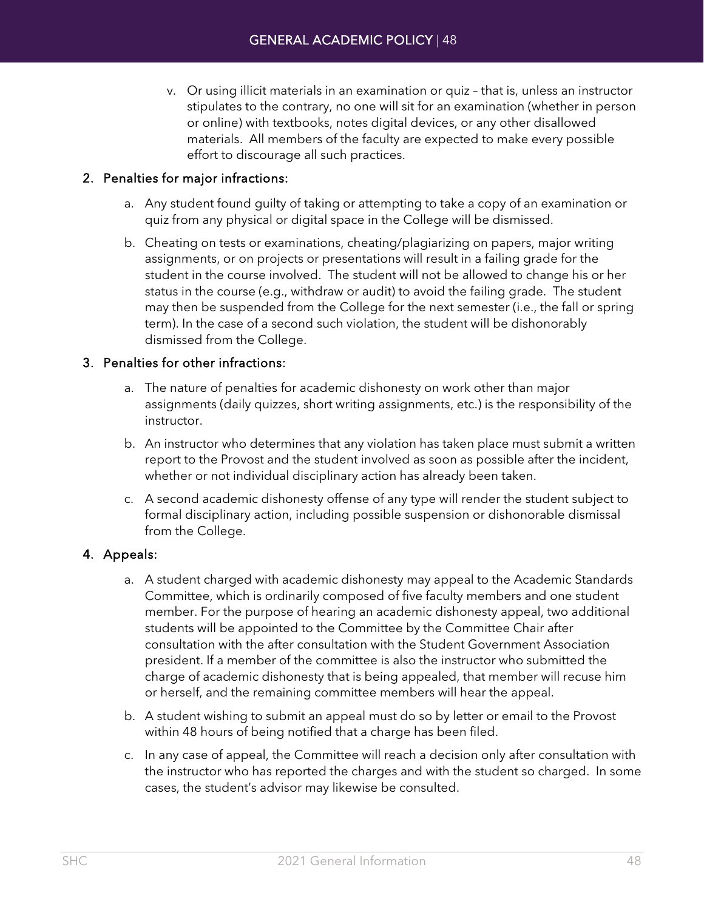v. Or using illicit materials in an examination or quiz – that is, unless an instructor stipulates to the contrary, no one will sit for an examination (whether in person or online) with textbooks, notes digital devices, or any other disallowed materials. All members of the faculty are expected to make every possible effort to discourage all such practices.

2. **Penalties for major infractions:**

   a. Any student found guilty of taking or attempting to take a copy of an examination or quiz from any physical or digital space in the College will be dismissed.

   b. Cheating on tests or examinations, cheating/plagiarizing on papers, major writing assignments, or on projects or presentations will result in a failing grade for the student in the course involved. The student will not be allowed to change his or her status in the course (e.g., withdraw or audit) to avoid the failing grade. The student may then be suspended from the College for the next semester (i.e., the fall or spring term). In the case of a second such violation, the student will be dishonorably dismissed from the College.

3. **Penalties for other infractions:**

   a. The nature of penalties for academic dishonesty on work other than major assignments (daily quizzes, short writing assignments, etc.) is the responsibility of the instructor.

   b. An instructor who determines that any violation has taken place must submit a written report to the Provost and the student involved as soon as possible after the incident, whether or not individual disciplinary action has already been taken.

   c. A second academic dishonesty offense of any type will render the student subject to formal disciplinary action, including possible suspension or dishonorable dismissal from the College.

4. **Appeals:**

   a. A student charged with academic dishonesty may appeal to the Academic Standards Committee, which is ordinarily composed of five faculty members and one student member. For the purpose of hearing an academic dishonesty appeal, two additional students will be appointed to the Committee by the Committee Chair after consultation with the after consultation with the Student Government Association president. If a member of the committee is also the instructor who submitted the charge of academic dishonesty that is being appealed, that member will recuse him or herself, and the remaining committee members will hear the appeal.

   b. A student wishing to submit an appeal must do so by letter or email to the Provost within 48 hours of being notified that a charge has been filed.

   c. In any case of appeal, the Committee will reach a decision only after consultation with the instructor who has reported the charges and with the student so charged. In some cases, the student's advisor may likewise be consulted.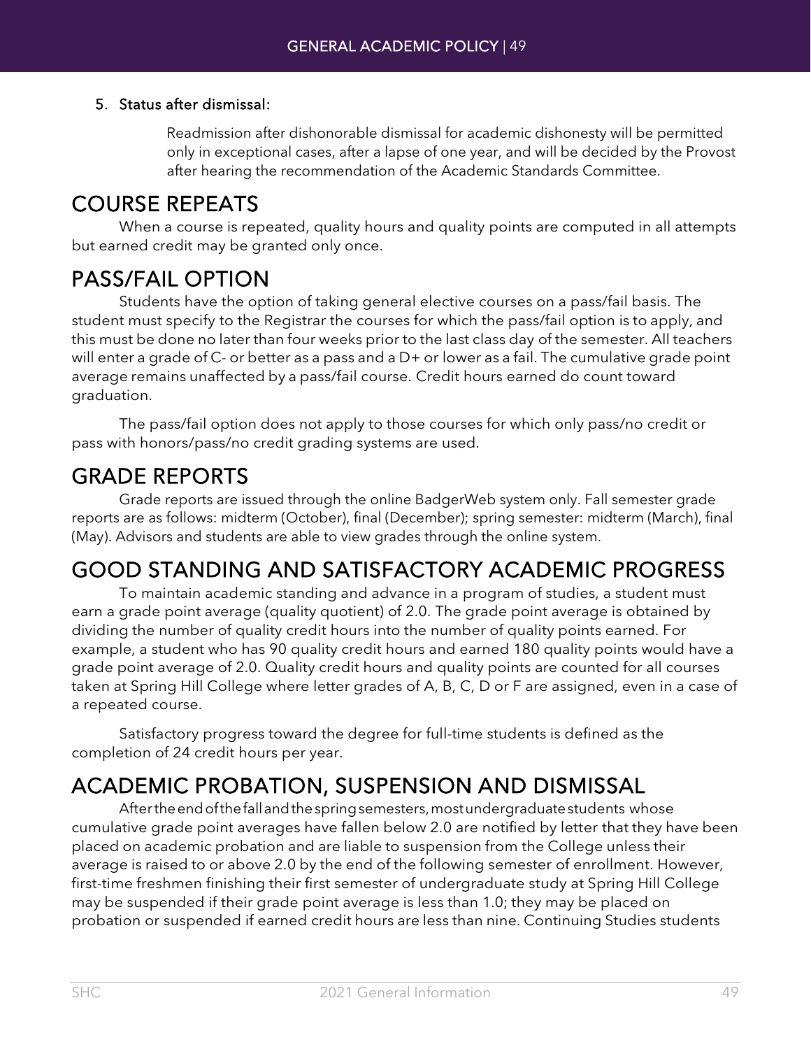5. **Status after dismissal:**

   Readmission after dishonorable dismissal for academic dishonesty will be permitted only in exceptional cases, after a lapse of one year, and will be decided by the Provost after hearing the recommendation of the Academic Standards Committee.

# COURSE REPEATS

When a course is repeated, quality hours and quality points are computed in all attempts but earned credit may be granted only once.

# PASS/FAIL OPTION

Students have the option of taking general elective courses on a pass/fail basis. The student must specify to the Registrar the courses for which the pass/fail option is to apply, and this must be done no later than four weeks prior to the last class day of the semester. All teachers will enter a grade of C- or better as a pass and a D+ or lower as a fail. The cumulative grade point average remains unaffected by a pass/fail course. Credit hours earned do count toward graduation.

The pass/fail option does not apply to those courses for which only pass/no credit or pass with honors/pass/no credit grading systems are used.

# GRADE REPORTS

Grade reports are issued through the online BadgerWeb system only. Fall semester grade reports are as follows: midterm (October), final (December); spring semester: midterm (March), final (May). Advisors and students are able to view grades through the online system.

# GOOD STANDING AND SATISFACTORY ACADEMIC PROGRESS

To maintain academic standing and advance in a program of studies, a student must earn a grade point average (quality quotient) of 2.0. The grade point average is obtained by dividing the number of quality credit hours into the number of quality points earned. For example, a student who has 90 quality credit hours and earned 180 quality points would have a grade point average of 2.0. Quality credit hours and quality points are counted for all courses taken at Spring Hill College where letter grades of A, B, C, D or F are assigned, even in a case of a repeated course.

Satisfactory progress toward the degree for full-time students is defined as the completion of 24 credit hours per year.

# ACADEMIC PROBATION, SUSPENSION AND DISMISSAL

After the end of the fall and the spring semesters, most undergraduate students whose cumulative grade point averages have fallen below 2.0 are notified by letter that they have been placed on academic probation and are liable to suspension from the College unless their average is raised to or above 2.0 by the end of the following semester of enrollment. However, first-time freshmen finishing their first semester of undergraduate study at Spring Hill College may be suspended if their grade point average is less than 1.0; they may be placed on probation or suspended if earned credit hours are less than nine. Continuing Studies students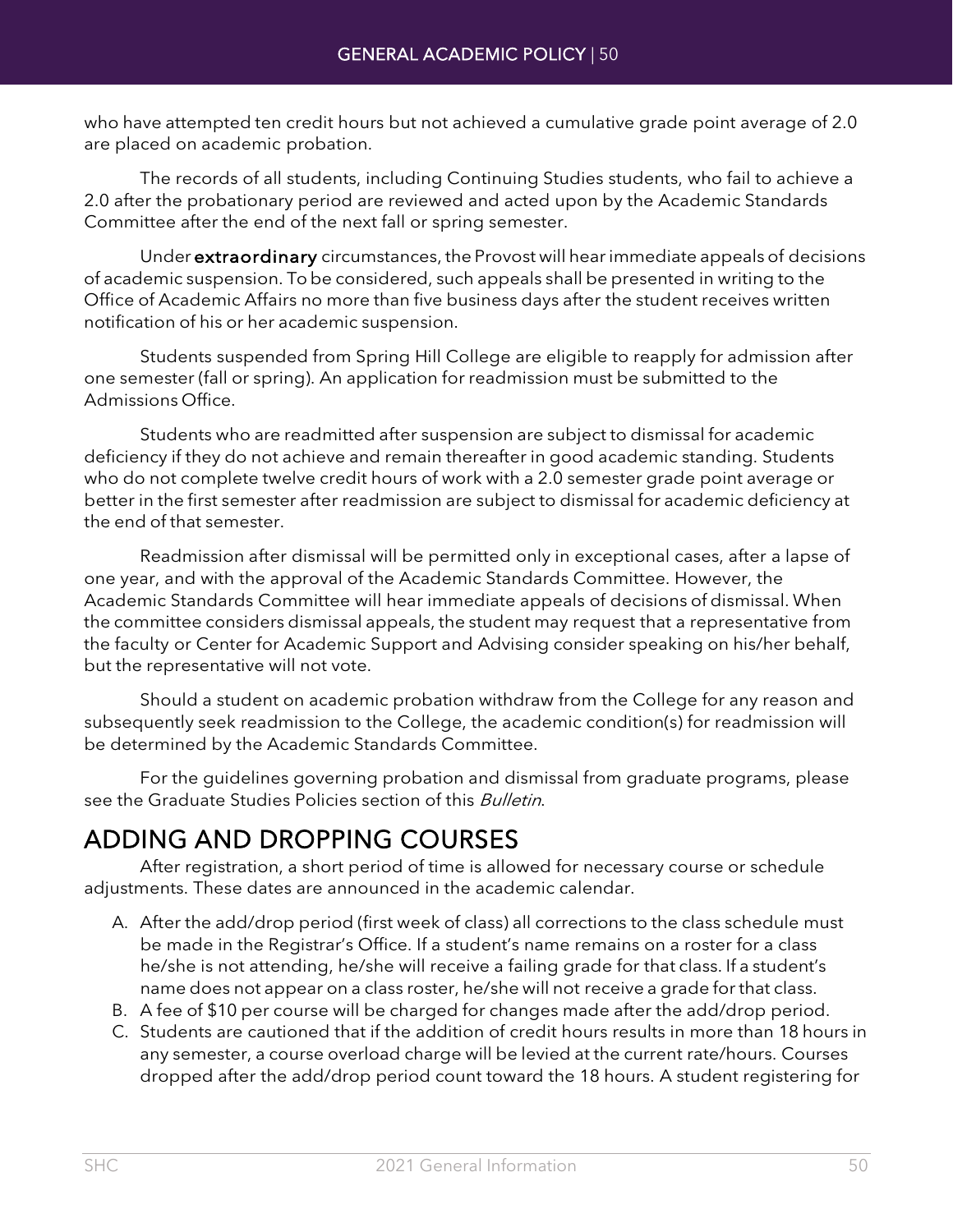who have attempted ten credit hours but not achieved a cumulative grade point average of 2.0 are placed on academic probation.

The records of all students, including Continuing Studies students, who fail to achieve a 2.0 after the probationary period are reviewed and acted upon by the Academic Standards Committee after the end of the next fall or spring semester.

Under **extraordinary** circumstances, the Provost will hear immediate appeals of decisions of academic suspension. To be considered, such appeals shall be presented in writing to the Office of Academic Affairs no more than five business days after the student receives written notification of his or her academic suspension.

Students suspended from Spring Hill College are eligible to reapply for admission after one semester (fall or spring). An application for readmission must be submitted to the Admissions Office.

Students who are readmitted after suspension are subject to dismissal for academic deficiency if they do not achieve and remain thereafter in good academic standing. Students who do not complete twelve credit hours of work with a 2.0 semester grade point average or better in the first semester after readmission are subject to dismissal for academic deficiency at the end of that semester.

Readmission after dismissal will be permitted only in exceptional cases, after a lapse of one year, and with the approval of the Academic Standards Committee. However, the Academic Standards Committee will hear immediate appeals of decisions of dismissal. When the committee considers dismissal appeals, the student may request that a representative from the faculty or Center for Academic Support and Advising consider speaking on his/her behalf, but the representative will not vote.

Should a student on academic probation withdraw from the College for any reason and subsequently seek readmission to the College, the academic condition(s) for readmission will be determined by the Academic Standards Committee.

For the guidelines governing probation and dismissal from graduate programs, please see the Graduate Studies Policies section of this *Bulletin*.

## ADDING AND DROPPING COURSES

After registration, a short period of time is allowed for necessary course or schedule adjustments. These dates are announced in the academic calendar.

A. After the add/drop period (first week of class) all corrections to the class schedule must be made in the Registrar's Office. If a student's name remains on a roster for a class he/she is not attending, he/she will receive a failing grade for that class. If a student's name does not appear on a class roster, he/she will not receive a grade for that class.
B. A fee of $10 per course will be charged for changes made after the add/drop period.
C. Students are cautioned that if the addition of credit hours results in more than 18 hours in any semester, a course overload charge will be levied at the current rate/hours. Courses dropped after the add/drop period count toward the 18 hours. A student registering for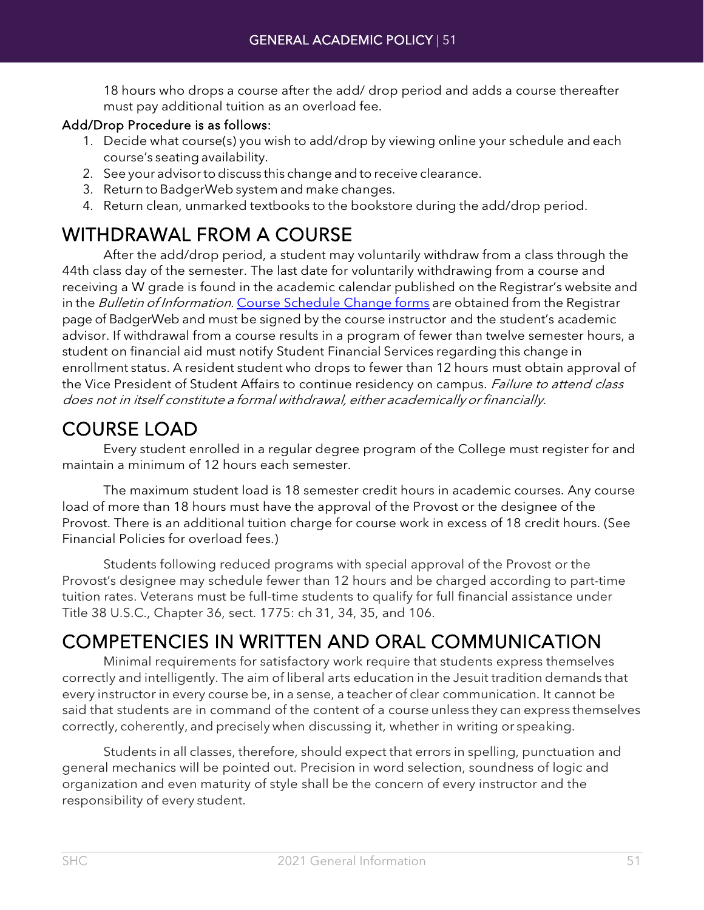18 hours who drops a course after the add/ drop period and adds a course thereafter must pay additional tuition as an overload fee.

**Add/Drop Procedure is as follows:**

1. Decide what course(s) you wish to add/drop by viewing online your schedule and each course's seating availability.
2. See your advisor to discuss this change and to receive clearance.
3. Return to BadgerWeb system and make changes.
4. Return clean, unmarked textbooks to the bookstore during the add/drop period.

# WITHDRAWAL FROM A COURSE

After the add/drop period, a student may voluntarily withdraw from a class through the 44th class day of the semester. The last date for voluntarily withdrawing from a course and receiving a W grade is found in the academic calendar published on the Registrar's website and in the *Bulletin of Information*. Course Schedule Change forms are obtained from the Registrar page of BadgerWeb and must be signed by the course instructor and the student's academic advisor. If withdrawal from a course results in a program of fewer than twelve semester hours, a student on financial aid must notify Student Financial Services regarding this change in enrollment status. A resident student who drops to fewer than 12 hours must obtain approval of the Vice President of Student Affairs to continue residency on campus. *Failure to attend class does not in itself constitute a formal withdrawal, either academically or financially.*

# COURSE LOAD

Every student enrolled in a regular degree program of the College must register for and maintain a minimum of 12 hours each semester.

The maximum student load is 18 semester credit hours in academic courses. Any course load of more than 18 hours must have the approval of the Provost or the designee of the Provost. There is an additional tuition charge for course work in excess of 18 credit hours. (See Financial Policies for overload fees.)

Students following reduced programs with special approval of the Provost or the Provost's designee may schedule fewer than 12 hours and be charged according to part-time tuition rates. Veterans must be full-time students to qualify for full financial assistance under Title 38 U.S.C., Chapter 36, sect. 1775: ch 31, 34, 35, and 106.

# COMPETENCIES IN WRITTEN AND ORAL COMMUNICATION

Minimal requirements for satisfactory work require that students express themselves correctly and intelligently. The aim of liberal arts education in the Jesuit tradition demands that every instructor in every course be, in a sense, a teacher of clear communication. It cannot be said that students are in command of the content of a course unless they can express themselves correctly, coherently, and precisely when discussing it, whether in writing or speaking.

Students in all classes, therefore, should expect that errors in spelling, punctuation and general mechanics will be pointed out. Precision in word selection, soundness of logic and organization and even maturity of style shall be the concern of every instructor and the responsibility of every student.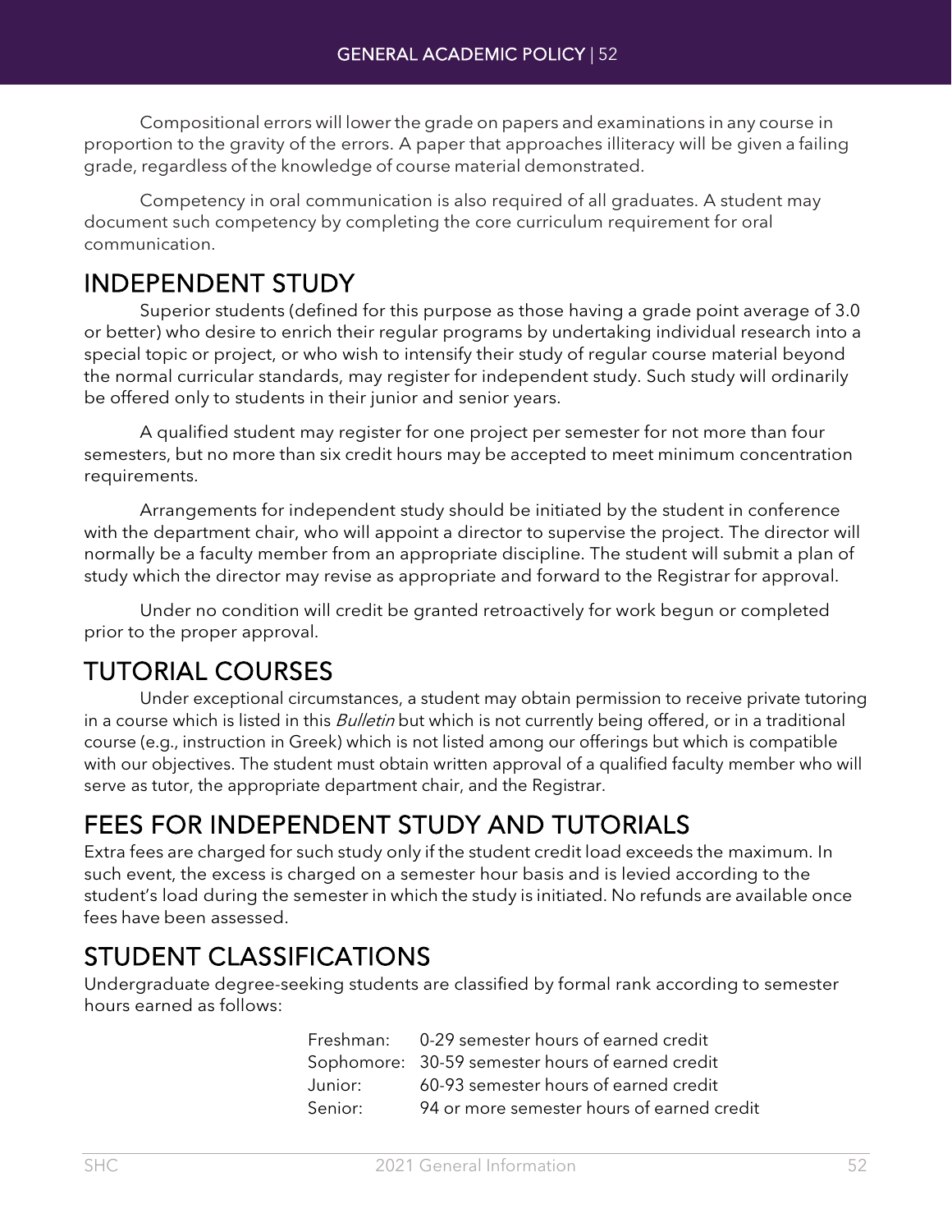Compositional errors will lower the grade on papers and examinations in any course in proportion to the gravity of the errors. A paper that approaches illiteracy will be given a failing grade, regardless of the knowledge of course material demonstrated.

Competency in oral communication is also required of all graduates. A student may document such competency by completing the core curriculum requirement for oral communication.

## INDEPENDENT STUDY

Superior students (defined for this purpose as those having a grade point average of 3.0 or better) who desire to enrich their regular programs by undertaking individual research into a special topic or project, or who wish to intensify their study of regular course material beyond the normal curricular standards, may register for independent study. Such study will ordinarily be offered only to students in their junior and senior years.

A qualified student may register for one project per semester for not more than four semesters, but no more than six credit hours may be accepted to meet minimum concentration requirements.

Arrangements for independent study should be initiated by the student in conference with the department chair, who will appoint a director to supervise the project. The director will normally be a faculty member from an appropriate discipline. The student will submit a plan of study which the director may revise as appropriate and forward to the Registrar for approval.

Under no condition will credit be granted retroactively for work begun or completed prior to the proper approval.

## TUTORIAL COURSES

Under exceptional circumstances, a student may obtain permission to receive private tutoring in a course which is listed in this *Bulletin* but which is not currently being offered, or in a traditional course (e.g., instruction in Greek) which is not listed among our offerings but which is compatible with our objectives. The student must obtain written approval of a qualified faculty member who will serve as tutor, the appropriate department chair, and the Registrar.

## FEES FOR INDEPENDENT STUDY AND TUTORIALS

Extra fees are charged for such study only if the student credit load exceeds the maximum. In such event, the excess is charged on a semester hour basis and is levied according to the student's load during the semester in which the study is initiated. No refunds are available once fees have been assessed.

## STUDENT CLASSIFICATIONS

Undergraduate degree-seeking students are classified by formal rank according to semester hours earned as follows:

| | |
|---|---|
| Freshman: | 0-29 semester hours of earned credit |
| Sophomore: | 30-59 semester hours of earned credit |
| Junior: | 60-93 semester hours of earned credit |
| Senior: | 94 or more semester hours of earned credit |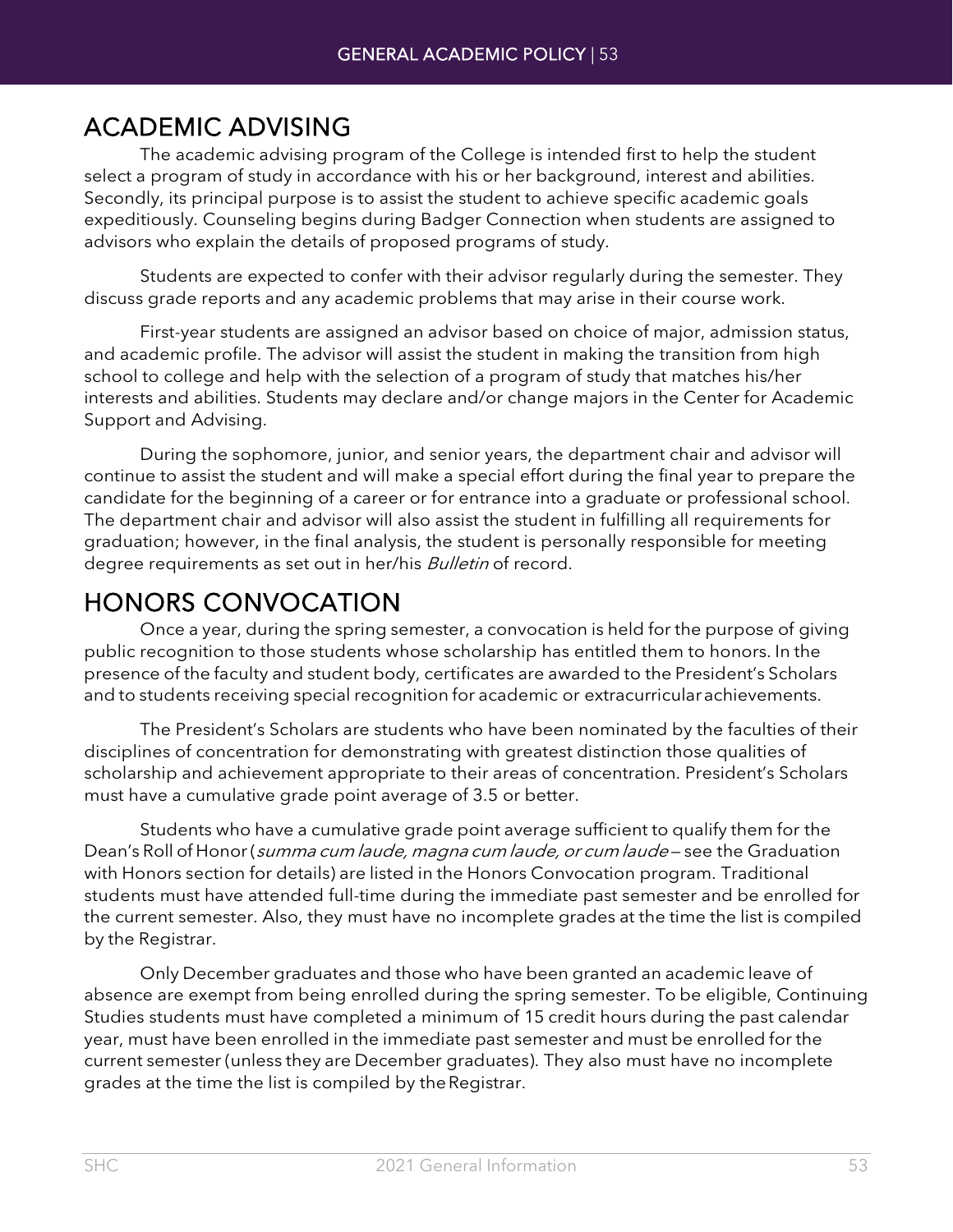## ACADEMIC ADVISING

The academic advising program of the College is intended first to help the student select a program of study in accordance with his or her background, interest and abilities. Secondly, its principal purpose is to assist the student to achieve specific academic goals expeditiously. Counseling begins during Badger Connection when students are assigned to advisors who explain the details of proposed programs of study.

Students are expected to confer with their advisor regularly during the semester. They discuss grade reports and any academic problems that may arise in their course work.

First-year students are assigned an advisor based on choice of major, admission status, and academic profile. The advisor will assist the student in making the transition from high school to college and help with the selection of a program of study that matches his/her interests and abilities. Students may declare and/or change majors in the Center for Academic Support and Advising.

During the sophomore, junior, and senior years, the department chair and advisor will continue to assist the student and will make a special effort during the final year to prepare the candidate for the beginning of a career or for entrance into a graduate or professional school. The department chair and advisor will also assist the student in fulfilling all requirements for graduation; however, in the final analysis, the student is personally responsible for meeting degree requirements as set out in her/his *Bulletin* of record.

## HONORS CONVOCATION

Once a year, during the spring semester, a convocation is held for the purpose of giving public recognition to those students whose scholarship has entitled them to honors. In the presence of the faculty and student body, certificates are awarded to the President's Scholars and to students receiving special recognition for academic or extracurricular achievements.

The President's Scholars are students who have been nominated by the faculties of their disciplines of concentration for demonstrating with greatest distinction those qualities of scholarship and achievement appropriate to their areas of concentration. President's Scholars must have a cumulative grade point average of 3.5 or better.

Students who have a cumulative grade point average sufficient to qualify them for the Dean's Roll of Honor (*summa cum laude, magna cum laude, or cum laude* – see the Graduation with Honors section for details) are listed in the Honors Convocation program. Traditional students must have attended full-time during the immediate past semester and be enrolled for the current semester. Also, they must have no incomplete grades at the time the list is compiled by the Registrar.

Only December graduates and those who have been granted an academic leave of absence are exempt from being enrolled during the spring semester. To be eligible, Continuing Studies students must have completed a minimum of 15 credit hours during the past calendar year, must have been enrolled in the immediate past semester and must be enrolled for the current semester (unless they are December graduates). They also must have no incomplete grades at the time the list is compiled by the Registrar.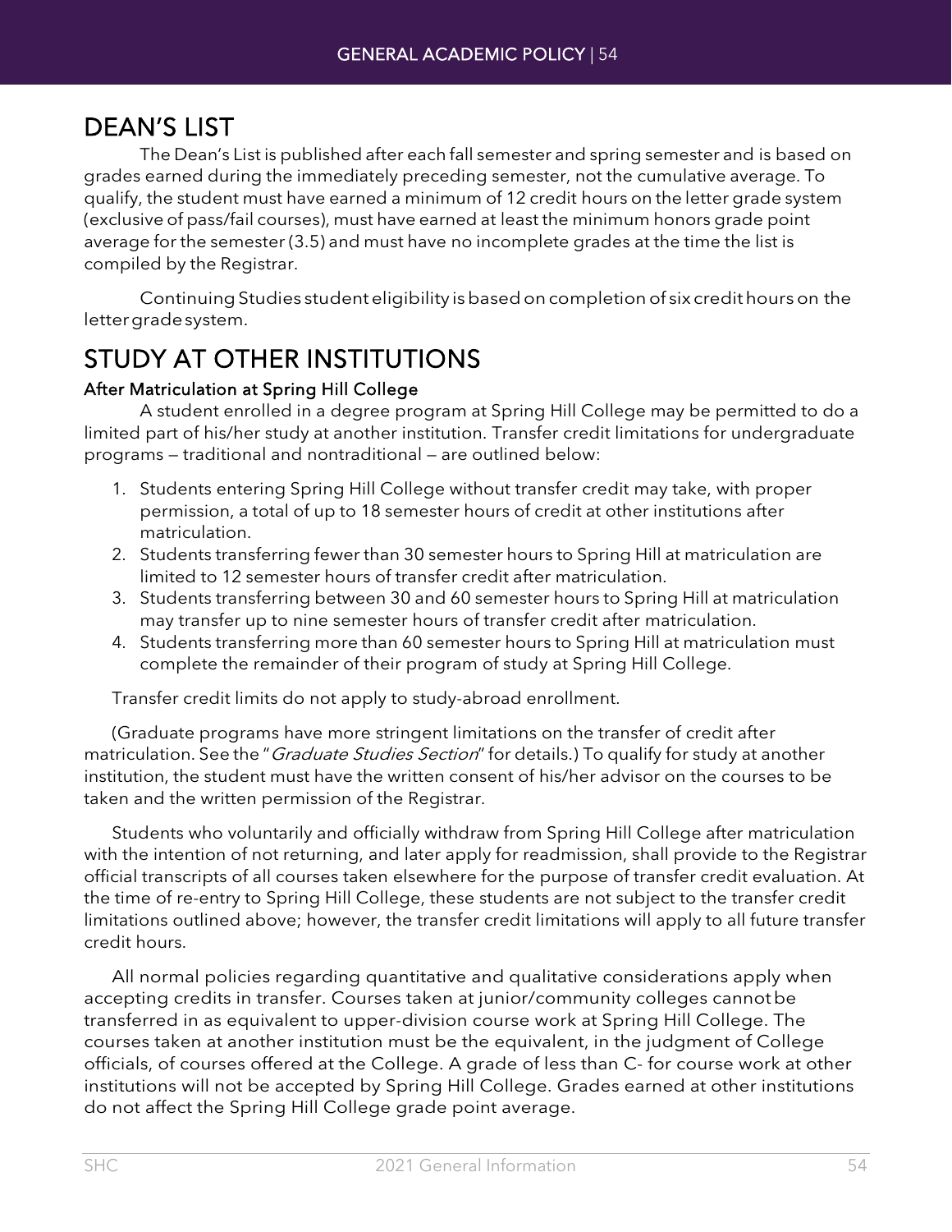# DEAN'S LIST

The Dean's List is published after each fall semester and spring semester and is based on grades earned during the immediately preceding semester, not the cumulative average. To qualify, the student must have earned a minimum of 12 credit hours on the letter grade system (exclusive of pass/fail courses), must have earned at least the minimum honors grade point average for the semester (3.5) and must have no incomplete grades at the time the list is compiled by the Registrar.

Continuing Studies student eligibility is based on completion of six credit hours on the letter grade system.

# STUDY AT OTHER INSTITUTIONS

### After Matriculation at Spring Hill College

A student enrolled in a degree program at Spring Hill College may be permitted to do a limited part of his/her study at another institution. Transfer credit limitations for undergraduate programs – traditional and nontraditional – are outlined below:

1. Students entering Spring Hill College without transfer credit may take, with proper permission, a total of up to 18 semester hours of credit at other institutions after matriculation.
2. Students transferring fewer than 30 semester hours to Spring Hill at matriculation are limited to 12 semester hours of transfer credit after matriculation.
3. Students transferring between 30 and 60 semester hours to Spring Hill at matriculation may transfer up to nine semester hours of transfer credit after matriculation.
4. Students transferring more than 60 semester hours to Spring Hill at matriculation must complete the remainder of their program of study at Spring Hill College.

Transfer credit limits do not apply to study-abroad enrollment.

(Graduate programs have more stringent limitations on the transfer of credit after matriculation. See the "*Graduate Studies Section*" for details.) To qualify for study at another institution, the student must have the written consent of his/her advisor on the courses to be taken and the written permission of the Registrar.

Students who voluntarily and officially withdraw from Spring Hill College after matriculation with the intention of not returning, and later apply for readmission, shall provide to the Registrar official transcripts of all courses taken elsewhere for the purpose of transfer credit evaluation. At the time of re-entry to Spring Hill College, these students are not subject to the transfer credit limitations outlined above; however, the transfer credit limitations will apply to all future transfer credit hours.

All normal policies regarding quantitative and qualitative considerations apply when accepting credits in transfer. Courses taken at junior/community colleges cannot be transferred in as equivalent to upper-division course work at Spring Hill College. The courses taken at another institution must be the equivalent, in the judgment of College officials, of courses offered at the College. A grade of less than C- for course work at other institutions will not be accepted by Spring Hill College. Grades earned at other institutions do not affect the Spring Hill College grade point average.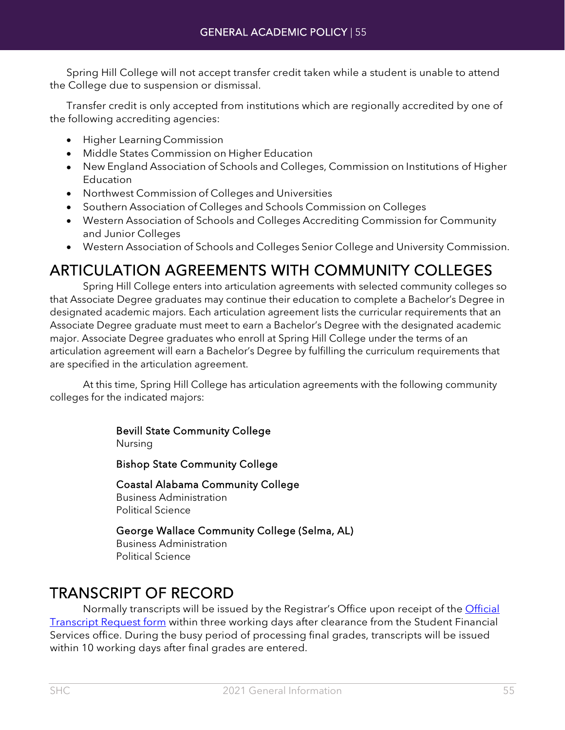Spring Hill College will not accept transfer credit taken while a student is unable to attend the College due to suspension or dismissal.

Transfer credit is only accepted from institutions which are regionally accredited by one of the following accrediting agencies:

- Higher Learning Commission
- Middle States Commission on Higher Education
- New England Association of Schools and Colleges, Commission on Institutions of Higher Education
- Northwest Commission of Colleges and Universities
- Southern Association of Colleges and Schools Commission on Colleges
- Western Association of Schools and Colleges Accrediting Commission for Community and Junior Colleges
- Western Association of Schools and Colleges Senior College and University Commission.

# ARTICULATION AGREEMENTS WITH COMMUNITY COLLEGES

Spring Hill College enters into articulation agreements with selected community colleges so that Associate Degree graduates may continue their education to complete a Bachelor's Degree in designated academic majors. Each articulation agreement lists the curricular requirements that an Associate Degree graduate must meet to earn a Bachelor's Degree with the designated academic major. Associate Degree graduates who enroll at Spring Hill College under the terms of an articulation agreement will earn a Bachelor's Degree by fulfilling the curriculum requirements that are specified in the articulation agreement.

At this time, Spring Hill College has articulation agreements with the following community colleges for the indicated majors:

**Bevill State Community College**
Nursing

**Bishop State Community College**

**Coastal Alabama Community College**
Business Administration
Political Science

**George Wallace Community College (Selma, AL)**
Business Administration
Political Science

# TRANSCRIPT OF RECORD

Normally transcripts will be issued by the Registrar's Office upon receipt of the [Official Transcript Request form]() within three working days after clearance from the Student Financial Services office. During the busy period of processing final grades, transcripts will be issued within 10 working days after final grades are entered.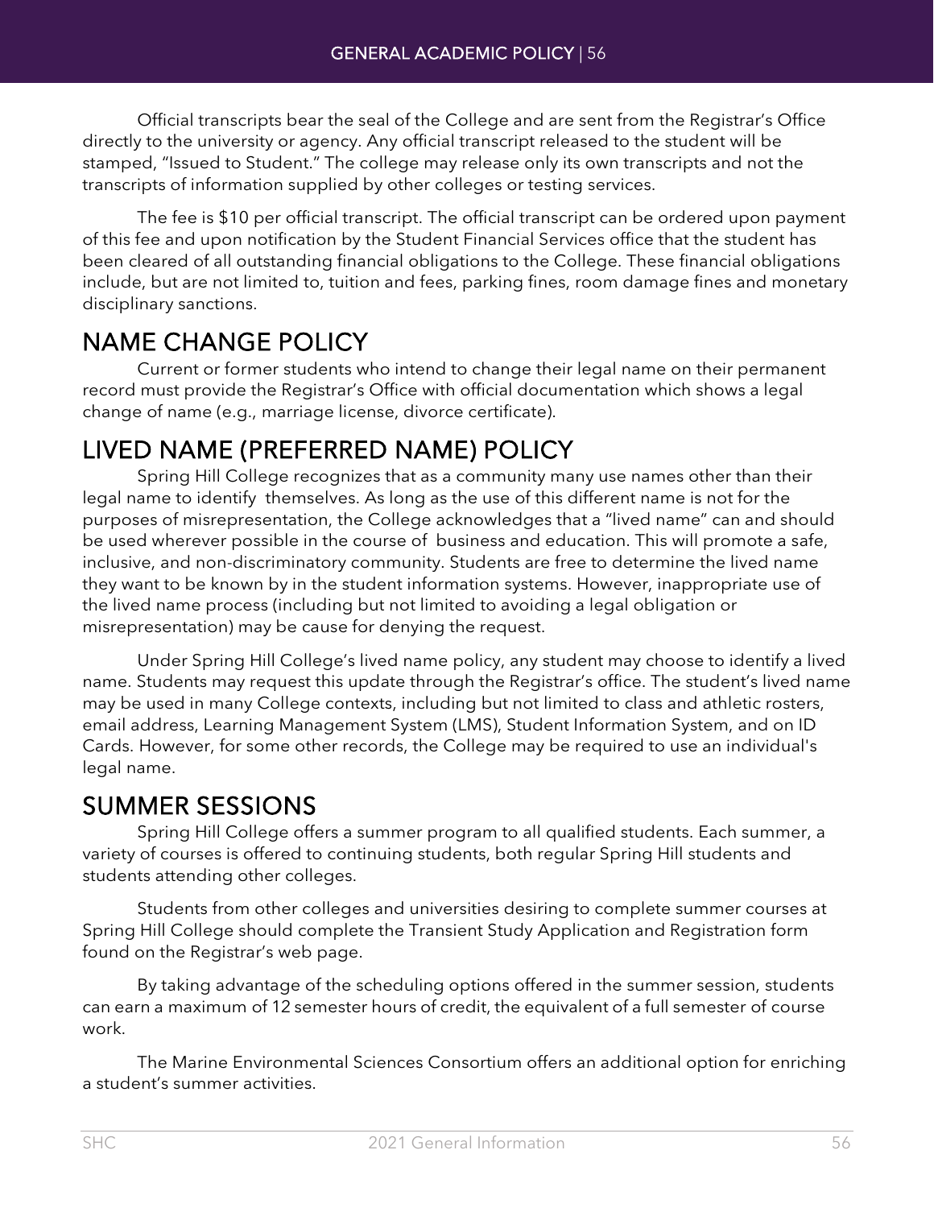Official transcripts bear the seal of the College and are sent from the Registrar's Office directly to the university or agency. Any official transcript released to the student will be stamped, "Issued to Student." The college may release only its own transcripts and not the transcripts of information supplied by other colleges or testing services.

The fee is $10 per official transcript. The official transcript can be ordered upon payment of this fee and upon notification by the Student Financial Services office that the student has been cleared of all outstanding financial obligations to the College. These financial obligations include, but are not limited to, tuition and fees, parking fines, room damage fines and monetary disciplinary sanctions.

## NAME CHANGE POLICY

Current or former students who intend to change their legal name on their permanent record must provide the Registrar's Office with official documentation which shows a legal change of name (e.g., marriage license, divorce certificate).

## LIVED NAME (PREFERRED NAME) POLICY

Spring Hill College recognizes that as a community many use names other than their legal name to identify themselves. As long as the use of this different name is not for the purposes of misrepresentation, the College acknowledges that a "lived name" can and should be used wherever possible in the course of business and education. This will promote a safe, inclusive, and non-discriminatory community. Students are free to determine the lived name they want to be known by in the student information systems. However, inappropriate use of the lived name process (including but not limited to avoiding a legal obligation or misrepresentation) may be cause for denying the request.

Under Spring Hill College's lived name policy, any student may choose to identify a lived name. Students may request this update through the Registrar's office. The student's lived name may be used in many College contexts, including but not limited to class and athletic rosters, email address, Learning Management System (LMS), Student Information System, and on ID Cards. However, for some other records, the College may be required to use an individual's legal name.

## SUMMER SESSIONS

Spring Hill College offers a summer program to all qualified students. Each summer, a variety of courses is offered to continuing students, both regular Spring Hill students and students attending other colleges.

Students from other colleges and universities desiring to complete summer courses at Spring Hill College should complete the Transient Study Application and Registration form found on the Registrar's web page.

By taking advantage of the scheduling options offered in the summer session, students can earn a maximum of 12 semester hours of credit, the equivalent of a full semester of course work.

The Marine Environmental Sciences Consortium offers an additional option for enriching a student's summer activities.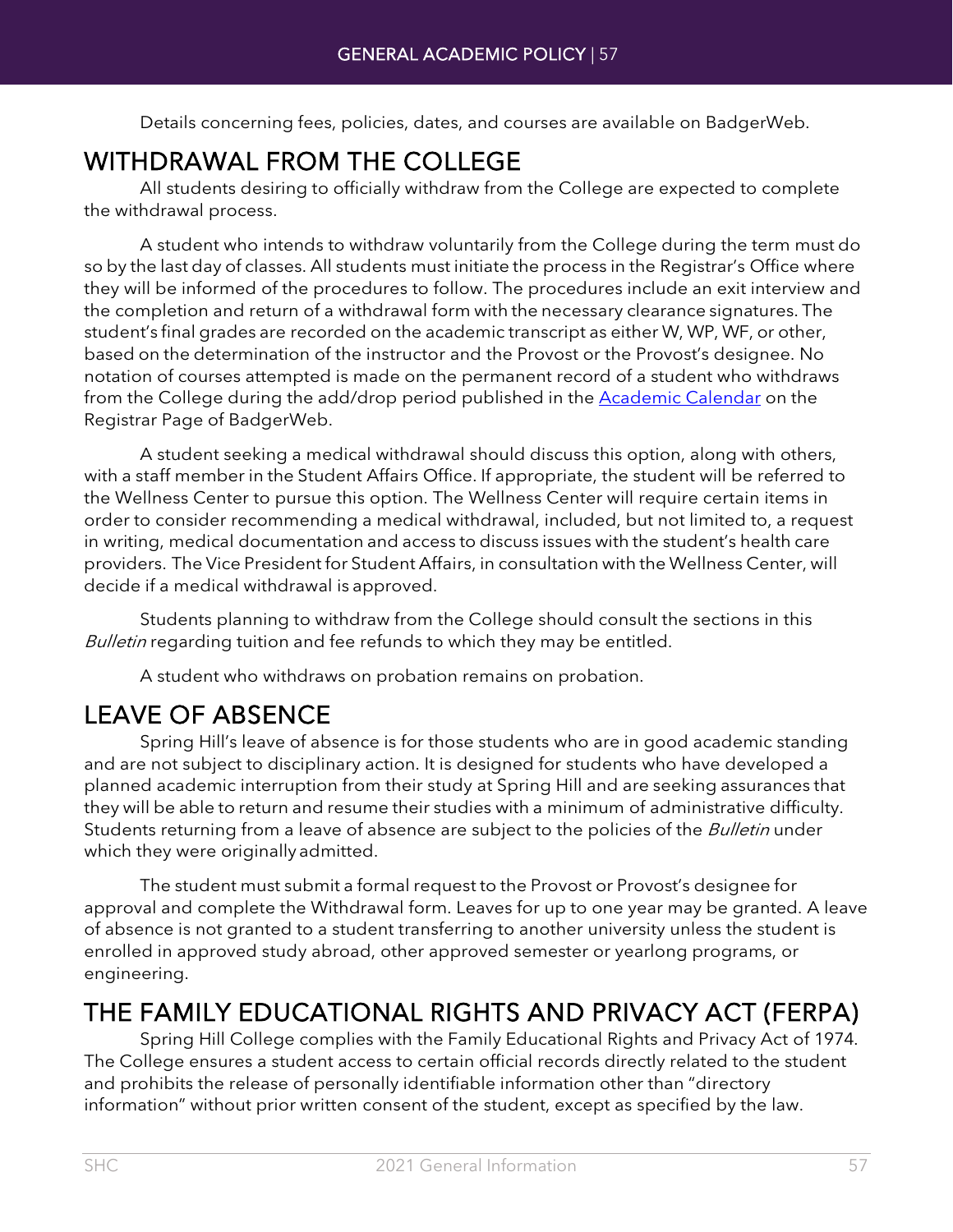Details concerning fees, policies, dates, and courses are available on BadgerWeb.

# WITHDRAWAL FROM THE COLLEGE

All students desiring to officially withdraw from the College are expected to complete the withdrawal process.

A student who intends to withdraw voluntarily from the College during the term must do so by the last day of classes. All students must initiate the process in the Registrar's Office where they will be informed of the procedures to follow. The procedures include an exit interview and the completion and return of a withdrawal form with the necessary clearance signatures. The student's final grades are recorded on the academic transcript as either W, WP, WF, or other, based on the determination of the instructor and the Provost or the Provost's designee. No notation of courses attempted is made on the permanent record of a student who withdraws from the College during the add/drop period published in the [Academic Calendar]() on the Registrar Page of BadgerWeb.

A student seeking a medical withdrawal should discuss this option, along with others, with a staff member in the Student Affairs Office. If appropriate, the student will be referred to the Wellness Center to pursue this option. The Wellness Center will require certain items in order to consider recommending a medical withdrawal, included, but not limited to, a request in writing, medical documentation and access to discuss issues with the student's health care providers. The Vice President for Student Affairs, in consultation with the Wellness Center, will decide if a medical withdrawal is approved.

Students planning to withdraw from the College should consult the sections in this *Bulletin* regarding tuition and fee refunds to which they may be entitled.

A student who withdraws on probation remains on probation.

# LEAVE OF ABSENCE

Spring Hill's leave of absence is for those students who are in good academic standing and are not subject to disciplinary action. It is designed for students who have developed a planned academic interruption from their study at Spring Hill and are seeking assurances that they will be able to return and resume their studies with a minimum of administrative difficulty. Students returning from a leave of absence are subject to the policies of the *Bulletin* under which they were originally admitted.

The student must submit a formal request to the Provost or Provost's designee for approval and complete the Withdrawal form. Leaves for up to one year may be granted. A leave of absence is not granted to a student transferring to another university unless the student is enrolled in approved study abroad, other approved semester or yearlong programs, or engineering.

# THE FAMILY EDUCATIONAL RIGHTS AND PRIVACY ACT (FERPA)

Spring Hill College complies with the Family Educational Rights and Privacy Act of 1974. The College ensures a student access to certain official records directly related to the student and prohibits the release of personally identifiable information other than "directory information" without prior written consent of the student, except as specified by the law.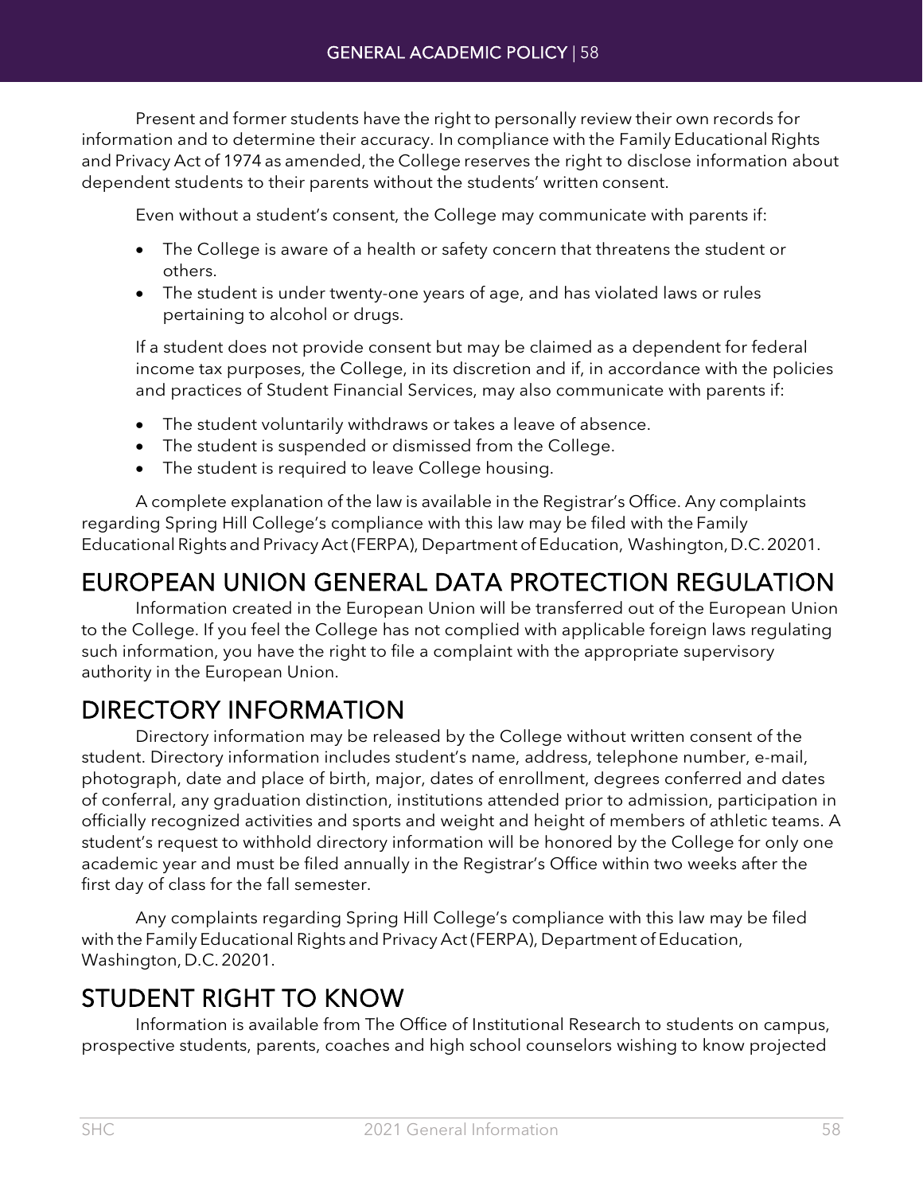Present and former students have the right to personally review their own records for information and to determine their accuracy. In compliance with the Family Educational Rights and Privacy Act of 1974 as amended, the College reserves the right to disclose information about dependent students to their parents without the students' written consent.

Even without a student's consent, the College may communicate with parents if:

- The College is aware of a health or safety concern that threatens the student or others.
- The student is under twenty-one years of age, and has violated laws or rules pertaining to alcohol or drugs.

If a student does not provide consent but may be claimed as a dependent for federal income tax purposes, the College, in its discretion and if, in accordance with the policies and practices of Student Financial Services, may also communicate with parents if:

- The student voluntarily withdraws or takes a leave of absence.
- The student is suspended or dismissed from the College.
- The student is required to leave College housing.

A complete explanation of the law is available in the Registrar's Office. Any complaints regarding Spring Hill College's compliance with this law may be filed with the Family Educational Rights and Privacy Act (FERPA), Department of Education, Washington, D.C. 20201.

# EUROPEAN UNION GENERAL DATA PROTECTION REGULATION

Information created in the European Union will be transferred out of the European Union to the College. If you feel the College has not complied with applicable foreign laws regulating such information, you have the right to file a complaint with the appropriate supervisory authority in the European Union.

# DIRECTORY INFORMATION

Directory information may be released by the College without written consent of the student. Directory information includes student's name, address, telephone number, e-mail, photograph, date and place of birth, major, dates of enrollment, degrees conferred and dates of conferral, any graduation distinction, institutions attended prior to admission, participation in officially recognized activities and sports and weight and height of members of athletic teams. A student's request to withhold directory information will be honored by the College for only one academic year and must be filed annually in the Registrar's Office within two weeks after the first day of class for the fall semester.

Any complaints regarding Spring Hill College's compliance with this law may be filed with the Family Educational Rights and Privacy Act (FERPA), Department of Education, Washington, D.C. 20201.

# STUDENT RIGHT TO KNOW

Information is available from The Office of Institutional Research to students on campus, prospective students, parents, coaches and high school counselors wishing to know projected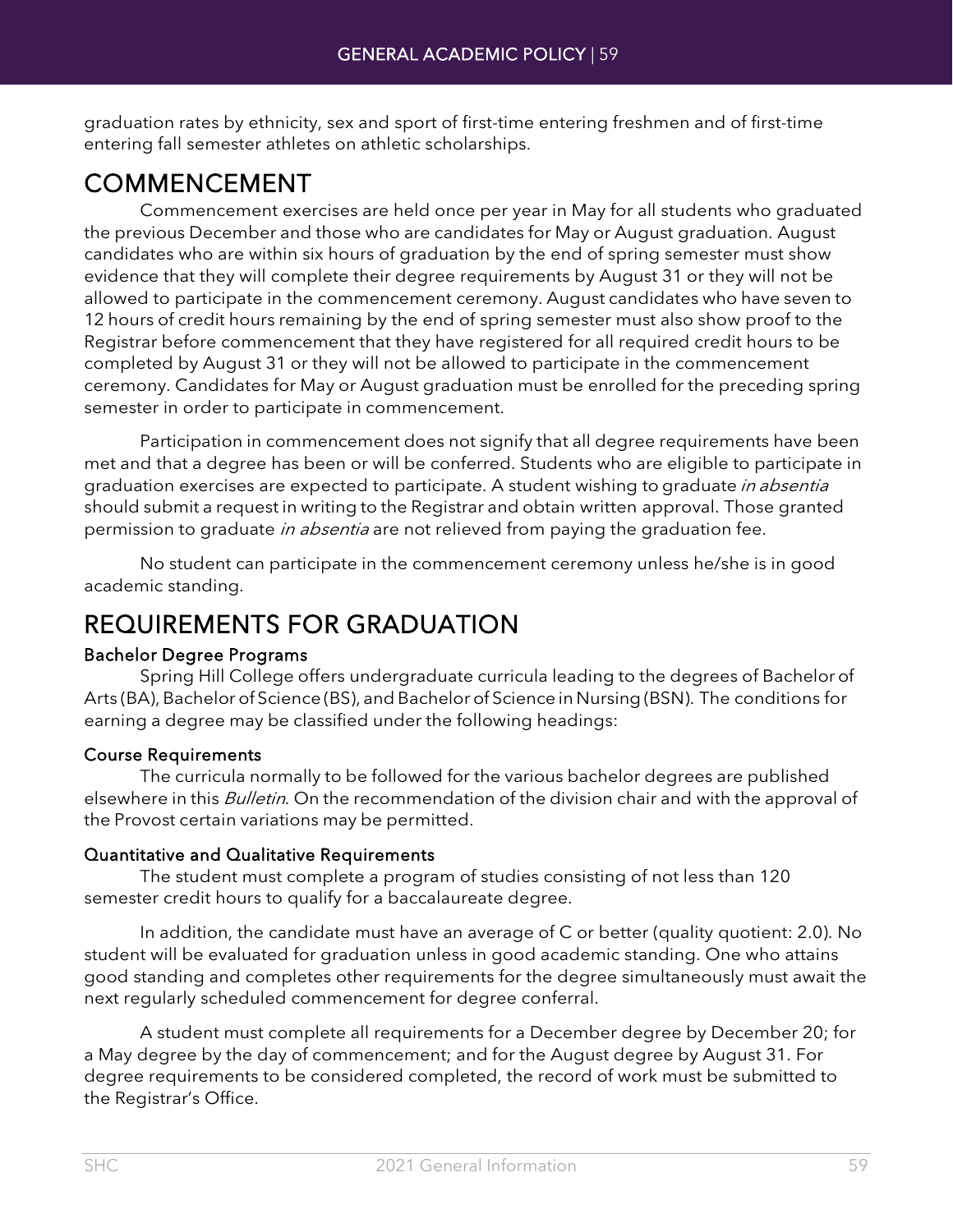graduation rates by ethnicity, sex and sport of first-time entering freshmen and of first-time entering fall semester athletes on athletic scholarships.

# COMMENCEMENT

Commencement exercises are held once per year in May for all students who graduated the previous December and those who are candidates for May or August graduation. August candidates who are within six hours of graduation by the end of spring semester must show evidence that they will complete their degree requirements by August 31 or they will not be allowed to participate in the commencement ceremony. August candidates who have seven to 12 hours of credit hours remaining by the end of spring semester must also show proof to the Registrar before commencement that they have registered for all required credit hours to be completed by August 31 or they will not be allowed to participate in the commencement ceremony. Candidates for May or August graduation must be enrolled for the preceding spring semester in order to participate in commencement.

Participation in commencement does not signify that all degree requirements have been met and that a degree has been or will be conferred. Students who are eligible to participate in graduation exercises are expected to participate. A student wishing to graduate *in absentia* should submit a request in writing to the Registrar and obtain written approval. Those granted permission to graduate *in absentia* are not relieved from paying the graduation fee.

No student can participate in the commencement ceremony unless he/she is in good academic standing.

# REQUIREMENTS FOR GRADUATION

### Bachelor Degree Programs

Spring Hill College offers undergraduate curricula leading to the degrees of Bachelor of Arts (BA), Bachelor of Science (BS), and Bachelor of Science in Nursing (BSN). The conditions for earning a degree may be classified under the following headings:

### Course Requirements

The curricula normally to be followed for the various bachelor degrees are published elsewhere in this *Bulletin*. On the recommendation of the division chair and with the approval of the Provost certain variations may be permitted.

### Quantitative and Qualitative Requirements

The student must complete a program of studies consisting of not less than 120 semester credit hours to qualify for a baccalaureate degree.

In addition, the candidate must have an average of C or better (quality quotient: 2.0). No student will be evaluated for graduation unless in good academic standing. One who attains good standing and completes other requirements for the degree simultaneously must await the next regularly scheduled commencement for degree conferral.

A student must complete all requirements for a December degree by December 20; for a May degree by the day of commencement; and for the August degree by August 31. For degree requirements to be considered completed, the record of work must be submitted to the Registrar's Office.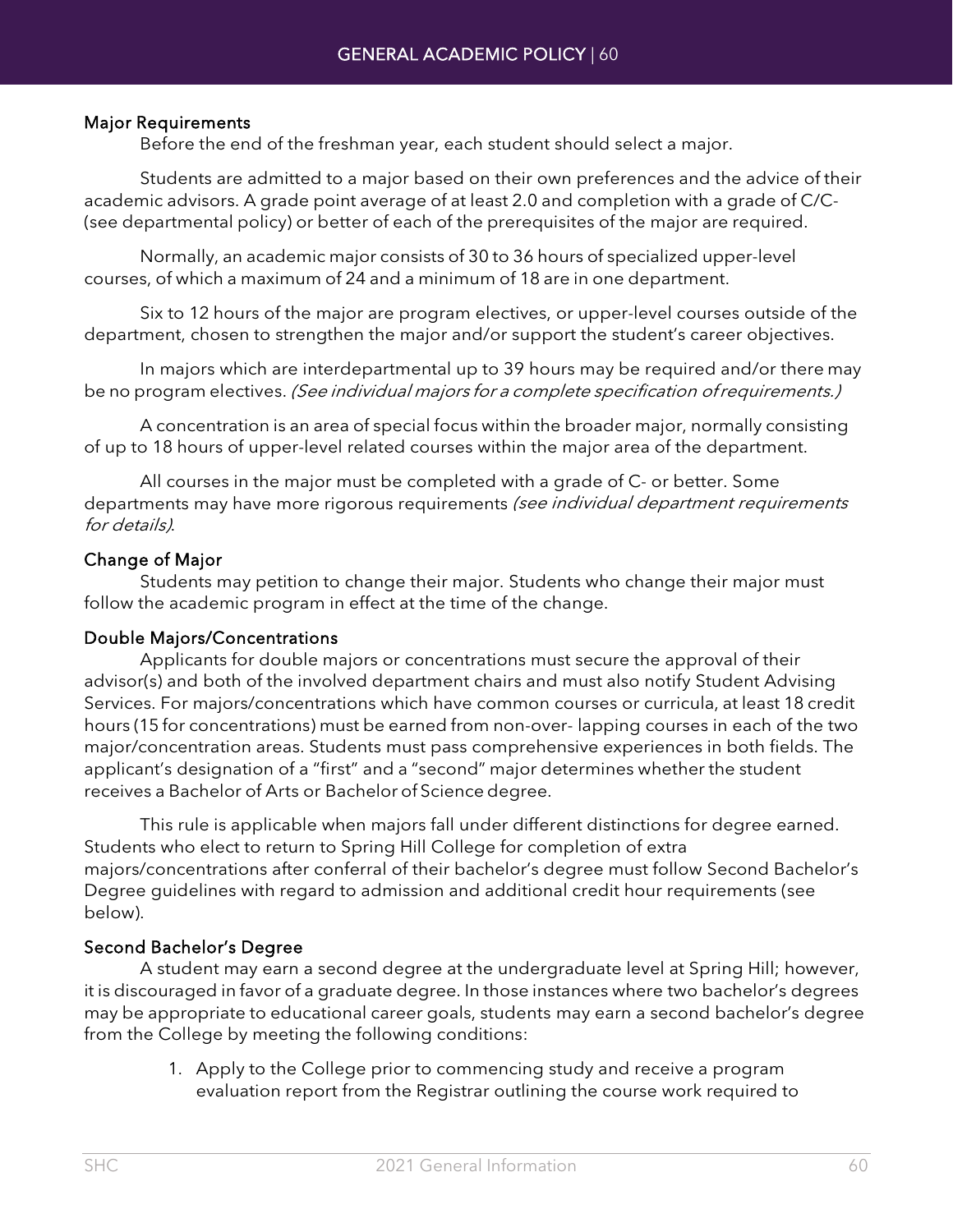### Major Requirements

Before the end of the freshman year, each student should select a major.

Students are admitted to a major based on their own preferences and the advice of their academic advisors. A grade point average of at least 2.0 and completion with a grade of C/C- (see departmental policy) or better of each of the prerequisites of the major are required.

Normally, an academic major consists of 30 to 36 hours of specialized upper-level courses, of which a maximum of 24 and a minimum of 18 are in one department.

Six to 12 hours of the major are program electives, or upper-level courses outside of the department, chosen to strengthen the major and/or support the student's career objectives.

In majors which are interdepartmental up to 39 hours may be required and/or there may be no program electives. *(See individual majors for a complete specification of requirements.)*

A concentration is an area of special focus within the broader major, normally consisting of up to 18 hours of upper-level related courses within the major area of the department.

All courses in the major must be completed with a grade of C- or better. Some departments may have more rigorous requirements *(see individual department requirements for details)*.

### Change of Major

Students may petition to change their major. Students who change their major must follow the academic program in effect at the time of the change.

### Double Majors/Concentrations

Applicants for double majors or concentrations must secure the approval of their advisor(s) and both of the involved department chairs and must also notify Student Advising Services. For majors/concentrations which have common courses or curricula, at least 18 credit hours (15 for concentrations) must be earned from non-over- lapping courses in each of the two major/concentration areas. Students must pass comprehensive experiences in both fields. The applicant's designation of a "first" and a "second" major determines whether the student receives a Bachelor of Arts or Bachelor of Science degree.

This rule is applicable when majors fall under different distinctions for degree earned. Students who elect to return to Spring Hill College for completion of extra majors/concentrations after conferral of their bachelor's degree must follow Second Bachelor's Degree guidelines with regard to admission and additional credit hour requirements (see below).

### Second Bachelor's Degree

A student may earn a second degree at the undergraduate level at Spring Hill; however, it is discouraged in favor of a graduate degree. In those instances where two bachelor's degrees may be appropriate to educational career goals, students may earn a second bachelor's degree from the College by meeting the following conditions:

1. Apply to the College prior to commencing study and receive a program evaluation report from the Registrar outlining the course work required to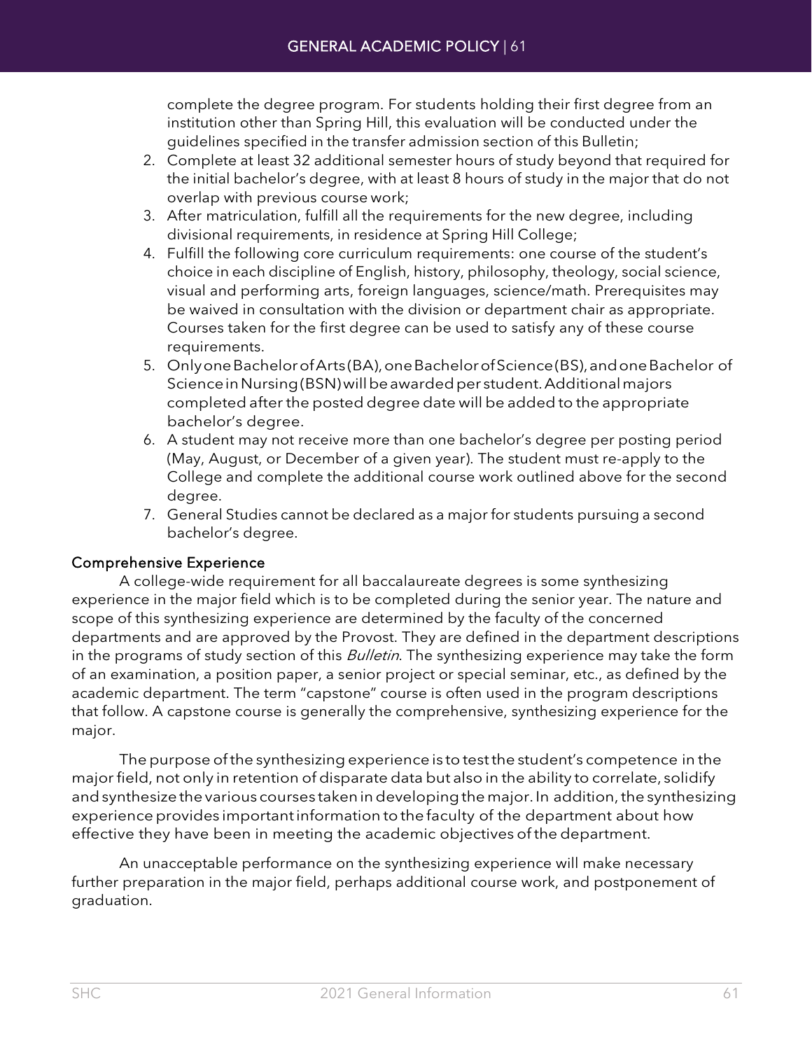complete the degree program. For students holding their first degree from an institution other than Spring Hill, this evaluation will be conducted under the guidelines specified in the transfer admission section of this Bulletin;

2. Complete at least 32 additional semester hours of study beyond that required for the initial bachelor's degree, with at least 8 hours of study in the major that do not overlap with previous course work;
3. After matriculation, fulfill all the requirements for the new degree, including divisional requirements, in residence at Spring Hill College;
4. Fulfill the following core curriculum requirements: one course of the student's choice in each discipline of English, history, philosophy, theology, social science, visual and performing arts, foreign languages, science/math. Prerequisites may be waived in consultation with the division or department chair as appropriate. Courses taken for the first degree can be used to satisfy any of these course requirements.
5. Only one Bachelor of Arts (BA), one Bachelor of Science (BS), and one Bachelor of Science in Nursing (BSN) will be awarded per student. Additional majors completed after the posted degree date will be added to the appropriate bachelor's degree.
6. A student may not receive more than one bachelor's degree per posting period (May, August, or December of a given year). The student must re-apply to the College and complete the additional course work outlined above for the second degree.
7. General Studies cannot be declared as a major for students pursuing a second bachelor's degree.

### Comprehensive Experience

A college-wide requirement for all baccalaureate degrees is some synthesizing experience in the major field which is to be completed during the senior year. The nature and scope of this synthesizing experience are determined by the faculty of the concerned departments and are approved by the Provost. They are defined in the department descriptions in the programs of study section of this *Bulletin*. The synthesizing experience may take the form of an examination, a position paper, a senior project or special seminar, etc., as defined by the academic department. The term "capstone" course is often used in the program descriptions that follow. A capstone course is generally the comprehensive, synthesizing experience for the major.

The purpose of the synthesizing experience is to test the student's competence in the major field, not only in retention of disparate data but also in the ability to correlate, solidify and synthesize the various courses taken in developing the major. In addition, the synthesizing experience provides important information to the faculty of the department about how effective they have been in meeting the academic objectives of the department.

An unacceptable performance on the synthesizing experience will make necessary further preparation in the major field, perhaps additional course work, and postponement of graduation.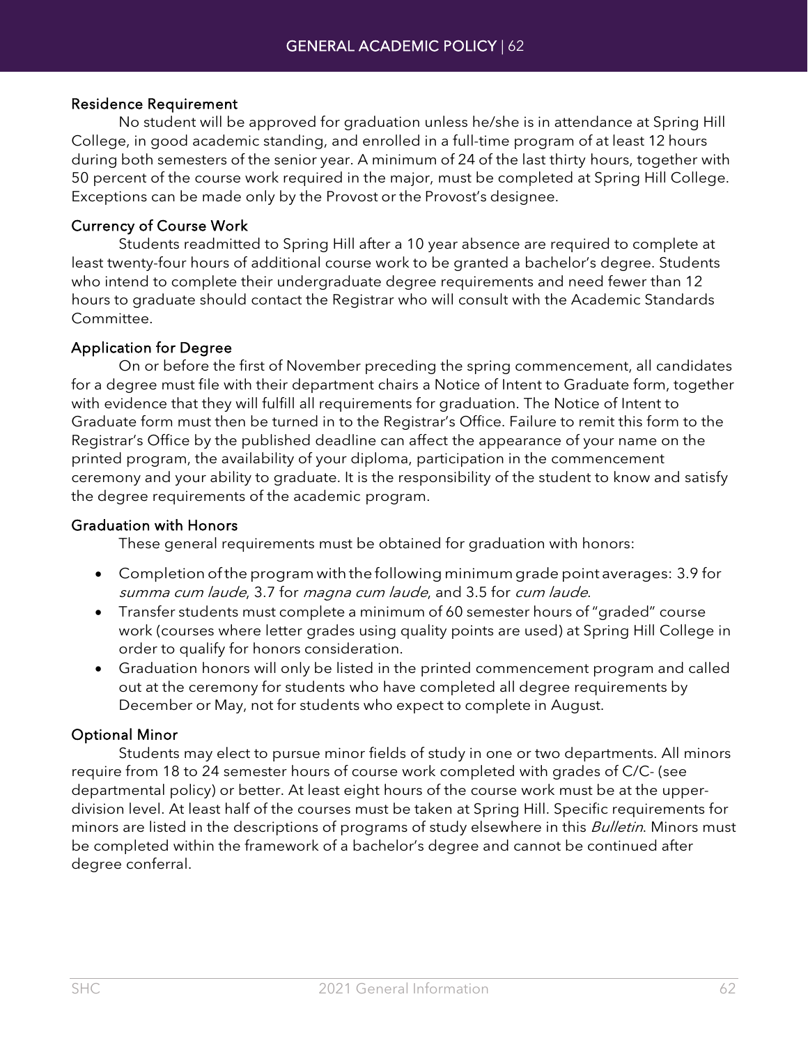### Residence Requirement

No student will be approved for graduation unless he/she is in attendance at Spring Hill College, in good academic standing, and enrolled in a full-time program of at least 12 hours during both semesters of the senior year. A minimum of 24 of the last thirty hours, together with 50 percent of the course work required in the major, must be completed at Spring Hill College. Exceptions can be made only by the Provost or the Provost's designee.

### Currency of Course Work

Students readmitted to Spring Hill after a 10 year absence are required to complete at least twenty-four hours of additional course work to be granted a bachelor's degree. Students who intend to complete their undergraduate degree requirements and need fewer than 12 hours to graduate should contact the Registrar who will consult with the Academic Standards Committee.

### Application for Degree

On or before the first of November preceding the spring commencement, all candidates for a degree must file with their department chairs a Notice of Intent to Graduate form, together with evidence that they will fulfill all requirements for graduation. The Notice of Intent to Graduate form must then be turned in to the Registrar's Office. Failure to remit this form to the Registrar's Office by the published deadline can affect the appearance of your name on the printed program, the availability of your diploma, participation in the commencement ceremony and your ability to graduate. It is the responsibility of the student to know and satisfy the degree requirements of the academic program.

### Graduation with Honors

These general requirements must be obtained for graduation with honors:

- Completion of the program with the following minimum grade point averages: 3.9 for *summa cum laude*, 3.7 for *magna cum laude*, and 3.5 for *cum laude*.
- Transfer students must complete a minimum of 60 semester hours of "graded" course work (courses where letter grades using quality points are used) at Spring Hill College in order to qualify for honors consideration.
- Graduation honors will only be listed in the printed commencement program and called out at the ceremony for students who have completed all degree requirements by December or May, not for students who expect to complete in August.

### Optional Minor

Students may elect to pursue minor fields of study in one or two departments. All minors require from 18 to 24 semester hours of course work completed with grades of C/C- (see departmental policy) or better. At least eight hours of the course work must be at the upper-division level. At least half of the courses must be taken at Spring Hill. Specific requirements for minors are listed in the descriptions of programs of study elsewhere in this *Bulletin*. Minors must be completed within the framework of a bachelor's degree and cannot be continued after degree conferral.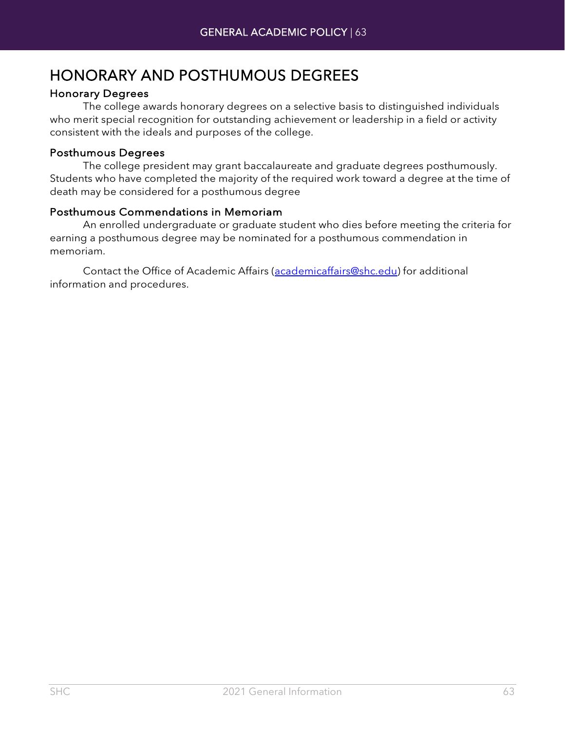# HONORARY AND POSTHUMOUS DEGREES

## Honorary Degrees

The college awards honorary degrees on a selective basis to distinguished individuals who merit special recognition for outstanding achievement or leadership in a field or activity consistent with the ideals and purposes of the college.

## Posthumous Degrees

The college president may grant baccalaureate and graduate degrees posthumously. Students who have completed the majority of the required work toward a degree at the time of death may be considered for a posthumous degree

## Posthumous Commendations in Memoriam

An enrolled undergraduate or graduate student who dies before meeting the criteria for earning a posthumous degree may be nominated for a posthumous commendation in memoriam.

Contact the Office of Academic Affairs (academicaffairs@shc.edu) for additional information and procedures.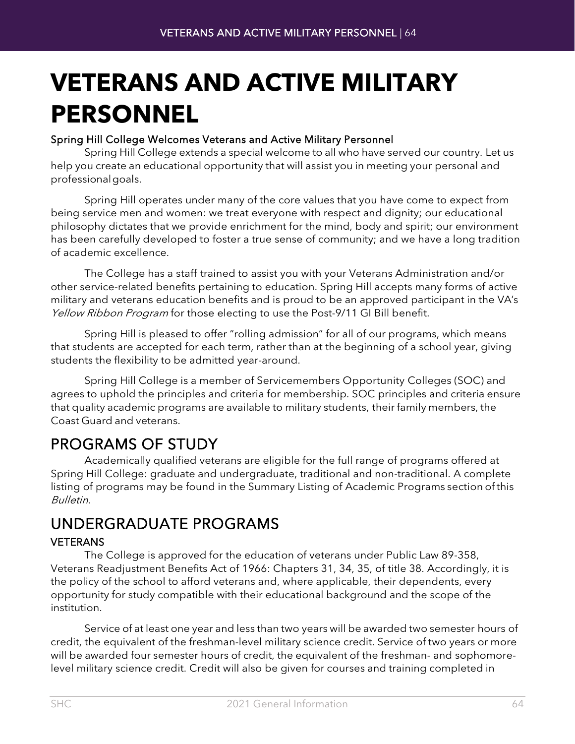# VETERANS AND ACTIVE MILITARY PERSONNEL

#### Spring Hill College Welcomes Veterans and Active Military Personnel

Spring Hill College extends a special welcome to all who have served our country. Let us help you create an educational opportunity that will assist you in meeting your personal and professional goals.

Spring Hill operates under many of the core values that you have come to expect from being service men and women: we treat everyone with respect and dignity; our educational philosophy dictates that we provide enrichment for the mind, body and spirit; our environment has been carefully developed to foster a true sense of community; and we have a long tradition of academic excellence.

The College has a staff trained to assist you with your Veterans Administration and/or other service-related benefits pertaining to education. Spring Hill accepts many forms of active military and veterans education benefits and is proud to be an approved participant in the VA's *Yellow Ribbon Program* for those electing to use the Post-9/11 GI Bill benefit.

Spring Hill is pleased to offer "rolling admission" for all of our programs, which means that students are accepted for each term, rather than at the beginning of a school year, giving students the flexibility to be admitted year-around.

Spring Hill College is a member of Servicemembers Opportunity Colleges (SOC) and agrees to uphold the principles and criteria for membership. SOC principles and criteria ensure that quality academic programs are available to military students, their family members, the Coast Guard and veterans.

## PROGRAMS OF STUDY

Academically qualified veterans are eligible for the full range of programs offered at Spring Hill College: graduate and undergraduate, traditional and non-traditional. A complete listing of programs may be found in the Summary Listing of Academic Programs section of this *Bulletin*.

## UNDERGRADUATE PROGRAMS

#### VETERANS

The College is approved for the education of veterans under Public Law 89-358, Veterans Readjustment Benefits Act of 1966: Chapters 31, 34, 35, of title 38. Accordingly, it is the policy of the school to afford veterans and, where applicable, their dependents, every opportunity for study compatible with their educational background and the scope of the institution.

Service of at least one year and less than two years will be awarded two semester hours of credit, the equivalent of the freshman-level military science credit. Service of two years or more will be awarded four semester hours of credit, the equivalent of the freshman- and sophomore-level military science credit. Credit will also be given for courses and training completed in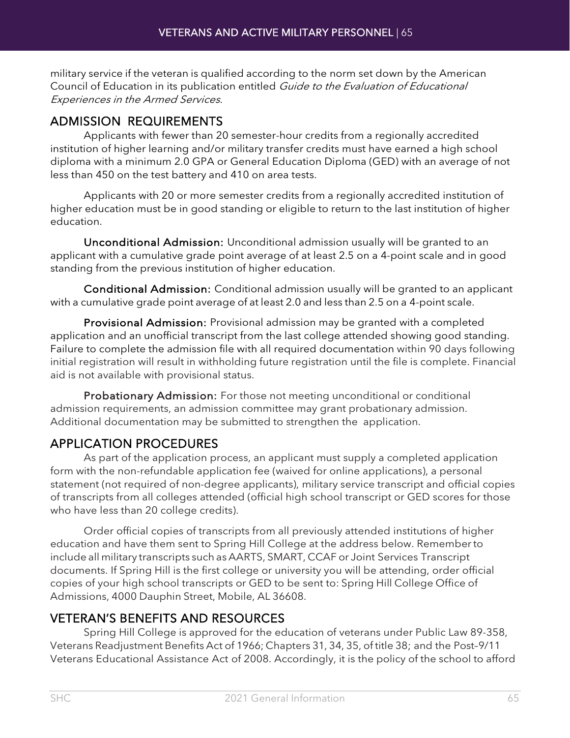military service if the veteran is qualified according to the norm set down by the American Council of Education in its publication entitled *Guide to the Evaluation of Educational Experiences in the Armed Services*.

## ADMISSION REQUIREMENTS

Applicants with fewer than 20 semester-hour credits from a regionally accredited institution of higher learning and/or military transfer credits must have earned a high school diploma with a minimum 2.0 GPA or General Education Diploma (GED) with an average of not less than 450 on the test battery and 410 on area tests.

Applicants with 20 or more semester credits from a regionally accredited institution of higher education must be in good standing or eligible to return to the last institution of higher education.

**Unconditional Admission:** Unconditional admission usually will be granted to an applicant with a cumulative grade point average of at least 2.5 on a 4-point scale and in good standing from the previous institution of higher education.

**Conditional Admission:** Conditional admission usually will be granted to an applicant with a cumulative grade point average of at least 2.0 and less than 2.5 on a 4-point scale.

**Provisional Admission:** Provisional admission may be granted with a completed application and an unofficial transcript from the last college attended showing good standing. Failure to complete the admission file with all required documentation within 90 days following initial registration will result in withholding future registration until the file is complete. Financial aid is not available with provisional status.

**Probationary Admission:** For those not meeting unconditional or conditional admission requirements, an admission committee may grant probationary admission. Additional documentation may be submitted to strengthen the application.

## APPLICATION PROCEDURES

As part of the application process, an applicant must supply a completed application form with the non-refundable application fee (waived for online applications), a personal statement (not required of non-degree applicants), military service transcript and official copies of transcripts from all colleges attended (official high school transcript or GED scores for those who have less than 20 college credits).

Order official copies of transcripts from all previously attended institutions of higher education and have them sent to Spring Hill College at the address below. Remember to include all military transcripts such as AARTS, SMART, CCAF or Joint Services Transcript documents. If Spring Hill is the first college or university you will be attending, order official copies of your high school transcripts or GED to be sent to: Spring Hill College Office of Admissions, 4000 Dauphin Street, Mobile, AL 36608.

## VETERAN'S BENEFITS AND RESOURCES

Spring Hill College is approved for the education of veterans under Public Law 89-358, Veterans Readjustment Benefits Act of 1966; Chapters 31, 34, 35, of title 38; and the Post–9/11 Veterans Educational Assistance Act of 2008. Accordingly, it is the policy of the school to afford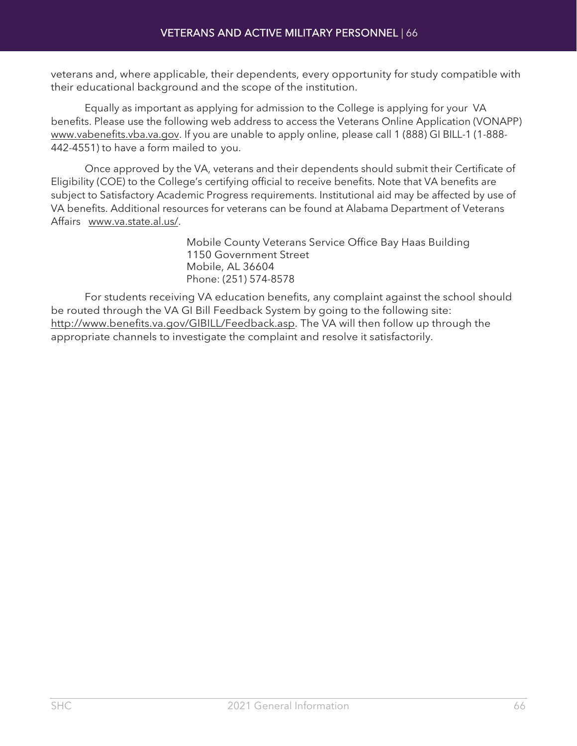veterans and, where applicable, their dependents, every opportunity for study compatible with their educational background and the scope of the institution.

Equally as important as applying for admission to the College is applying for your VA benefits. Please use the following web address to access the Veterans Online Application (VONAPP) www.vabenefits.vba.va.gov. If you are unable to apply online, please call 1 (888) GI BILL-1 (1-888-442-4551) to have a form mailed to you.

Once approved by the VA, veterans and their dependents should submit their Certificate of Eligibility (COE) to the College's certifying official to receive benefits. Note that VA benefits are subject to Satisfactory Academic Progress requirements. Institutional aid may be affected by use of VA benefits. Additional resources for veterans can be found at Alabama Department of Veterans Affairs www.va.state.al.us/.

Mobile County Veterans Service Office Bay Haas Building  
1150 Government Street  
Mobile, AL 36604  
Phone: (251) 574-8578

For students receiving VA education benefits, any complaint against the school should be routed through the VA GI Bill Feedback System by going to the following site: http://www.benefits.va.gov/GIBILL/Feedback.asp. The VA will then follow up through the appropriate channels to investigate the complaint and resolve it satisfactorily.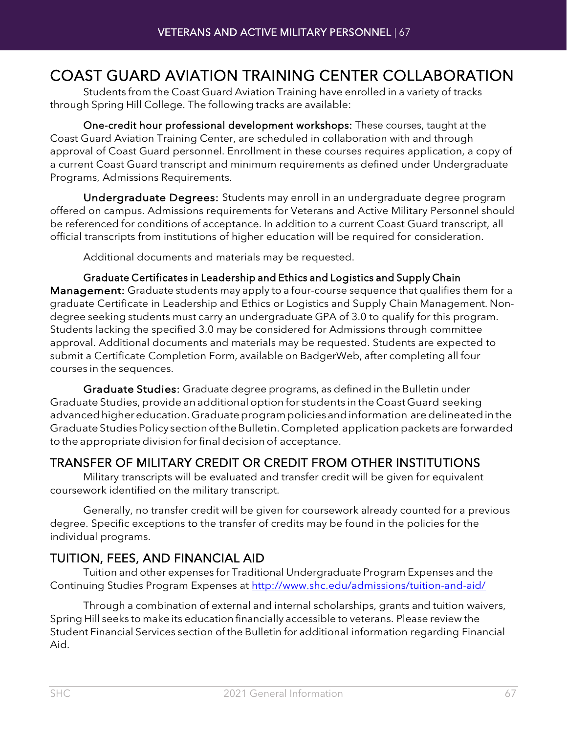## COAST GUARD AVIATION TRAINING CENTER COLLABORATION

Students from the Coast Guard Aviation Training have enrolled in a variety of tracks through Spring Hill College. The following tracks are available:

**One-credit hour professional development workshops:** These courses, taught at the Coast Guard Aviation Training Center, are scheduled in collaboration with and through approval of Coast Guard personnel. Enrollment in these courses requires application, a copy of a current Coast Guard transcript and minimum requirements as defined under Undergraduate Programs, Admissions Requirements.

**Undergraduate Degrees:** Students may enroll in an undergraduate degree program offered on campus. Admissions requirements for Veterans and Active Military Personnel should be referenced for conditions of acceptance. In addition to a current Coast Guard transcript, all official transcripts from institutions of higher education will be required for consideration.

Additional documents and materials may be requested.

**Graduate Certificates in Leadership and Ethics and Logistics and Supply Chain Management:** Graduate students may apply to a four-course sequence that qualifies them for a graduate Certificate in Leadership and Ethics or Logistics and Supply Chain Management. Non-degree seeking students must carry an undergraduate GPA of 3.0 to qualify for this program. Students lacking the specified 3.0 may be considered for Admissions through committee approval. Additional documents and materials may be requested. Students are expected to submit a Certificate Completion Form, available on BadgerWeb, after completing all four courses in the sequences.

**Graduate Studies:** Graduate degree programs, as defined in the Bulletin under Graduate Studies, provide an additional option for students in the Coast Guard seeking advanced higher education. Graduate program policies and information are delineated in the Graduate Studies Policy section of the Bulletin. Completed application packets are forwarded to the appropriate division for final decision of acceptance.

## TRANSFER OF MILITARY CREDIT OR CREDIT FROM OTHER INSTITUTIONS

Military transcripts will be evaluated and transfer credit will be given for equivalent coursework identified on the military transcript.

Generally, no transfer credit will be given for coursework already counted for a previous degree. Specific exceptions to the transfer of credits may be found in the policies for the individual programs.

## TUITION, FEES, AND FINANCIAL AID

Tuition and other expenses for Traditional Undergraduate Program Expenses and the Continuing Studies Program Expenses at [http://www.shc.edu/admissions/tuition-and-aid/](http://www.shc.edu/admissions/tuition-and-aid/)

Through a combination of external and internal scholarships, grants and tuition waivers, Spring Hill seeks to make its education financially accessible to veterans. Please review the Student Financial Services section of the Bulletin for additional information regarding Financial Aid.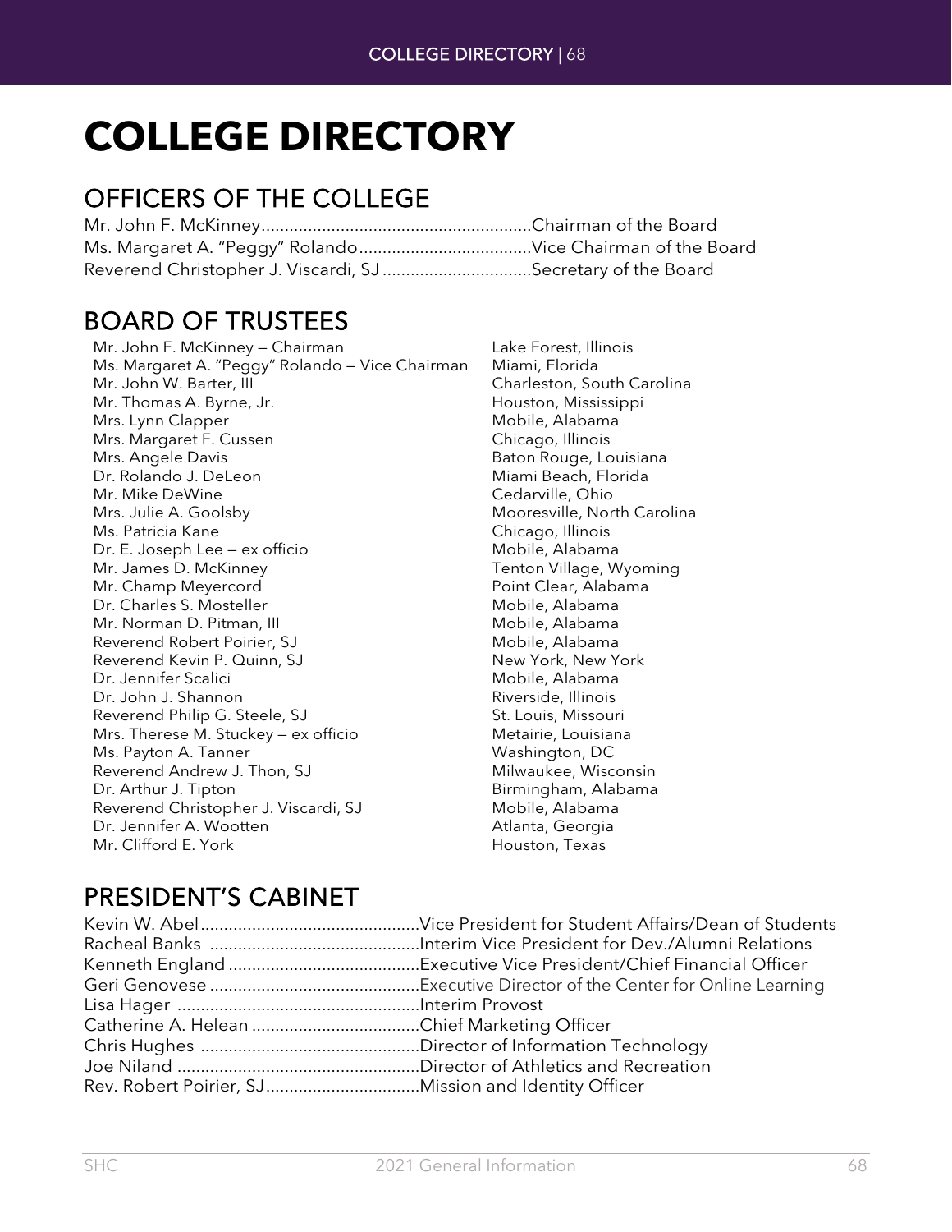# COLLEGE DIRECTORY

## OFFICERS OF THE COLLEGE

Mr. John F. McKinney..........................................................Chairman of the Board
Ms. Margaret A. "Peggy" Rolando.....................................Vice Chairman of the Board
Reverend Christopher J. Viscardi, SJ ................................Secretary of the Board

## BOARD OF TRUSTEES

| | |
|---|---|
| Mr. John F. McKinney – Chairman | Lake Forest, Illinois |
| Ms. Margaret A. "Peggy" Rolando – Vice Chairman | Miami, Florida |
| Mr. John W. Barter, III | Charleston, South Carolina |
| Mr. Thomas A. Byrne, Jr. | Houston, Mississippi |
| Mrs. Lynn Clapper | Mobile, Alabama |
| Mrs. Margaret F. Cussen | Chicago, Illinois |
| Mrs. Angele Davis | Baton Rouge, Louisiana |
| Dr. Rolando J. DeLeon | Miami Beach, Florida |
| Mr. Mike DeWine | Cedarville, Ohio |
| Mrs. Julie A. Goolsby | Mooresville, North Carolina |
| Ms. Patricia Kane | Chicago, Illinois |
| Dr. E. Joseph Lee – ex officio | Mobile, Alabama |
| Mr. James D. McKinney | Tenton Village, Wyoming |
| Mr. Champ Meyercord | Point Clear, Alabama |
| Dr. Charles S. Mosteller | Mobile, Alabama |
| Mr. Norman D. Pitman, III | Mobile, Alabama |
| Reverend Robert Poirier, SJ | Mobile, Alabama |
| Reverend Kevin P. Quinn, SJ | New York, New York |
| Dr. Jennifer Scalici | Mobile, Alabama |
| Dr. John J. Shannon | Riverside, Illinois |
| Reverend Philip G. Steele, SJ | St. Louis, Missouri |
| Mrs. Therese M. Stuckey – ex officio | Metairie, Louisiana |
| Ms. Payton A. Tanner | Washington, DC |
| Reverend Andrew J. Thon, SJ | Milwaukee, Wisconsin |
| Dr. Arthur J. Tipton | Birmingham, Alabama |
| Reverend Christopher J. Viscardi, SJ | Mobile, Alabama |
| Dr. Jennifer A. Wootten | Atlanta, Georgia |
| Mr. Clifford E. York | Houston, Texas |

## PRESIDENT'S CABINET

Kevin W. Abel...............................................Vice President for Student Affairs/Dean of Students
Racheal Banks .............................................Interim Vice President for Dev./Alumni Relations
Kenneth England .........................................Executive Vice President/Chief Financial Officer
Geri Genovese .............................................Executive Director of the Center for Online Learning
Lisa Hager ....................................................Interim Provost
Catherine A. Helean ....................................Chief Marketing Officer
Chris Hughes ...............................................Director of Information Technology
Joe Niland ....................................................Director of Athletics and Recreation
Rev. Robert Poirier, SJ.................................Mission and Identity Officer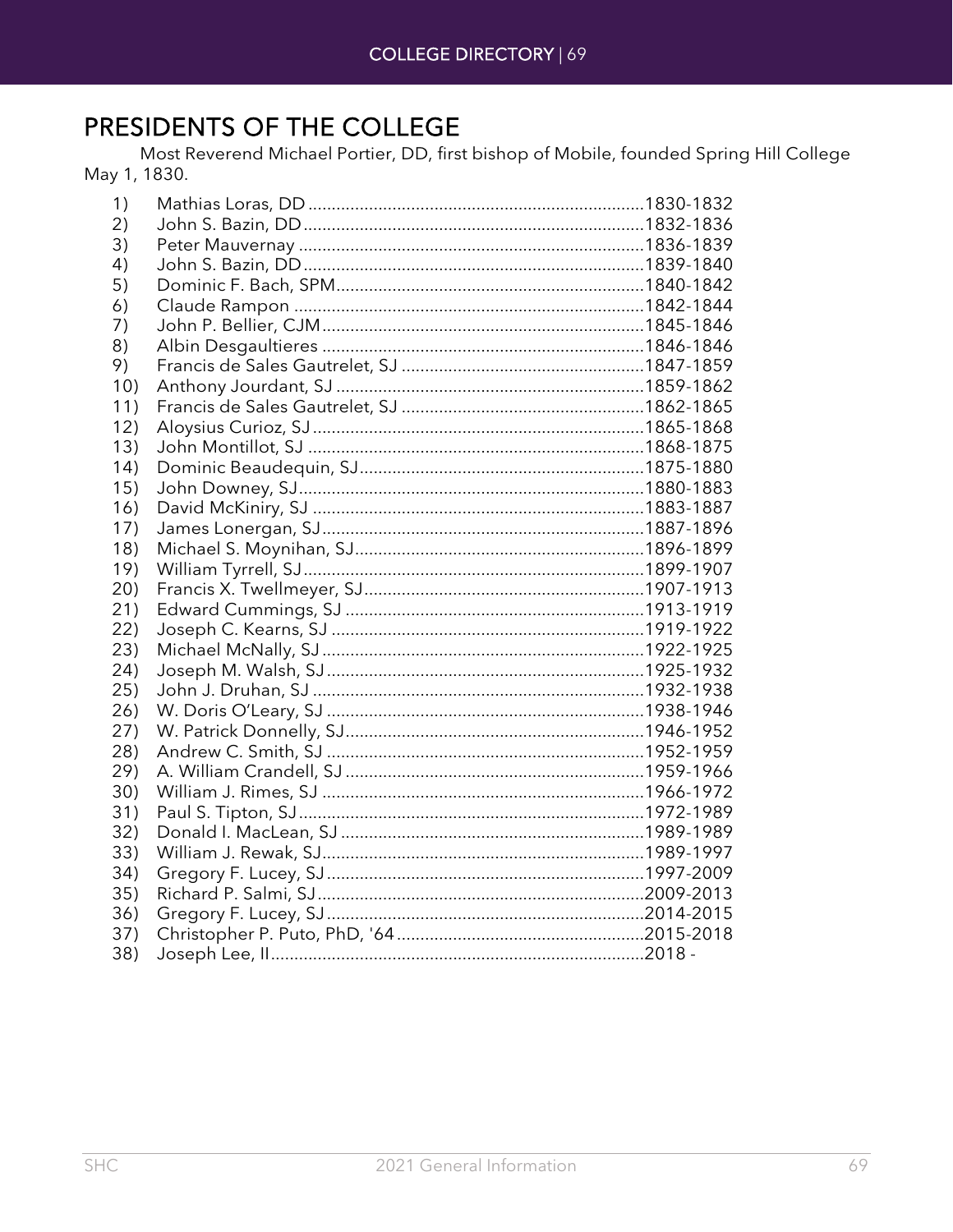## PRESIDENTS OF THE COLLEGE

Most Reverend Michael Portier, DD, first bishop of Mobile, founded Spring Hill College May 1, 1830.

1) Mathias Loras, DD ........................................ 1830-1832
2) John S. Bazin, DD ........................................ 1832-1836
3) Peter Mauvernay ........................................ 1836-1839
4) John S. Bazin, DD ........................................ 1839-1840
5) Dominic F. Bach, SPM ........................................ 1840-1842
6) Claude Rampon ........................................ 1842-1844
7) John P. Bellier, CJM ........................................ 1845-1846
8) Albin Desgaultieres ........................................ 1846-1846
9) Francis de Sales Gautrelet, SJ ........................................ 1847-1859
10) Anthony Jourdant, SJ ........................................ 1859-1862
11) Francis de Sales Gautrelet, SJ ........................................ 1862-1865
12) Aloysius Curioz, SJ ........................................ 1865-1868
13) John Montillot, SJ ........................................ 1868-1875
14) Dominic Beaudequin, SJ ........................................ 1875-1880
15) John Downey, SJ ........................................ 1880-1883
16) David McKiniry, SJ ........................................ 1883-1887
17) James Lonergan, SJ ........................................ 1887-1896
18) Michael S. Moynihan, SJ ........................................ 1896-1899
19) William Tyrrell, SJ ........................................ 1899-1907
20) Francis X. Twellmeyer, SJ ........................................ 1907-1913
21) Edward Cummings, SJ ........................................ 1913-1919
22) Joseph C. Kearns, SJ ........................................ 1919-1922
23) Michael McNally, SJ ........................................ 1922-1925
24) Joseph M. Walsh, SJ ........................................ 1925-1932
25) John J. Druhan, SJ ........................................ 1932-1938
26) W. Doris O'Leary, SJ ........................................ 1938-1946
27) W. Patrick Donnelly, SJ ........................................ 1946-1952
28) Andrew C. Smith, SJ ........................................ 1952-1959
29) A. William Crandell, SJ ........................................ 1959-1966
30) William J. Rimes, SJ ........................................ 1966-1972
31) Paul S. Tipton, SJ ........................................ 1972-1989
32) Donald I. MacLean, SJ ........................................ 1989-1989
33) William J. Rewak, SJ ........................................ 1989-1997
34) Gregory F. Lucey, SJ ........................................ 1997-2009
35) Richard P. Salmi, SJ ........................................ 2009-2013
36) Gregory F. Lucey, SJ ........................................ 2014-2015
37) Christopher P. Puto, PhD, '64 ........................................ 2015-2018
38) Joseph Lee, II ........................................ 2018 -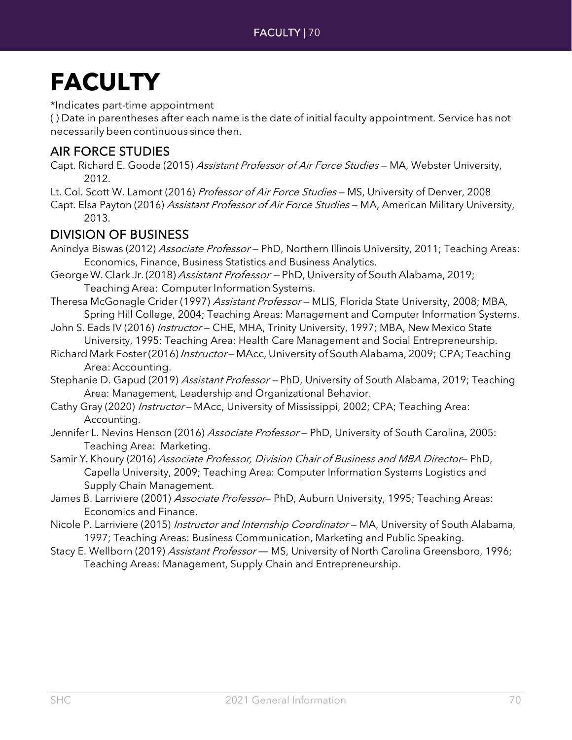# FACULTY

*Indicates part-time appointment

( ) Date in parentheses after each name is the date of initial faculty appointment. Service has not necessarily been continuous since then.

## AIR FORCE STUDIES

Capt. Richard E. Goode (2015) *Assistant Professor of Air Force Studies* – MA, Webster University, 2012.

Lt. Col. Scott W. Lamont (2016) *Professor of Air Force Studies* – MS, University of Denver, 2008

Capt. Elsa Payton (2016) *Assistant Professor of Air Force Studies* – MA, American Military University, 2013.

## DIVISION OF BUSINESS

Anindya Biswas (2012) *Associate Professor* – PhD, Northern Illinois University, 2011; Teaching Areas: Economics, Finance, Business Statistics and Business Analytics.

George W. Clark Jr. (2018) *Assistant Professor* – PhD, University of South Alabama, 2019; Teaching Area: Computer Information Systems.

Theresa McGonagle Crider (1997) *Assistant Professor* – MLIS, Florida State University, 2008; MBA, Spring Hill College, 2004; Teaching Areas: Management and Computer Information Systems.

John S. Eads IV (2016) *Instructor* – CHE, MHA, Trinity University, 1997; MBA, New Mexico State University, 1995: Teaching Area: Health Care Management and Social Entrepreneurship.

Richard Mark Foster (2016) *Instructor* – MAcc, University of South Alabama, 2009; CPA; Teaching Area: Accounting.

Stephanie D. Gapud (2019) *Assistant Professor* – PhD, University of South Alabama, 2019; Teaching Area: Management, Leadership and Organizational Behavior.

Cathy Gray (2020) *Instructor* – MAcc, University of Mississippi, 2002; CPA; Teaching Area: Accounting.

Jennifer L. Nevins Henson (2016) *Associate Professor* – PhD, University of South Carolina, 2005: Teaching Area: Marketing.

Samir Y. Khoury (2016) *Associate Professor, Division Chair of Business and MBA Director*– PhD, Capella University, 2009; Teaching Area: Computer Information Systems Logistics and Supply Chain Management.

James B. Larriviere (2001) *Associate Professor*– PhD, Auburn University, 1995; Teaching Areas: Economics and Finance.

Nicole P. Larriviere (2015) *Instructor and Internship Coordinator* – MA, University of South Alabama, 1997; Teaching Areas: Business Communication, Marketing and Public Speaking.

Stacy E. Wellborn (2019) *Assistant Professor* — MS, University of North Carolina Greensboro, 1996; Teaching Areas: Management, Supply Chain and Entrepreneurship.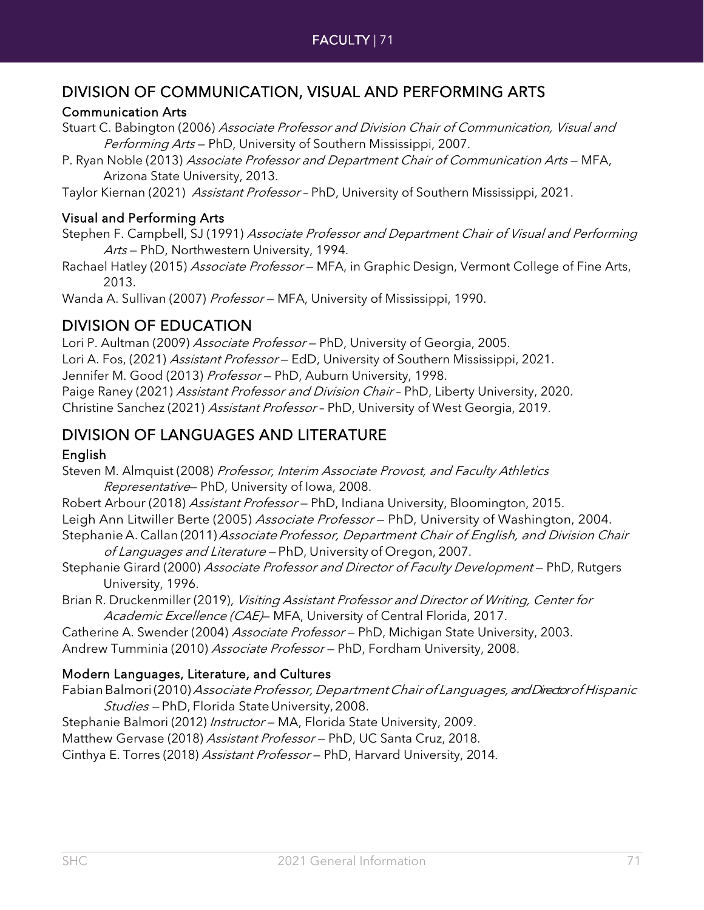## DIVISION OF COMMUNICATION, VISUAL AND PERFORMING ARTS

### Communication Arts

Stuart C. Babington (2006) *Associate Professor and Division Chair of Communication, Visual and Performing Arts* — PhD, University of Southern Mississippi, 2007.

P. Ryan Noble (2013) *Associate Professor and Department Chair of Communication Arts* — MFA, Arizona State University, 2013.

Taylor Kiernan (2021) *Assistant Professor* – PhD, University of Southern Mississippi, 2021.

### Visual and Performing Arts

Stephen F. Campbell, SJ (1991) *Associate Professor and Department Chair of Visual and Performing Arts* — PhD, Northwestern University, 1994.

Rachael Hatley (2015) *Associate Professor* — MFA, in Graphic Design, Vermont College of Fine Arts, 2013.

Wanda A. Sullivan (2007) *Professor* — MFA, University of Mississippi, 1990.

## DIVISION OF EDUCATION

Lori P. Aultman (2009) *Associate Professor* — PhD, University of Georgia, 2005.

Lori A. Fos, (2021) *Assistant Professor* — EdD, University of Southern Mississippi, 2021.

Jennifer M. Good (2013) *Professor* — PhD, Auburn University, 1998.

Paige Raney (2021) *Assistant Professor and Division Chair* – PhD, Liberty University, 2020.

Christine Sanchez (2021) *Assistant Professor* – PhD, University of West Georgia, 2019.

## DIVISION OF LANGUAGES AND LITERATURE

### English

Steven M. Almquist (2008) *Professor, Interim Associate Provost, and Faculty Athletics Representative*— PhD, University of Iowa, 2008.

Robert Arbour (2018) *Assistant Professor* — PhD, Indiana University, Bloomington, 2015.

Leigh Ann Litwiller Berte (2005) *Associate Professor* — PhD, University of Washington, 2004.

Stephanie A. Callan (2011) *Associate Professor, Department Chair of English, and Division Chair of Languages and Literature* — PhD, University of Oregon, 2007.

Stephanie Girard (2000) *Associate Professor and Director of Faculty Development* — PhD, Rutgers University, 1996.

Brian R. Druckenmiller (2019), *Visiting Assistant Professor and Director of Writing, Center for Academic Excellence (CAE)*— MFA, University of Central Florida, 2017.

Catherine A. Swender (2004) *Associate Professor* — PhD, Michigan State University, 2003.

Andrew Tumminia (2010) *Associate Professor* — PhD, Fordham University, 2008.

### Modern Languages, Literature, and Cultures

Fabian Balmori (2010) *Associate Professor, Department Chair of Languages, and Director of Hispanic Studies* — PhD, Florida State University, 2008.

Stephanie Balmori (2012) *Instructor* — MA, Florida State University, 2009.

Matthew Gervase (2018) *Assistant Professor* — PhD, UC Santa Cruz, 2018.

Cinthya E. Torres (2018) *Assistant Professor* — PhD, Harvard University, 2014.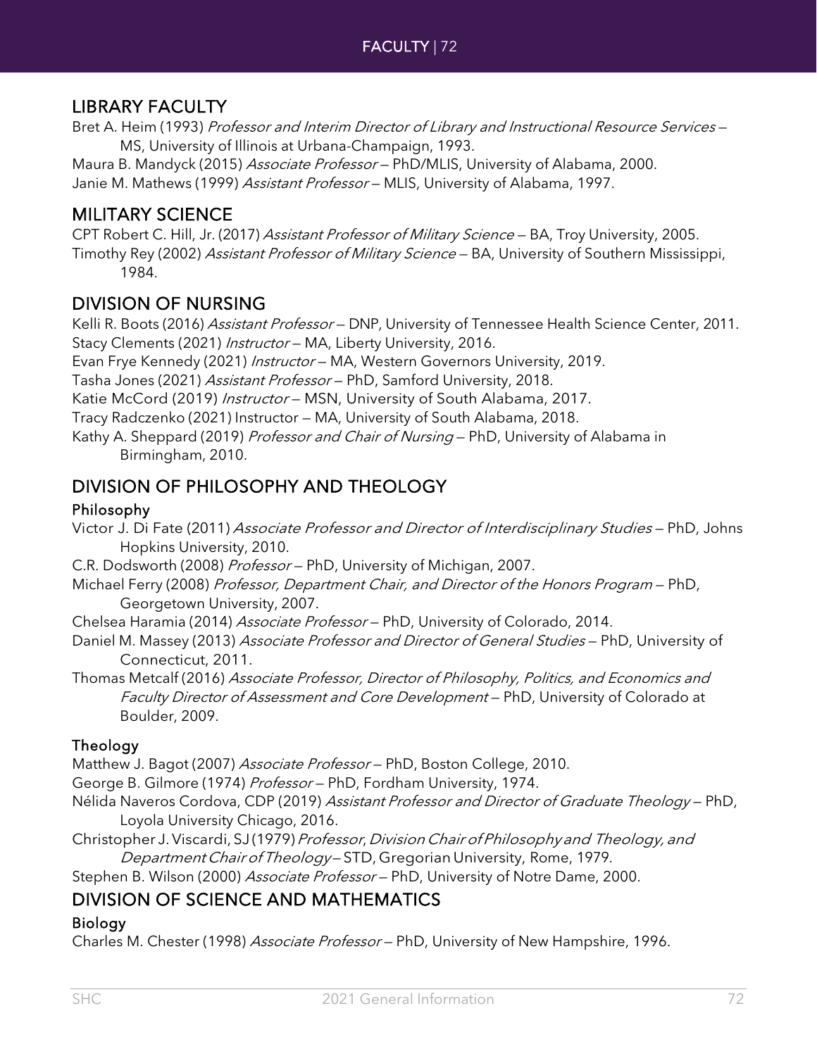## LIBRARY FACULTY

Bret A. Heim (1993) *Professor and Interim Director of Library and Instructional Resource Services* – MS, University of Illinois at Urbana-Champaign, 1993.
Maura B. Mandyck (2015) *Associate Professor* – PhD/MLIS, University of Alabama, 2000.
Janie M. Mathews (1999) *Assistant Professor* – MLIS, University of Alabama, 1997.

## MILITARY SCIENCE

CPT Robert C. Hill, Jr. (2017) *Assistant Professor of Military Science* – BA, Troy University, 2005.
Timothy Rey (2002) *Assistant Professor of Military Science* – BA, University of Southern Mississippi, 1984.

## DIVISION OF NURSING

Kelli R. Boots (2016) *Assistant Professor* – DNP, University of Tennessee Health Science Center, 2011.
Stacy Clements (2021) *Instructor* – MA, Liberty University, 2016.
Evan Frye Kennedy (2021) *Instructor* – MA, Western Governors University, 2019.
Tasha Jones (2021) *Assistant Professor* – PhD, Samford University, 2018.
Katie McCord (2019) *Instructor* – MSN, University of South Alabama, 2017.
Tracy Radczenko (2021) Instructor – MA, University of South Alabama, 2018.
Kathy A. Sheppard (2019) *Professor and Chair of Nursing* – PhD, University of Alabama in Birmingham, 2010.

## DIVISION OF PHILOSOPHY AND THEOLOGY

### Philosophy

Victor J. Di Fate (2011) *Associate Professor and Director of Interdisciplinary Studies* – PhD, Johns Hopkins University, 2010.
C.R. Dodsworth (2008) *Professor* – PhD, University of Michigan, 2007.
Michael Ferry (2008) *Professor, Department Chair, and Director of the Honors Program* – PhD, Georgetown University, 2007.
Chelsea Haramia (2014) *Associate Professor* – PhD, University of Colorado, 2014.
Daniel M. Massey (2013) *Associate Professor and Director of General Studies* – PhD, University of Connecticut, 2011.
Thomas Metcalf (2016) *Associate Professor, Director of Philosophy, Politics, and Economics and Faculty Director of Assessment and Core Development* – PhD, University of Colorado at Boulder, 2009.

### Theology

Matthew J. Bagot (2007) *Associate Professor* – PhD, Boston College, 2010.
George B. Gilmore (1974) *Professor* – PhD, Fordham University, 1974.
Nélida Naveros Cordova, CDP (2019) *Assistant Professor and Director of Graduate Theology* – PhD, Loyola University Chicago, 2016.
Christopher J. Viscardi, SJ (1979) *Professor, Division Chair of Philosophy and Theology, and Department Chair of Theology* – STD, Gregorian University, Rome, 1979.
Stephen B. Wilson (2000) *Associate Professor* – PhD, University of Notre Dame, 2000.

## DIVISION OF SCIENCE AND MATHEMATICS

### Biology

Charles M. Chester (1998) *Associate Professor* – PhD, University of New Hampshire, 1996.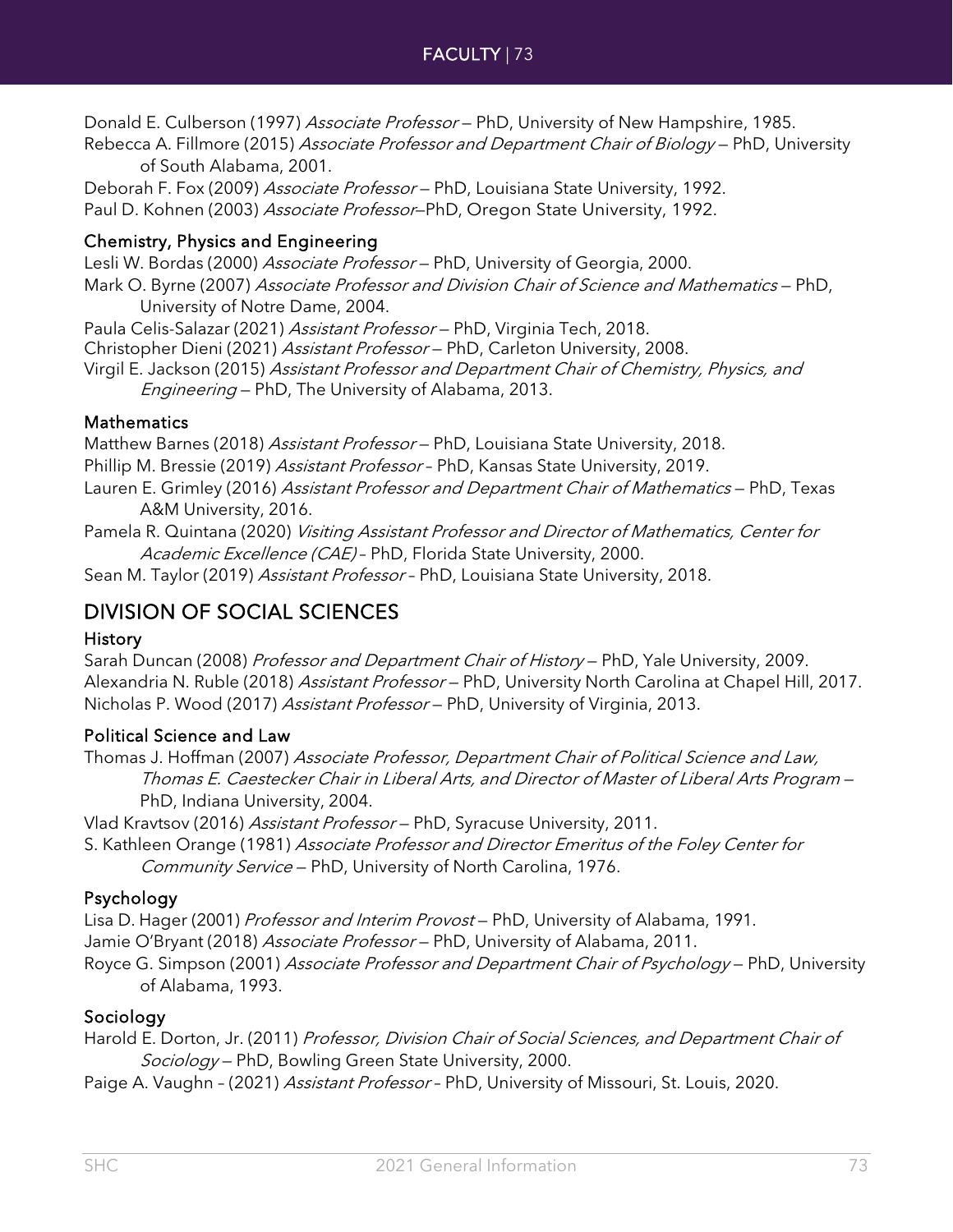Donald E. Culberson (1997) *Associate Professor* — PhD, University of New Hampshire, 1985.
Rebecca A. Fillmore (2015) *Associate Professor and Department Chair of Biology* — PhD, University of South Alabama, 2001.
Deborah F. Fox (2009) *Associate Professor* — PhD, Louisiana State University, 1992.
Paul D. Kohnen (2003) *Associate Professor*—PhD, Oregon State University, 1992.

### Chemistry, Physics and Engineering

Lesli W. Bordas (2000) *Associate Professor* — PhD, University of Georgia, 2000.
Mark O. Byrne (2007) *Associate Professor and Division Chair of Science and Mathematics* — PhD, University of Notre Dame, 2004.
Paula Celis-Salazar (2021) *Assistant Professor* — PhD, Virginia Tech, 2018.
Christopher Dieni (2021) *Assistant Professor* — PhD, Carleton University, 2008.
Virgil E. Jackson (2015) *Assistant Professor and Department Chair of Chemistry, Physics, and Engineering* — PhD, The University of Alabama, 2013.

### Mathematics

Matthew Barnes (2018) *Assistant Professor* — PhD, Louisiana State University, 2018.
Phillip M. Bressie (2019) *Assistant Professor* – PhD, Kansas State University, 2019.
Lauren E. Grimley (2016) *Assistant Professor and Department Chair of Mathematics* — PhD, Texas A&M University, 2016.
Pamela R. Quintana (2020) *Visiting Assistant Professor and Director of Mathematics, Center for Academic Excellence (CAE)* – PhD, Florida State University, 2000.
Sean M. Taylor (2019) *Assistant Professor* – PhD, Louisiana State University, 2018.

## DIVISION OF SOCIAL SCIENCES

### History

Sarah Duncan (2008) *Professor and Department Chair of History* — PhD, Yale University, 2009.
Alexandria N. Ruble (2018) *Assistant Professor* — PhD, University North Carolina at Chapel Hill, 2017.
Nicholas P. Wood (2017) *Assistant Professor* — PhD, University of Virginia, 2013.

### Political Science and Law

Thomas J. Hoffman (2007) *Associate Professor, Department Chair of Political Science and Law, Thomas E. Caestecker Chair in Liberal Arts, and Director of Master of Liberal Arts Program* — PhD, Indiana University, 2004.
Vlad Kravtsov (2016) *Assistant Professor* — PhD, Syracuse University, 2011.
S. Kathleen Orange (1981) *Associate Professor and Director Emeritus of the Foley Center for Community Service* — PhD, University of North Carolina, 1976.

### Psychology

Lisa D. Hager (2001) *Professor and Interim Provost* — PhD, University of Alabama, 1991.
Jamie O'Bryant (2018) *Associate Professor* — PhD, University of Alabama, 2011.
Royce G. Simpson (2001) *Associate Professor and Department Chair of Psychology* — PhD, University of Alabama, 1993.

### Sociology

Harold E. Dorton, Jr. (2011) *Professor, Division Chair of Social Sciences, and Department Chair of Sociology* — PhD, Bowling Green State University, 2000.
Paige A. Vaughn – (2021) *Assistant Professor* – PhD, University of Missouri, St. Louis, 2020.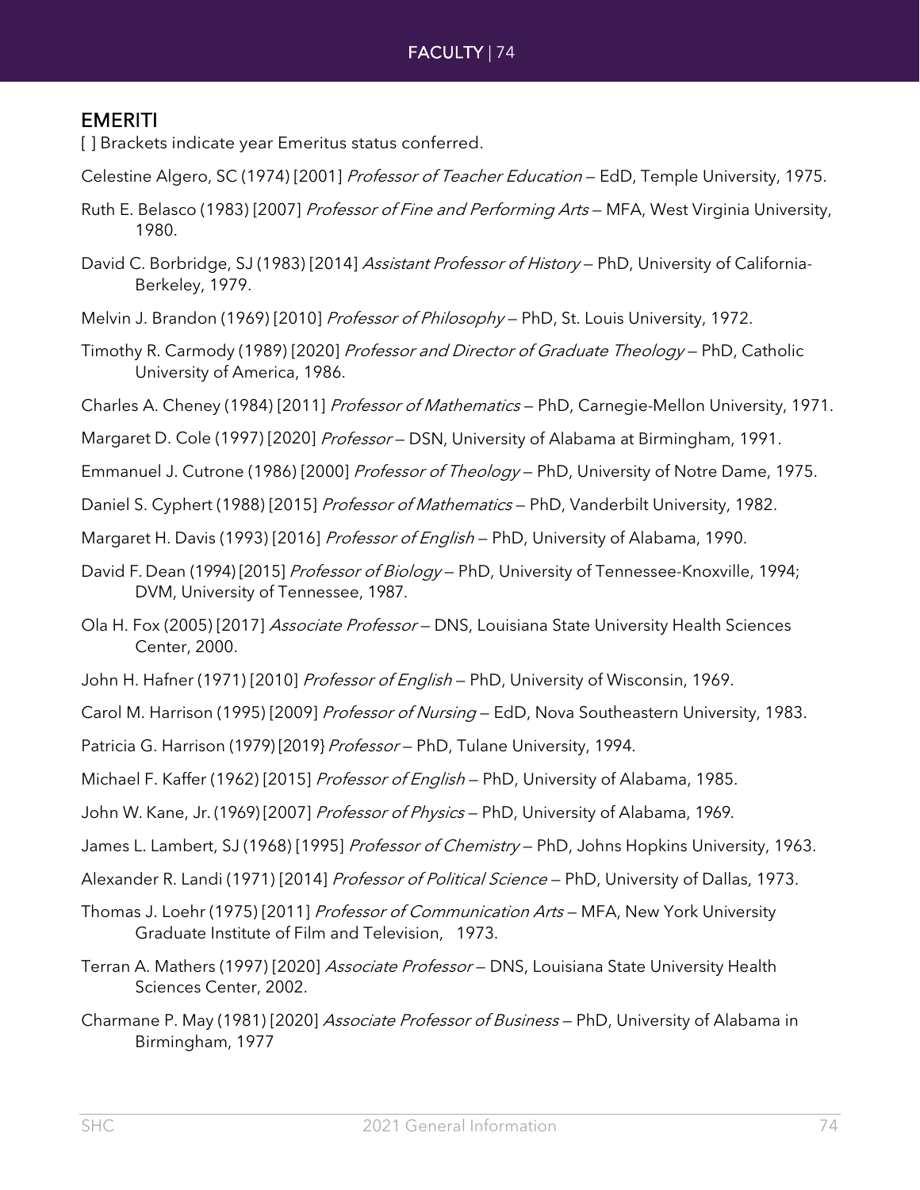## EMERITI

[ ] Brackets indicate year Emeritus status conferred.

Celestine Algero, SC (1974) [2001] *Professor of Teacher Education* — EdD, Temple University, 1975.

Ruth E. Belasco (1983) [2007] *Professor of Fine and Performing Arts* — MFA, West Virginia University, 1980.

David C. Borbridge, SJ (1983) [2014] *Assistant Professor of History* — PhD, University of California-Berkeley, 1979.

Melvin J. Brandon (1969) [2010] *Professor of Philosophy* — PhD, St. Louis University, 1972.

Timothy R. Carmody (1989) [2020] *Professor and Director of Graduate Theology* — PhD, Catholic University of America, 1986.

Charles A. Cheney (1984) [2011] *Professor of Mathematics* — PhD, Carnegie-Mellon University, 1971.

Margaret D. Cole (1997) [2020] *Professor* — DSN, University of Alabama at Birmingham, 1991.

Emmanuel J. Cutrone (1986) [2000] *Professor of Theology* — PhD, University of Notre Dame, 1975.

Daniel S. Cyphert (1988) [2015] *Professor of Mathematics* — PhD, Vanderbilt University, 1982.

Margaret H. Davis (1993) [2016] *Professor of English* — PhD, University of Alabama, 1990.

David F. Dean (1994) [2015] *Professor of Biology* — PhD, University of Tennessee-Knoxville, 1994; DVM, University of Tennessee, 1987.

Ola H. Fox (2005) [2017] *Associate Professor* — DNS, Louisiana State University Health Sciences Center, 2000.

John H. Hafner (1971) [2010] *Professor of English* — PhD, University of Wisconsin, 1969.

Carol M. Harrison (1995) [2009] *Professor of Nursing* — EdD, Nova Southeastern University, 1983.

Patricia G. Harrison (1979) [2019} *Professor* — PhD, Tulane University, 1994.

Michael F. Kaffer (1962) [2015] *Professor of English* — PhD, University of Alabama, 1985.

John W. Kane, Jr. (1969) [2007] *Professor of Physics* — PhD, University of Alabama, 1969.

James L. Lambert, SJ (1968) [1995] *Professor of Chemistry* — PhD, Johns Hopkins University, 1963.

Alexander R. Landi (1971) [2014] *Professor of Political Science* — PhD, University of Dallas, 1973.

Thomas J. Loehr (1975) [2011] *Professor of Communication Arts* — MFA, New York University Graduate Institute of Film and Television, 1973.

Terran A. Mathers (1997) [2020] *Associate Professor* — DNS, Louisiana State University Health Sciences Center, 2002.

Charmane P. May (1981) [2020] *Associate Professor of Business* — PhD, University of Alabama in Birmingham, 1977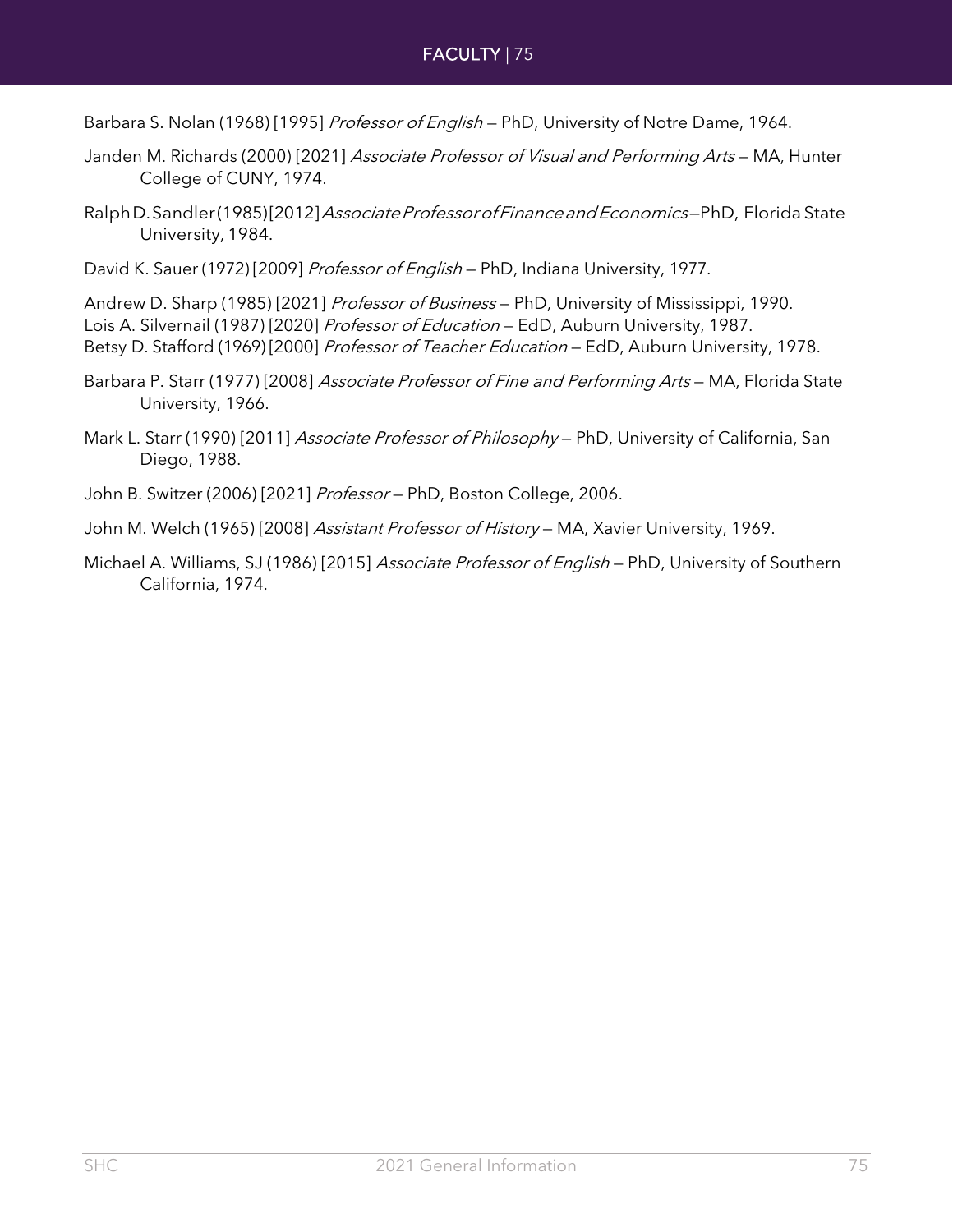Barbara S. Nolan (1968) [1995] *Professor of English* — PhD, University of Notre Dame, 1964.

Janden M. Richards (2000) [2021] *Associate Professor of Visual and Performing Arts* — MA, Hunter College of CUNY, 1974.

Ralph D. Sandler (1985) [2012] *Associate Professor of Finance and Economics* — PhD, Florida State University, 1984.

David K. Sauer (1972) [2009] *Professor of English* — PhD, Indiana University, 1977.

Andrew D. Sharp (1985) [2021] *Professor of Business* — PhD, University of Mississippi, 1990.
Lois A. Silvernail (1987) [2020] *Professor of Education* — EdD, Auburn University, 1987.
Betsy D. Stafford (1969) [2000] *Professor of Teacher Education* — EdD, Auburn University, 1978.

Barbara P. Starr (1977) [2008] *Associate Professor of Fine and Performing Arts* — MA, Florida State University, 1966.

Mark L. Starr (1990) [2011] *Associate Professor of Philosophy* — PhD, University of California, San Diego, 1988.

John B. Switzer (2006) [2021] *Professor* — PhD, Boston College, 2006.

John M. Welch (1965) [2008] *Assistant Professor of History* — MA, Xavier University, 1969.

Michael A. Williams, SJ (1986) [2015] *Associate Professor of English* — PhD, University of Southern California, 1974.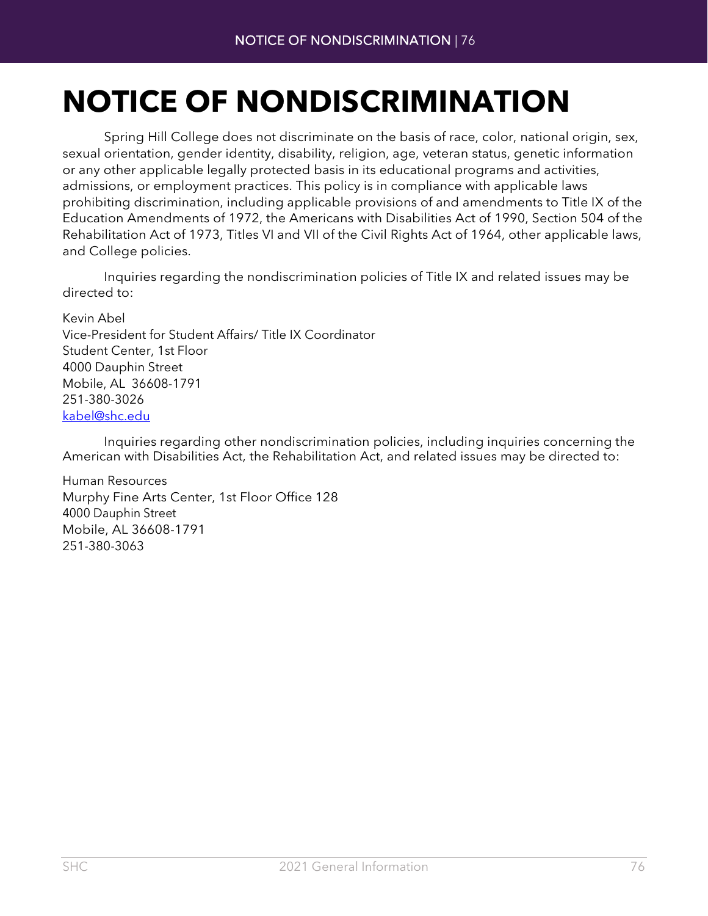# NOTICE OF NONDISCRIMINATION

Spring Hill College does not discriminate on the basis of race, color, national origin, sex, sexual orientation, gender identity, disability, religion, age, veteran status, genetic information or any other applicable legally protected basis in its educational programs and activities, admissions, or employment practices. This policy is in compliance with applicable laws prohibiting discrimination, including applicable provisions of and amendments to Title IX of the Education Amendments of 1972, the Americans with Disabilities Act of 1990, Section 504 of the Rehabilitation Act of 1973, Titles VI and VII of the Civil Rights Act of 1964, other applicable laws, and College policies.

Inquiries regarding the nondiscrimination policies of Title IX and related issues may be directed to:

Kevin Abel
Vice-President for Student Affairs/ Title IX Coordinator
Student Center, 1st Floor
4000 Dauphin Street
Mobile, AL 36608-1791
251-380-3026
kabel@shc.edu

Inquiries regarding other nondiscrimination policies, including inquiries concerning the American with Disabilities Act, the Rehabilitation Act, and related issues may be directed to:

Human Resources
Murphy Fine Arts Center, 1st Floor Office 128
4000 Dauphin Street
Mobile, AL 36608-1791
251-380-3063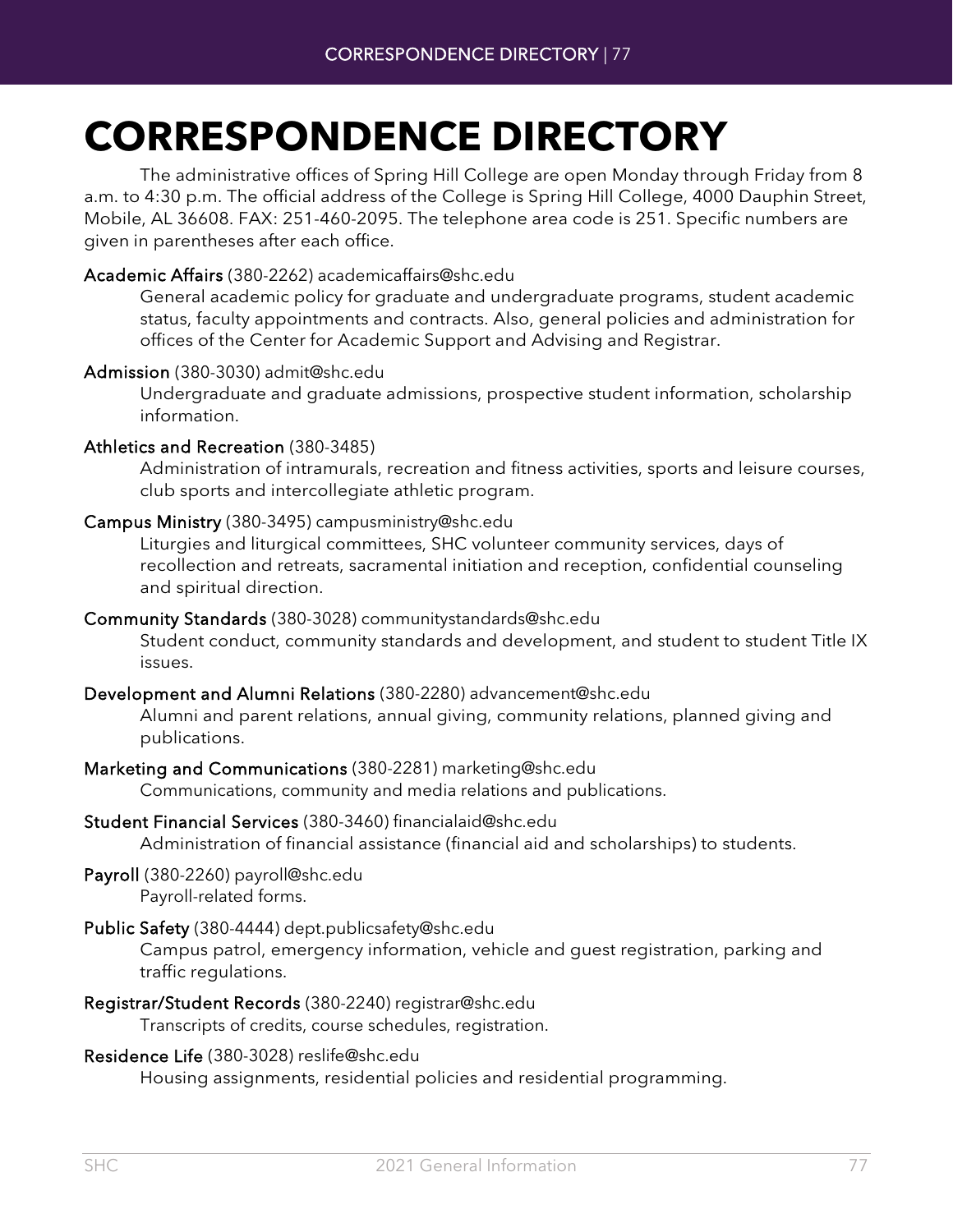# CORRESPONDENCE DIRECTORY

The administrative offices of Spring Hill College are open Monday through Friday from 8 a.m. to 4:30 p.m. The official address of the College is Spring Hill College, 4000 Dauphin Street, Mobile, AL 36608. FAX: 251-460-2095. The telephone area code is 251. Specific numbers are given in parentheses after each office.

**Academic Affairs** (380-2262) academicaffairs@shc.edu
General academic policy for graduate and undergraduate programs, student academic status, faculty appointments and contracts. Also, general policies and administration for offices of the Center for Academic Support and Advising and Registrar.

**Admission** (380-3030) admit@shc.edu
Undergraduate and graduate admissions, prospective student information, scholarship information.

**Athletics and Recreation** (380-3485)
Administration of intramurals, recreation and fitness activities, sports and leisure courses, club sports and intercollegiate athletic program.

**Campus Ministry** (380-3495) campusministry@shc.edu
Liturgies and liturgical committees, SHC volunteer community services, days of recollection and retreats, sacramental initiation and reception, confidential counseling and spiritual direction.

**Community Standards** (380-3028) communitystandards@shc.edu
Student conduct, community standards and development, and student to student Title IX issues.

**Development and Alumni Relations** (380-2280) advancement@shc.edu
Alumni and parent relations, annual giving, community relations, planned giving and publications.

**Marketing and Communications** (380-2281) marketing@shc.edu
Communications, community and media relations and publications.

**Student Financial Services** (380-3460) financialaid@shc.edu
Administration of financial assistance (financial aid and scholarships) to students.

**Payroll** (380-2260) payroll@shc.edu
Payroll-related forms.

**Public Safety** (380-4444) dept.publicsafety@shc.edu
Campus patrol, emergency information, vehicle and guest registration, parking and traffic regulations.

**Registrar/Student Records** (380-2240) registrar@shc.edu
Transcripts of credits, course schedules, registration.

**Residence Life** (380-3028) reslife@shc.edu
Housing assignments, residential policies and residential programming.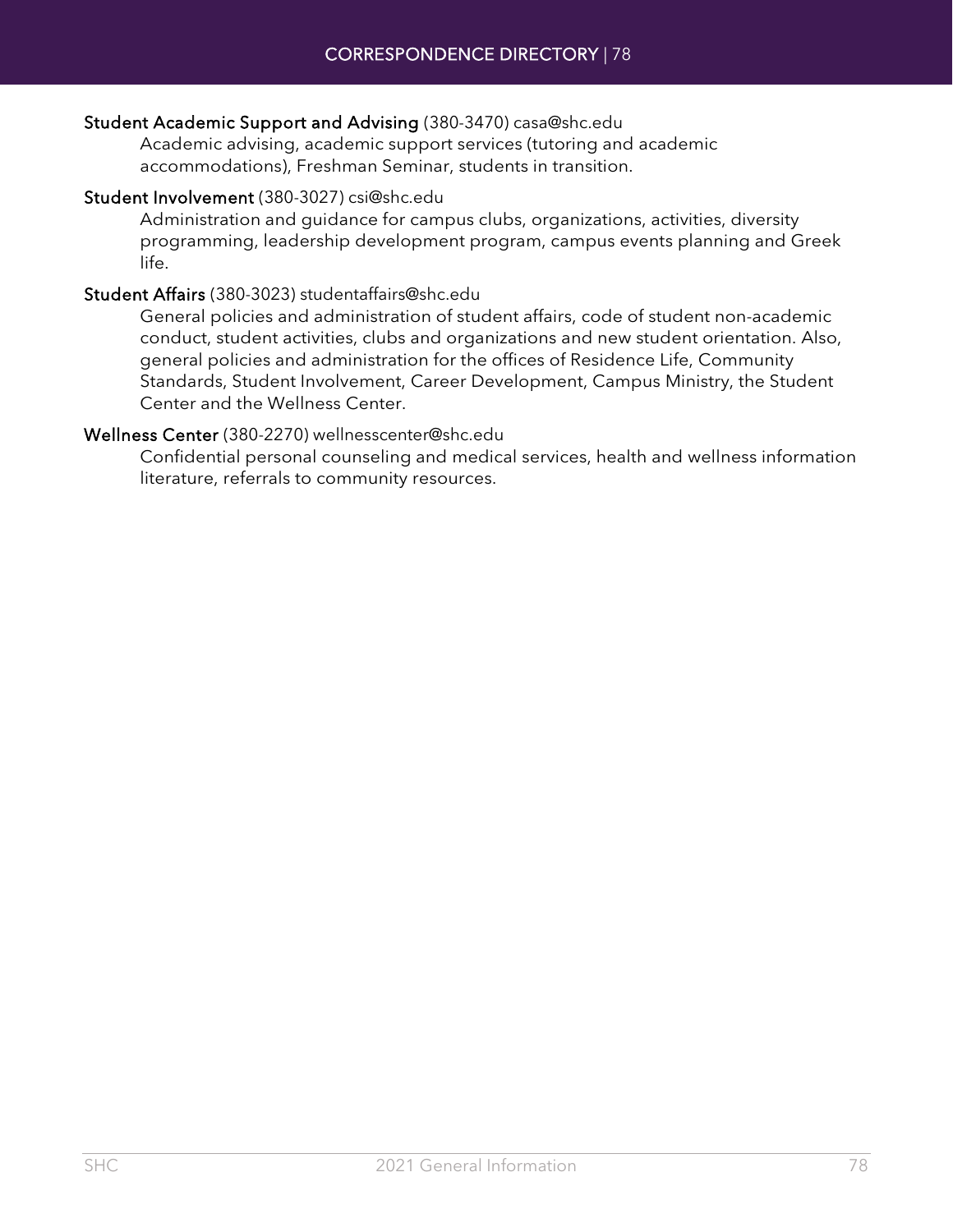**Student Academic Support and Advising** (380-3470) casa@shc.edu

Academic advising, academic support services (tutoring and academic accommodations), Freshman Seminar, students in transition.

**Student Involvement** (380-3027) csi@shc.edu

Administration and guidance for campus clubs, organizations, activities, diversity programming, leadership development program, campus events planning and Greek life.

**Student Affairs** (380-3023) studentaffairs@shc.edu

General policies and administration of student affairs, code of student non-academic conduct, student activities, clubs and organizations and new student orientation. Also, general policies and administration for the offices of Residence Life, Community Standards, Student Involvement, Career Development, Campus Ministry, the Student Center and the Wellness Center.

**Wellness Center** (380-2270) wellnesscenter@shc.edu

Confidential personal counseling and medical services, health and wellness information literature, referrals to community resources.